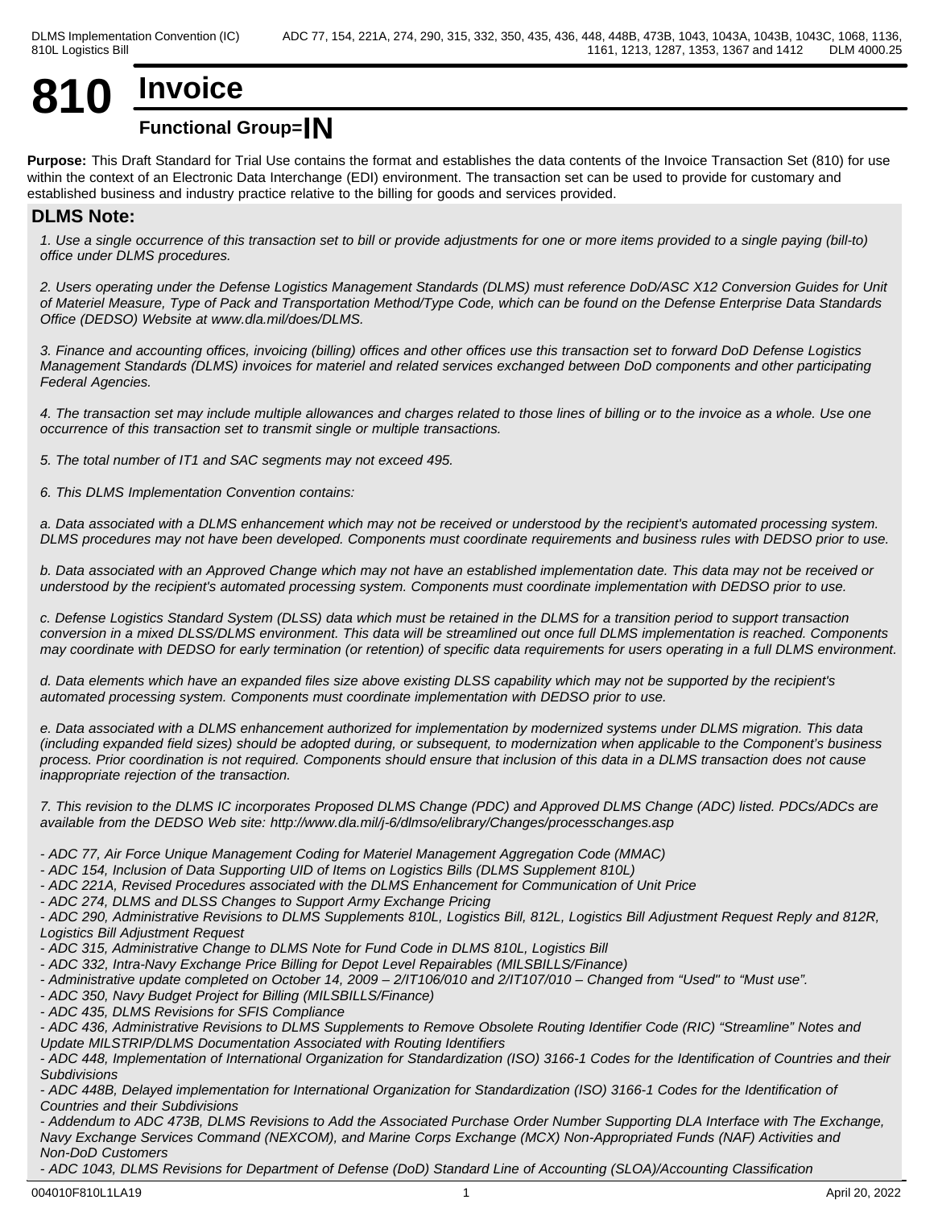# 810 Invoice

## Functional Group=IN

**Purpose:** This Draft Standard for Trial Use contains the format and establishes the data contents of the Invoice Transaction Set (810) for use within the context of an Electronic Data Interchange (EDI) environment. The transaction set can be used to provide for customary and established business and industry practice relative to the billing for goods and services provided.

### DLMS Note:

*1. Use a single occurrence of this transaction set to bill or provide adjustments for one or more items provided to a single paying (bill-to) office under DLMS procedures.*

*2. Users operating under the Defense Logistics Management Standards (DLMS) must reference DoD/ASC X12 Conversion Guides for Unit of Materiel Measure, Type of Pack and Transportation Method/Type Code, which can be found on the Defense Enterprise Data Standards Office (DEDSO) Website at www.dla.mil/does/DLMS.*

*3. Finance and accounting offices, invoicing (billing) offices and other offices use this transaction set to forward DoD Defense Logistics Management Standards (DLMS) invoices for materiel and related services exchanged between DoD components and other participating Federal Agencies.*

*4. The transaction set may include multiple allowances and charges related to those lines of billing or to the invoice as a whole. Use one occurrence of this transaction set to transmit single or multiple transactions.*

*5. The total number of IT1 and SAC segments may not exceed 495.*

*6. This DLMS Implementation Convention contains:*

*a. Data associated with a DLMS enhancement which may not be received or understood by the recipient's automated processing system. DLMS procedures may not have been developed. Components must coordinate requirements and business rules with DEDSO prior to use.*

*b. Data associated with an Approved Change which may not have an established implementation date. This data may not be received or understood by the recipient's automated processing system. Components must coordinate implementation with DEDSO prior to use.*

*c. Defense Logistics Standard System (DLSS) data which must be retained in the DLMS for a transition period to support transaction conversion in a mixed DLSS/DLMS environment. This data will be streamlined out once full DLMS implementation is reached. Components may coordinate with DEDSO for early termination (or retention) of specific data requirements for users operating in a full DLMS environment.*

*d. Data elements which have an expanded files size above existing DLSS capability which may not be supported by the recipient's automated processing system. Components must coordinate implementation with DEDSO prior to use.*

*e. Data associated with a DLMS enhancement authorized for implementation by modernized systems under DLMS migration. This data (including expanded field sizes) should be adopted during, or subsequent, to modernization when applicable to the Component's business process. Prior coordination is not required. Components should ensure that inclusion of this data in a DLMS transaction does not cause inappropriate rejection of the transaction.*

*7. This revision to the DLMS IC incorporates Proposed DLMS Change (PDC) and Approved DLMS Change (ADC) listed. PDCs/ADCs are available from the DEDSO Web site: http://www.dla.mil/j-6/dlmso/elibrary/Changes/processchanges.asp*

*- ADC 77, Air Force Unique Management Coding for Materiel Management Aggregation Code (MMAC)*
*- ADC 154, Inclusion of Data Supporting UID of Items on Logistics Bills (DLMS Supplement 810L)*
*- ADC 221A, Revised Procedures associated with the DLMS Enhancement for Communication of Unit Price*
*- ADC 274, DLMS and DLSS Changes to Support Army Exchange Pricing*
*- ADC 290, Administrative Revisions to DLMS Supplements 810L, Logistics Bill, 812L, Logistics Bill Adjustment Request Reply and 812R, Logistics Bill Adjustment Request*
*- ADC 315, Administrative Change to DLMS Note for Fund Code in DLMS 810L, Logistics Bill*
*- ADC 332, Intra-Navy Exchange Price Billing for Depot Level Repairables (MILSBILLS/Finance)*
*- Administrative update completed on October 14, 2009 – 2/IT106/010 and 2/IT107/010 – Changed from "Used" to "Must use".*
*- ADC 350, Navy Budget Project for Billing (MILSBILLS/Finance)*
*- ADC 435, DLMS Revisions for SFIS Compliance*
*- ADC 436, Administrative Revisions to DLMS Supplements to Remove Obsolete Routing Identifier Code (RIC) "Streamline" Notes and Update MILSTRIP/DLMS Documentation Associated with Routing Identifiers*
*- ADC 448, Implementation of International Organization for Standardization (ISO) 3166-1 Codes for the Identification of Countries and their Subdivisions*
*- ADC 448B, Delayed implementation for International Organization for Standardization (ISO) 3166-1 Codes for the Identification of Countries and their Subdivisions*
*- Addendum to ADC 473B, DLMS Revisions to Add the Associated Purchase Order Number Supporting DLA Interface with The Exchange, Navy Exchange Services Command (NEXCOM), and Marine Corps Exchange (MCX) Non-Appropriated Funds (NAF) Activities and Non-DoD Customers*
*- ADC 1043, DLMS Revisions for Department of Defense (DoD) Standard Line of Accounting (SLOA)/Accounting Classification*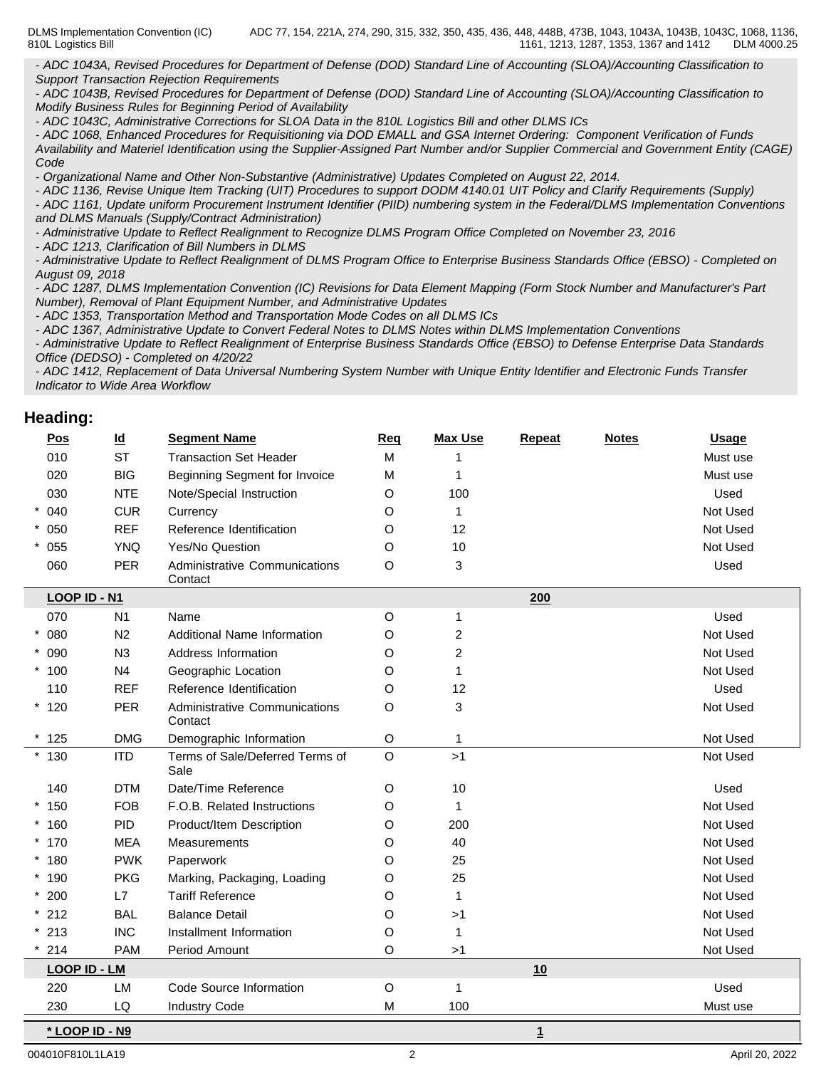*- ADC 1043A, Revised Procedures for Department of Defense (DOD) Standard Line of Accounting (SLOA)/Accounting Classification to Support Transaction Rejection Requirements*
*- ADC 1043B, Revised Procedures for Department of Defense (DOD) Standard Line of Accounting (SLOA)/Accounting Classification to Modify Business Rules for Beginning Period of Availability*
*- ADC 1043C, Administrative Corrections for SLOA Data in the 810L Logistics Bill and other DLMS ICs*
*- ADC 1068, Enhanced Procedures for Requisitioning via DOD EMALL and GSA Internet Ordering: Component Verification of Funds Availability and Materiel Identification using the Supplier-Assigned Part Number and/or Supplier Commercial and Government Entity (CAGE) Code*
*- Organizational Name and Other Non-Substantive (Administrative) Updates Completed on August 22, 2014.*
*- ADC 1136, Revise Unique Item Tracking (UIT) Procedures to support DODM 4140.01 UIT Policy and Clarify Requirements (Supply)*
*- ADC 1161, Update uniform Procurement Instrument Identifier (PIID) numbering system in the Federal/DLMS Implementation Conventions and DLMS Manuals (Supply/Contract Administration)*
*- Administrative Update to Reflect Realignment to Recognize DLMS Program Office Completed on November 23, 2016*
*- ADC 1213, Clarification of Bill Numbers in DLMS*
*- Administrative Update to Reflect Realignment of DLMS Program Office to Enterprise Business Standards Office (EBSO) - Completed on August 09, 2018*
*- ADC 1287, DLMS Implementation Convention (IC) Revisions for Data Element Mapping (Form Stock Number and Manufacturer's Part Number), Removal of Plant Equipment Number, and Administrative Updates*
*- ADC 1353, Transportation Method and Transportation Mode Codes on all DLMS ICs*
*- ADC 1367, Administrative Update to Convert Federal Notes to DLMS Notes within DLMS Implementation Conventions*
*- Administrative Update to Reflect Realignment of Enterprise Business Standards Office (EBSO) to Defense Enterprise Data Standards Office (DEDSO) - Completed on 4/20/22*
*- ADC 1412, Replacement of Data Universal Numbering System Number with Unique Entity Identifier and Electronic Funds Transfer Indicator to Wide Area Workflow*

## Heading:

| Pos | Id | Segment Name | Req | Max Use | Repeat | Notes | Usage |
|---|---|---|---|---|---|---|---|
| 010 | ST | Transaction Set Header | M | 1 | | | Must use |
| 020 | BIG | Beginning Segment for Invoice | M | 1 | | | Must use |
| 030 | NTE | Note/Special Instruction | O | 100 | | | Used |
| * 040 | CUR | Currency | O | 1 | | | Not Used |
| * 050 | REF | Reference Identification | O | 12 | | | Not Used |
| * 055 | YNQ | Yes/No Question | O | 10 | | | Not Used |
| 060 | PER | Administrative Communications Contact | O | 3 | | | Used |
| **LOOP ID - N1** | | | | | **200** | | |
| 070 | N1 | Name | O | 1 | | | Used |
| * 080 | N2 | Additional Name Information | O | 2 | | | Not Used |
| * 090 | N3 | Address Information | O | 2 | | | Not Used |
| * 100 | N4 | Geographic Location | O | 1 | | | Not Used |
| 110 | REF | Reference Identification | O | 12 | | | Used |
| * 120 | PER | Administrative Communications Contact | O | 3 | | | Not Used |
| * 125 | DMG | Demographic Information | O | 1 | | | Not Used |
| * 130 | ITD | Terms of Sale/Deferred Terms of Sale | O | >1 | | | Not Used |
| 140 | DTM | Date/Time Reference | O | 10 | | | Used |
| * 150 | FOB | F.O.B. Related Instructions | O | 1 | | | Not Used |
| * 160 | PID | Product/Item Description | O | 200 | | | Not Used |
| * 170 | MEA | Measurements | O | 40 | | | Not Used |
| * 180 | PWK | Paperwork | O | 25 | | | Not Used |
| * 190 | PKG | Marking, Packaging, Loading | O | 25 | | | Not Used |
| * 200 | L7 | Tariff Reference | O | 1 | | | Not Used |
| * 212 | BAL | Balance Detail | O | >1 | | | Not Used |
| * 213 | INC | Installment Information | O | 1 | | | Not Used |
| * 214 | PAM | Period Amount | O | >1 | | | Not Used |
| **LOOP ID - LM** | | | | | **10** | | |
| 220 | LM | Code Source Information | O | 1 | | | Used |
| 230 | LQ | Industry Code | M | 100 | | | Must use |
| **\* LOOP ID - N9** | | | | | **1** | | |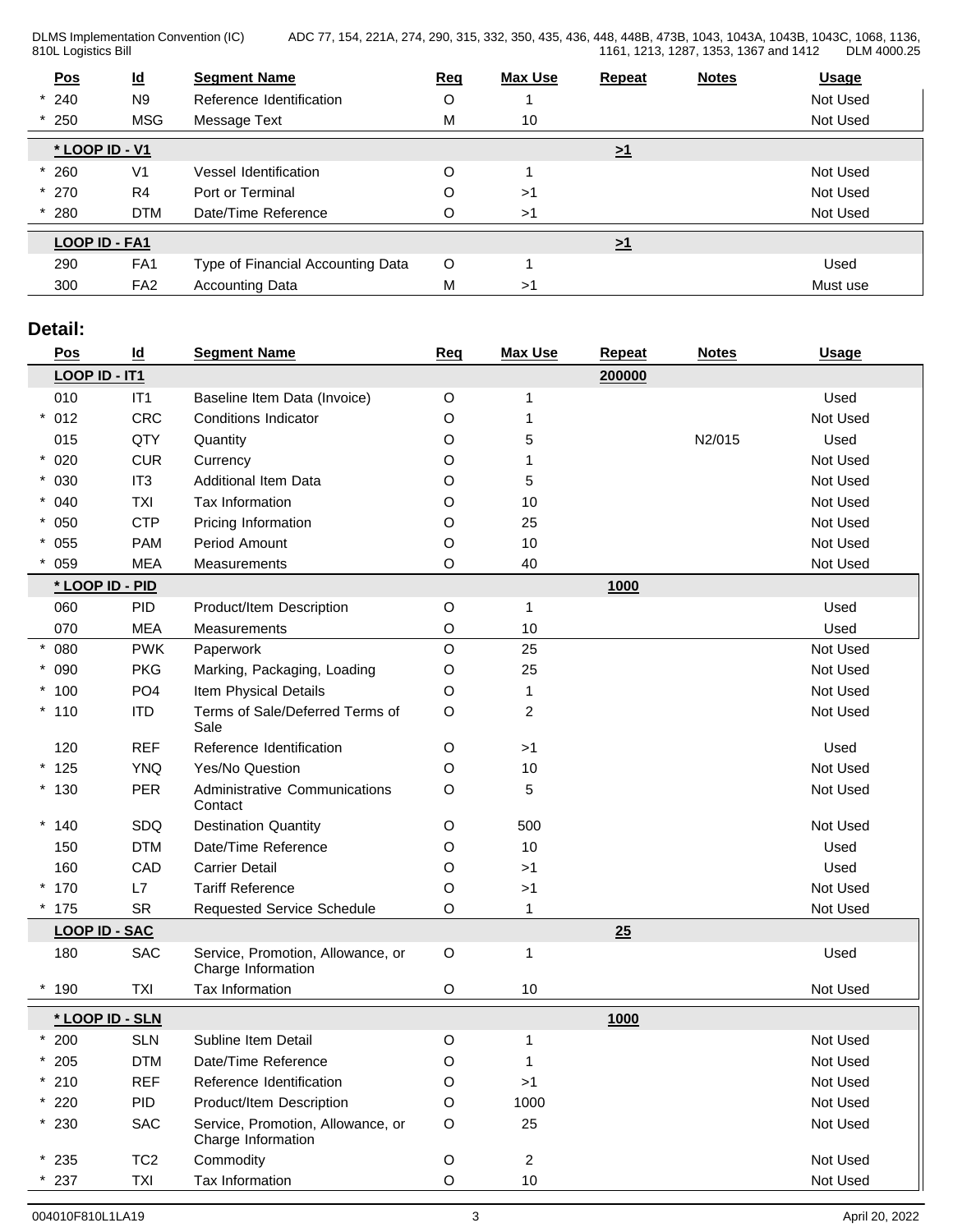| Pos | Id | Segment Name | Req | Max Use | Repeat | Notes | Usage |
|---|---|---|---|---|---|---|---|
| * 240 | N9 | Reference Identification | O | 1 | | | Not Used |
| * 250 | MSG | Message Text | M | 10 | | | Not Used |
| **\* LOOP ID - V1** | | | | | >1 | | |
| * 260 | V1 | Vessel Identification | O | 1 | | | Not Used |
| * 270 | R4 | Port or Terminal | O | >1 | | | Not Used |
| * 280 | DTM | Date/Time Reference | O | >1 | | | Not Used |
| **LOOP ID - FA1** | | | | | >1 | | |
| 290 | FA1 | Type of Financial Accounting Data | O | 1 | | | Used |
| 300 | FA2 | Accounting Data | M | >1 | | | Must use |

## Detail:

| Pos | Id | Segment Name | Req | Max Use | Repeat | Notes | Usage |
|---|---|---|---|---|---|---|---|
| **LOOP ID - IT1** | | | | | 200000 | | |
| 010 | IT1 | Baseline Item Data (Invoice) | O | 1 | | | Used |
| * 012 | CRC | Conditions Indicator | O | 1 | | | Not Used |
| 015 | QTY | Quantity | O | 5 | | N2/015 | Used |
| * 020 | CUR | Currency | O | 1 | | | Not Used |
| * 030 | IT3 | Additional Item Data | O | 5 | | | Not Used |
| * 040 | TXI | Tax Information | O | 10 | | | Not Used |
| * 050 | CTP | Pricing Information | O | 25 | | | Not Used |
| * 055 | PAM | Period Amount | O | 10 | | | Not Used |
| * 059 | MEA | Measurements | O | 40 | | | Not Used |
| **\* LOOP ID - PID** | | | | | 1000 | | |
| 060 | PID | Product/Item Description | O | 1 | | | Used |
| 070 | MEA | Measurements | O | 10 | | | Used |
| * 080 | PWK | Paperwork | O | 25 | | | Not Used |
| * 090 | PKG | Marking, Packaging, Loading | O | 25 | | | Not Used |
| * 100 | PO4 | Item Physical Details | O | 1 | | | Not Used |
| * 110 | ITD | Terms of Sale/Deferred Terms of Sale | O | 2 | | | Not Used |
| 120 | REF | Reference Identification | O | >1 | | | Used |
| * 125 | YNQ | Yes/No Question | O | 10 | | | Not Used |
| * 130 | PER | Administrative Communications Contact | O | 5 | | | Not Used |
| * 140 | SDQ | Destination Quantity | O | 500 | | | Not Used |
| 150 | DTM | Date/Time Reference | O | 10 | | | Used |
| 160 | CAD | Carrier Detail | O | >1 | | | Used |
| * 170 | L7 | Tariff Reference | O | >1 | | | Not Used |
| * 175 | SR | Requested Service Schedule | O | 1 | | | Not Used |
| **LOOP ID - SAC** | | | | | 25 | | |
| 180 | SAC | Service, Promotion, Allowance, or Charge Information | O | 1 | | | Used |
| * 190 | TXI | Tax Information | O | 10 | | | Not Used |
| **\* LOOP ID - SLN** | | | | | 1000 | | |
| * 200 | SLN | Subline Item Detail | O | 1 | | | Not Used |
| * 205 | DTM | Date/Time Reference | O | 1 | | | Not Used |
| * 210 | REF | Reference Identification | O | >1 | | | Not Used |
| * 220 | PID | Product/Item Description | O | 1000 | | | Not Used |
| * 230 | SAC | Service, Promotion, Allowance, or Charge Information | O | 25 | | | Not Used |
| * 235 | TC2 | Commodity | O | 2 | | | Not Used |
| * 237 | TXI | Tax Information | O | 10 | | | Not Used |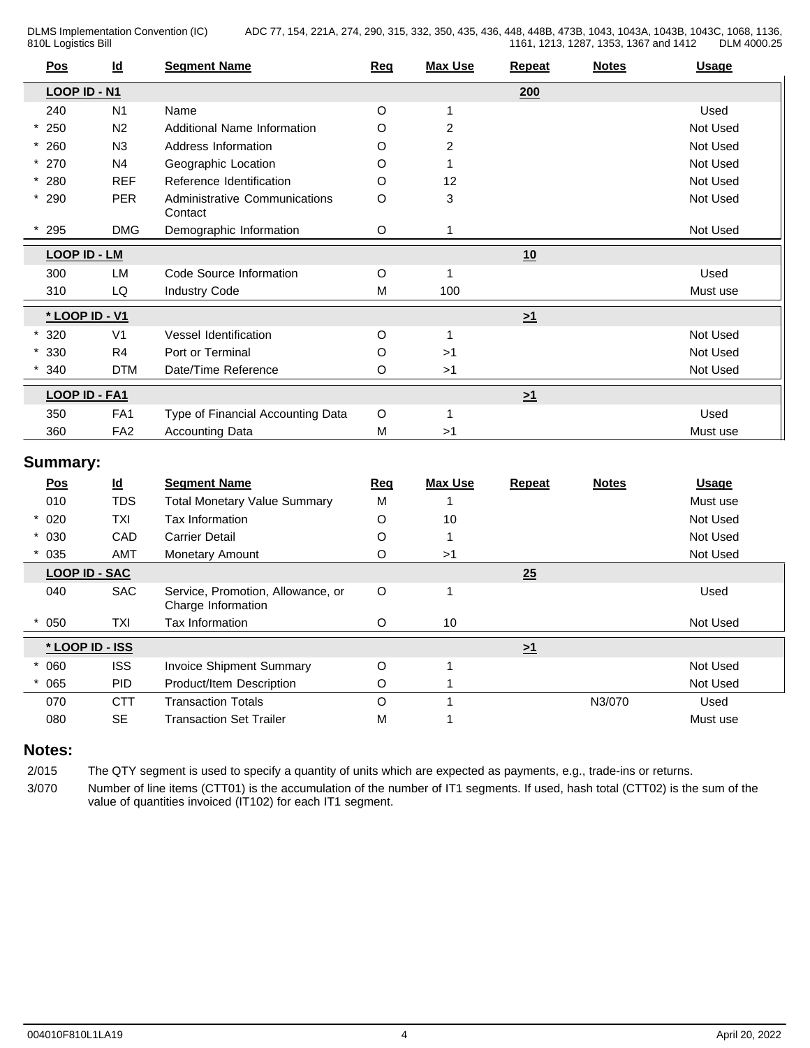| Pos | Id | Segment Name | Req | Max Use | Repeat | Notes | Usage |
|---|---|---|---|---|---|---|---|
| LOOP ID - N1 | | | | | 200 | | |
| 240 | N1 | Name | O | 1 | | | Used |
| * 250 | N2 | Additional Name Information | O | 2 | | | Not Used |
| * 260 | N3 | Address Information | O | 2 | | | Not Used |
| * 270 | N4 | Geographic Location | O | 1 | | | Not Used |
| * 280 | REF | Reference Identification | O | 12 | | | Not Used |
| * 290 | PER | Administrative Communications Contact | O | 3 | | | Not Used |
| * 295 | DMG | Demographic Information | O | 1 | | | Not Used |
| LOOP ID - LM | | | | | 10 | | |
| 300 | LM | Code Source Information | O | 1 | | | Used |
| 310 | LQ | Industry Code | M | 100 | | | Must use |
| * LOOP ID - V1 | | | | | >1 | | |
| * 320 | V1 | Vessel Identification | O | 1 | | | Not Used |
| * 330 | R4 | Port or Terminal | O | >1 | | | Not Used |
| * 340 | DTM | Date/Time Reference | O | >1 | | | Not Used |
| LOOP ID - FA1 | | | | | >1 | | |
| 350 | FA1 | Type of Financial Accounting Data | O | 1 | | | Used |
| 360 | FA2 | Accounting Data | M | >1 | | | Must use |

## Summary:

| Pos | Id | Segment Name | Req | Max Use | Repeat | Notes | Usage |
|---|---|---|---|---|---|---|---|
| 010 | TDS | Total Monetary Value Summary | M | 1 | | | Must use |
| * 020 | TXI | Tax Information | O | 10 | | | Not Used |
| * 030 | CAD | Carrier Detail | O | 1 | | | Not Used |
| * 035 | AMT | Monetary Amount | O | >1 | | | Not Used |
| LOOP ID - SAC | | | | | 25 | | |
| 040 | SAC | Service, Promotion, Allowance, or Charge Information | O | 1 | | | Used |
| * 050 | TXI | Tax Information | O | 10 | | | Not Used |
| * LOOP ID - ISS | | | | | >1 | | |
| * 060 | ISS | Invoice Shipment Summary | O | 1 | | | Not Used |
| * 065 | PID | Product/Item Description | O | 1 | | | Not Used |
| 070 | CTT | Transaction Totals | O | 1 | | N3/070 | Used |
| 080 | SE | Transaction Set Trailer | M | 1 | | | Must use |

## Notes:

2/015 The QTY segment is used to specify a quantity of units which are expected as payments, e.g., trade-ins or returns.

3/070 Number of line items (CTT01) is the accumulation of the number of IT1 segments. If used, hash total (CTT02) is the sum of the value of quantities invoiced (IT102) for each IT1 segment.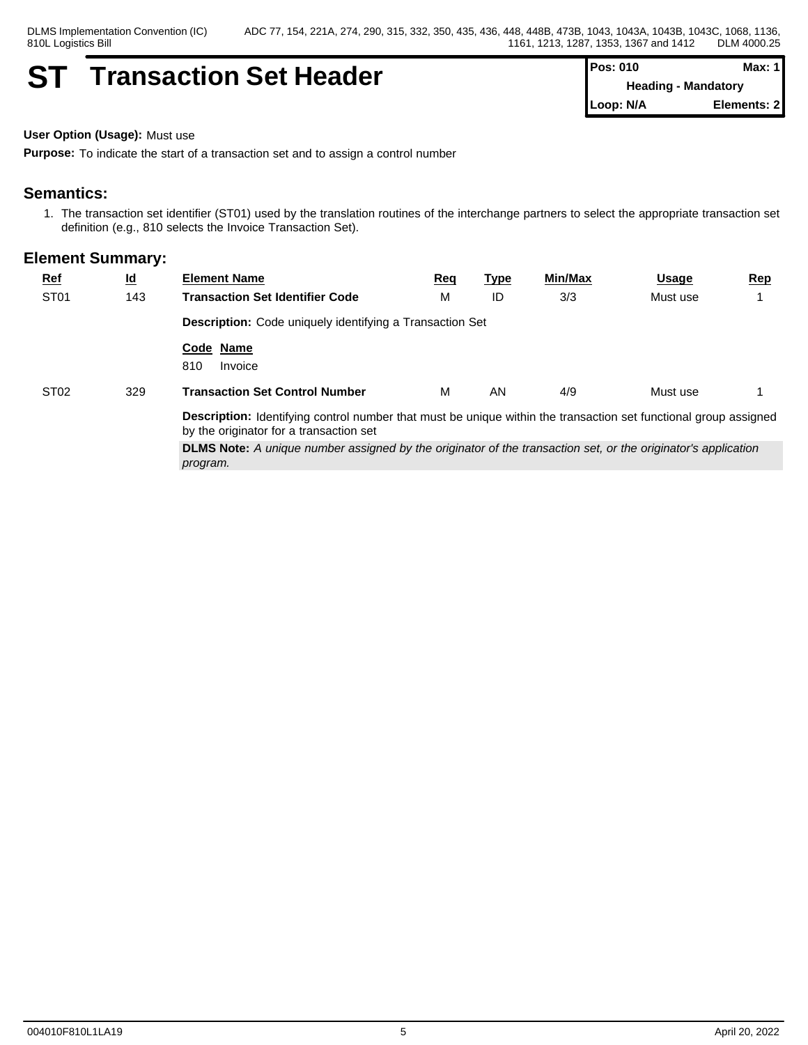# ST Transaction Set Header

| Pos: 010 | Max: 1 |
|---|---|
| Heading - Mandatory | |
| Loop: N/A | Elements: 2 |

**User Option (Usage):** Must use

**Purpose:** To indicate the start of a transaction set and to assign a control number

## Semantics:

1. The transaction set identifier (ST01) used by the translation routines of the interchange partners to select the appropriate transaction set definition (e.g., 810 selects the Invoice Transaction Set).

## Element Summary:

| Ref | Id | Element Name | Req | Type | Min/Max | Usage | Rep |
|---|---|---|---|---|---|---|---|
| ST01 | 143 | **Transaction Set Identifier Code** | M | ID | 3/3 | Must use | 1 |
| | | **Description:** Code uniquely identifying a Transaction Set | | | | | |
| | | **Code Name**<br>810 Invoice | | | | | |
| ST02 | 329 | **Transaction Set Control Number** | M | AN | 4/9 | Must use | 1 |
| | | **Description:** Identifying control number that must be unique within the transaction set functional group assigned by the originator for a transaction set | | | | | |
| | | **DLMS Note:** *A unique number assigned by the originator of the transaction set, or the originator's application program.* | | | | | |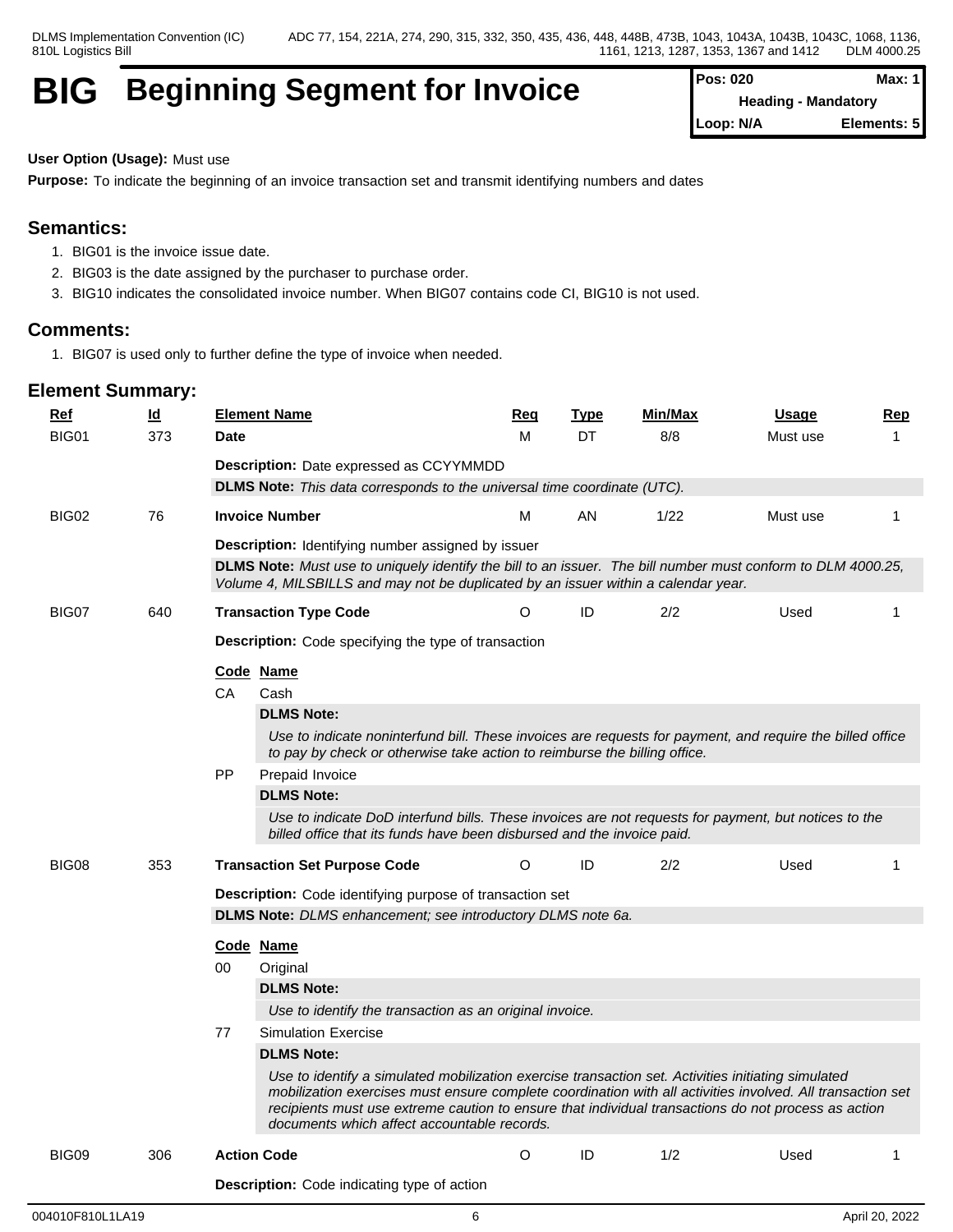# BIG Beginning Segment for Invoice

| Pos: 020 | Max: 1 |
|---|---|
| Heading - Mandatory | |
| Loop: N/A | Elements: 5 |

**User Option (Usage):** Must use

**Purpose:** To indicate the beginning of an invoice transaction set and transmit identifying numbers and dates

## Semantics:

1. BIG01 is the invoice issue date.
2. BIG03 is the date assigned by the purchaser to purchase order.
3. BIG10 indicates the consolidated invoice number. When BIG07 contains code CI, BIG10 is not used.

## Comments:

1. BIG07 is used only to further define the type of invoice when needed.

## Element Summary:

| Ref | Id | Element Name | Req | Type | Min/Max | Usage | Rep |
|---|---|---|---|---|---|---|---|
| BIG01 | 373 | **Date** | M | DT | 8/8 | Must use | 1 |
| BIG02 | 76 | **Invoice Number** | M | AN | 1/22 | Must use | 1 |
| BIG07 | 640 | **Transaction Type Code** | O | ID | 2/2 | Used | 1 |
| BIG08 | 353 | **Transaction Set Purpose Code** | O | ID | 2/2 | Used | 1 |
| BIG09 | 306 | **Action Code** | O | ID | 1/2 | Used | 1 |

### BIG01 – Date

**Description:** Date expressed as CCYYMMDD

**DLMS Note:** *This data corresponds to the universal time coordinate (UTC).*

### BIG02 – Invoice Number

**Description:** Identifying number assigned by issuer

**DLMS Note:** *Must use to uniquely identify the bill to an issuer. The bill number must conform to DLM 4000.25, Volume 4, MILSBILLS and may not be duplicated by an issuer within a calendar year.*

### BIG07 – Transaction Type Code

**Description:** Code specifying the type of transaction

| Code | Name |
|---|---|
| CA | Cash |
| PP | Prepaid Invoice |

- **CA** – **DLMS Note:** *Use to indicate noninterfund bill. These invoices are requests for payment, and require the billed office to pay by check or otherwise take action to reimburse the billing office.*
- **PP** – **DLMS Note:** *Use to indicate DoD interfund bills. These invoices are not requests for payment, but notices to the billed office that its funds have been disbursed and the invoice paid.*

### BIG08 – Transaction Set Purpose Code

**Description:** Code identifying purpose of transaction set

**DLMS Note:** *DLMS enhancement; see introductory DLMS note 6a.*

| Code | Name |
|---|---|
| 00 | Original |
| 77 | Simulation Exercise |

- **00** – **DLMS Note:** *Use to identify the transaction as an original invoice.*
- **77** – **DLMS Note:** *Use to identify a simulated mobilization exercise transaction set. Activities initiating simulated mobilization exercises must ensure complete coordination with all activities involved. All transaction set recipients must use extreme caution to ensure that individual transactions do not process as action documents which affect accountable records.*

### BIG09 – Action Code

**Description:** Code indicating type of action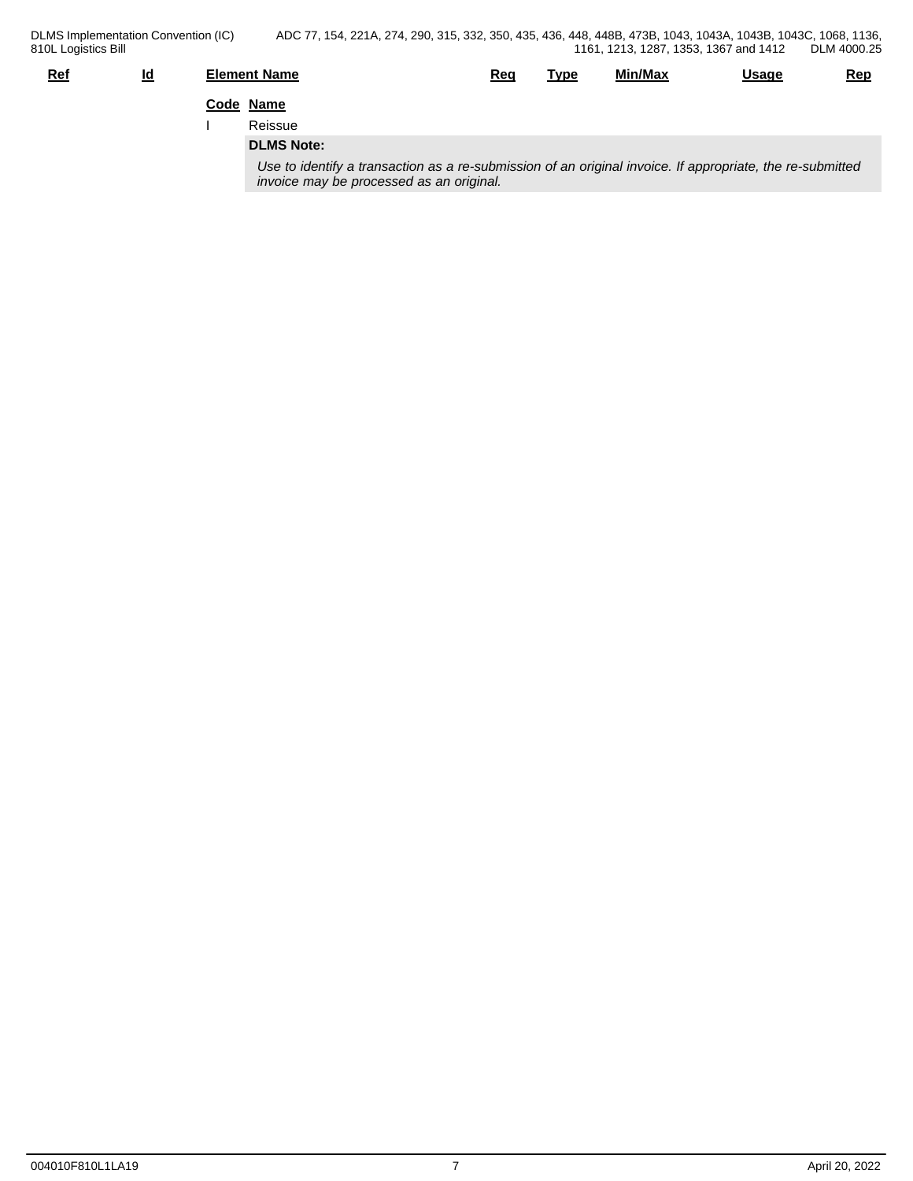| Ref | Id | Element Name | Req | Type | Min/Max | Usage | Rep |
|---|---|---|---|---|---|---|---|

| Code | Name |
|---|---|
| I | Reissue |

**DLMS Note:**

*Use to identify a transaction as a re-submission of an original invoice. If appropriate, the re-submitted invoice may be processed as an original.*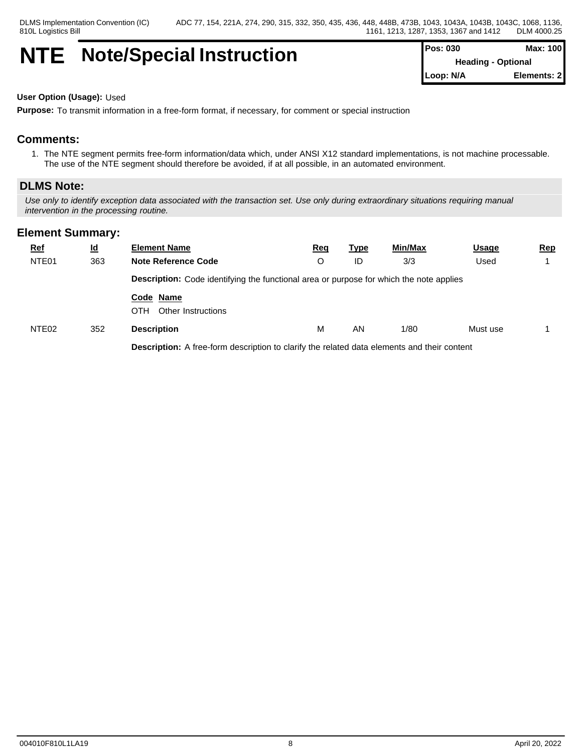# NTE Note/Special Instruction

| Pos: 030 | Max: 100 |
|---|---|
| Heading - Optional | |
| Loop: N/A | Elements: 2 |

**User Option (Usage):** Used

**Purpose:** To transmit information in a free-form format, if necessary, for comment or special instruction

## Comments:

1. The NTE segment permits free-form information/data which, under ANSI X12 standard implementations, is not machine processable. The use of the NTE segment should therefore be avoided, if at all possible, in an automated environment.

## DLMS Note:

*Use only to identify exception data associated with the transaction set. Use only during extraordinary situations requiring manual intervention in the processing routine.*

## Element Summary:

| Ref | Id | Element Name | Req | Type | Min/Max | Usage | Rep |
|---|---|---|---|---|---|---|---|
| NTE01 | 363 | **Note Reference Code** | O | ID | 3/3 | Used | 1 |
| | | **Description:** Code identifying the functional area or purpose for which the note applies | | | | | |
| | | **Code Name** | | | | | |
| | | OTH Other Instructions | | | | | |
| NTE02 | 352 | **Description** | M | AN | 1/80 | Must use | 1 |
| | | **Description:** A free-form description to clarify the related data elements and their content | | | | | |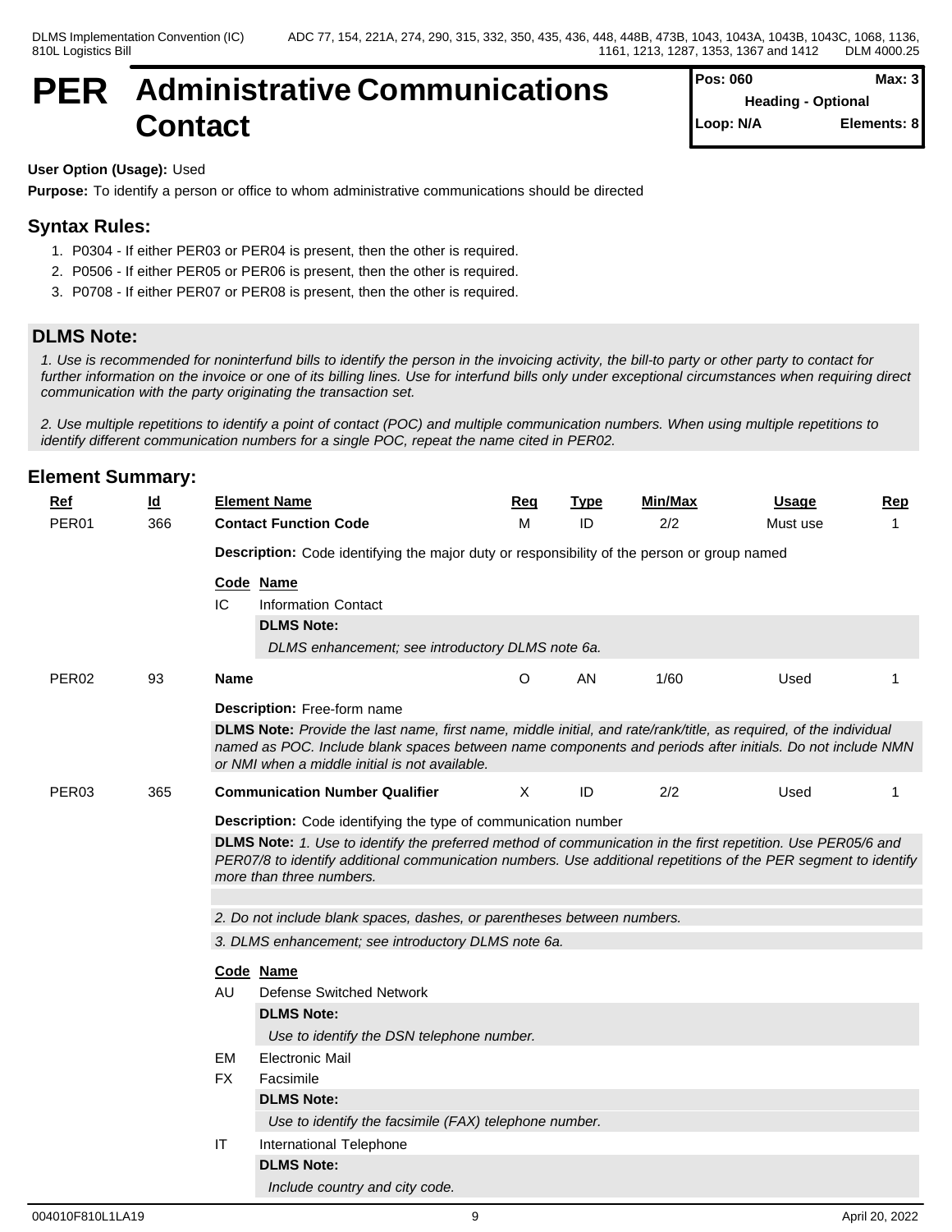# PER Administrative Communications Contact

| Pos: 060 | Max: 3 |
|---|---|
| Heading - Optional | |
| Loop: N/A | Elements: 8 |

**User Option (Usage):** Used

**Purpose:** To identify a person or office to whom administrative communications should be directed

## Syntax Rules:

1. P0304 - If either PER03 or PER04 is present, then the other is required.
2. P0506 - If either PER05 or PER06 is present, then the other is required.
3. P0708 - If either PER07 or PER08 is present, then the other is required.

## DLMS Note:

*1. Use is recommended for noninterfund bills to identify the person in the invoicing activity, the bill-to party or other party to contact for further information on the invoice or one of its billing lines. Use for interfund bills only under exceptional circumstances when requiring direct communication with the party originating the transaction set.*

*2. Use multiple repetitions to identify a point of contact (POC) and multiple communication numbers. When using multiple repetitions to identify different communication numbers for a single POC, repeat the name cited in PER02.*

## Element Summary:

| Ref | Id | Element Name | Req | Type | Min/Max | Usage | Rep |
|---|---|---|---|---|---|---|---|
| PER01 | 366 | **Contact Function Code** | M | ID | 2/2 | Must use | 1 |

**Description:** Code identifying the major duty or responsibility of the person or group named

| Code | Name |
|---|---|
| IC | Information Contact |

**DLMS Note:**

*DLMS enhancement; see introductory DLMS note 6a.*

| Ref | Id | Element Name | Req | Type | Min/Max | Usage | Rep |
|---|---|---|---|---|---|---|---|
| PER02 | 93 | **Name** | O | AN | 1/60 | Used | 1 |

**Description:** Free-form name

**DLMS Note:** *Provide the last name, first name, middle initial, and rate/rank/title, as required, of the individual named as POC. Include blank spaces between name components and periods after initials. Do not include NMN or NMI when a middle initial is not available.*

| Ref | Id | Element Name | Req | Type | Min/Max | Usage | Rep |
|---|---|---|---|---|---|---|---|
| PER03 | 365 | **Communication Number Qualifier** | X | ID | 2/2 | Used | 1 |

**Description:** Code identifying the type of communication number

**DLMS Note:** *1. Use to identify the preferred method of communication in the first repetition. Use PER05/6 and PER07/8 to identify additional communication numbers. Use additional repetitions of the PER segment to identify more than three numbers.*

*2. Do not include blank spaces, dashes, or parentheses between numbers.*

*3. DLMS enhancement; see introductory DLMS note 6a.*

| Code | Name |
|---|---|
| AU | Defense Switched Network |

**DLMS Note:**

*Use to identify the DSN telephone number.*

| Code | Name |
|---|---|
| EM | Electronic Mail |
| FX | Facsimile |

**DLMS Note:**

*Use to identify the facsimile (FAX) telephone number.*

| Code | Name |
|---|---|
| IT | International Telephone |

**DLMS Note:**

*Include country and city code.*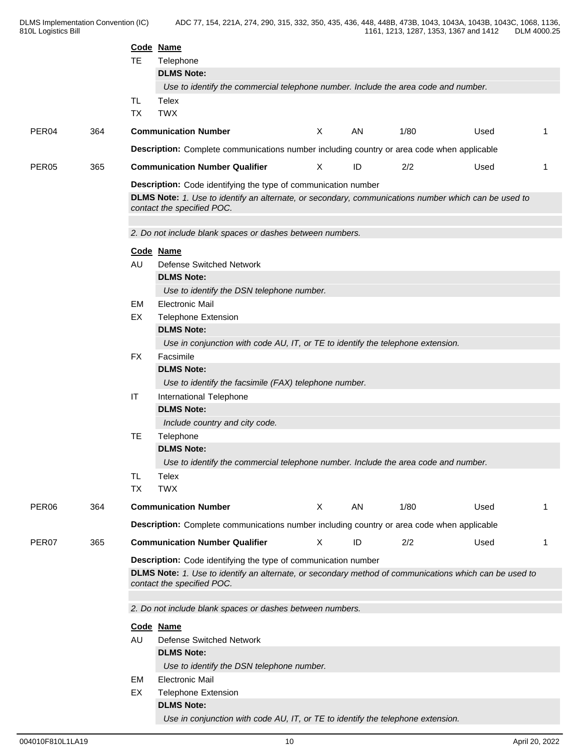| Code | Name |
|---|---|
| TE | Telephone |

**DLMS Note:**

*Use to identify the commercial telephone number. Include the area code and number.*

| Code | Name |
|---|---|
| TL | Telex |
| TX | TWX |

| Ref | Id | Element Name | Req | Type | Min/Max | Usage | Repeat |
|---|---|---|---|---|---|---|---|
| PER04 | 364 | **Communication Number** | X | AN | 1/80 | Used | 1 |

**Description:** Complete communications number including country or area code when applicable

| Ref | Id | Element Name | Req | Type | Min/Max | Usage | Repeat |
|---|---|---|---|---|---|---|---|
| PER05 | 365 | **Communication Number Qualifier** | X | ID | 2/2 | Used | 1 |

**Description:** Code identifying the type of communication number

**DLMS Note:** *1. Use to identify an alternate, or secondary, communications number which can be used to contact the specified POC.*

*2. Do not include blank spaces or dashes between numbers.*

**Code Name**

- AU Defense Switched Network
  - **DLMS Note:** *Use to identify the DSN telephone number.*
- EM Electronic Mail
- EX Telephone Extension
  - **DLMS Note:** *Use in conjunction with code AU, IT, or TE to identify the telephone extension.*
- FX Facsimile
  - **DLMS Note:** *Use to identify the facsimile (FAX) telephone number.*
- IT International Telephone
  - **DLMS Note:** *Include country and city code.*
- TE Telephone
  - **DLMS Note:** *Use to identify the commercial telephone number. Include the area code and number.*
- TL Telex
- TX TWX

| Ref | Id | Element Name | Req | Type | Min/Max | Usage | Repeat |
|---|---|---|---|---|---|---|---|
| PER06 | 364 | **Communication Number** | X | AN | 1/80 | Used | 1 |

**Description:** Complete communications number including country or area code when applicable

| Ref | Id | Element Name | Req | Type | Min/Max | Usage | Repeat |
|---|---|---|---|---|---|---|---|
| PER07 | 365 | **Communication Number Qualifier** | X | ID | 2/2 | Used | 1 |

**Description:** Code identifying the type of communication number

**DLMS Note:** *1. Use to identify an alternate, or secondary method of communications which can be used to contact the specified POC.*

*2. Do not include blank spaces or dashes between numbers.*

**Code Name**

- AU Defense Switched Network
  - **DLMS Note:** *Use to identify the DSN telephone number.*
- EM Electronic Mail
- EX Telephone Extension
  - **DLMS Note:** *Use in conjunction with code AU, IT, or TE to identify the telephone extension.*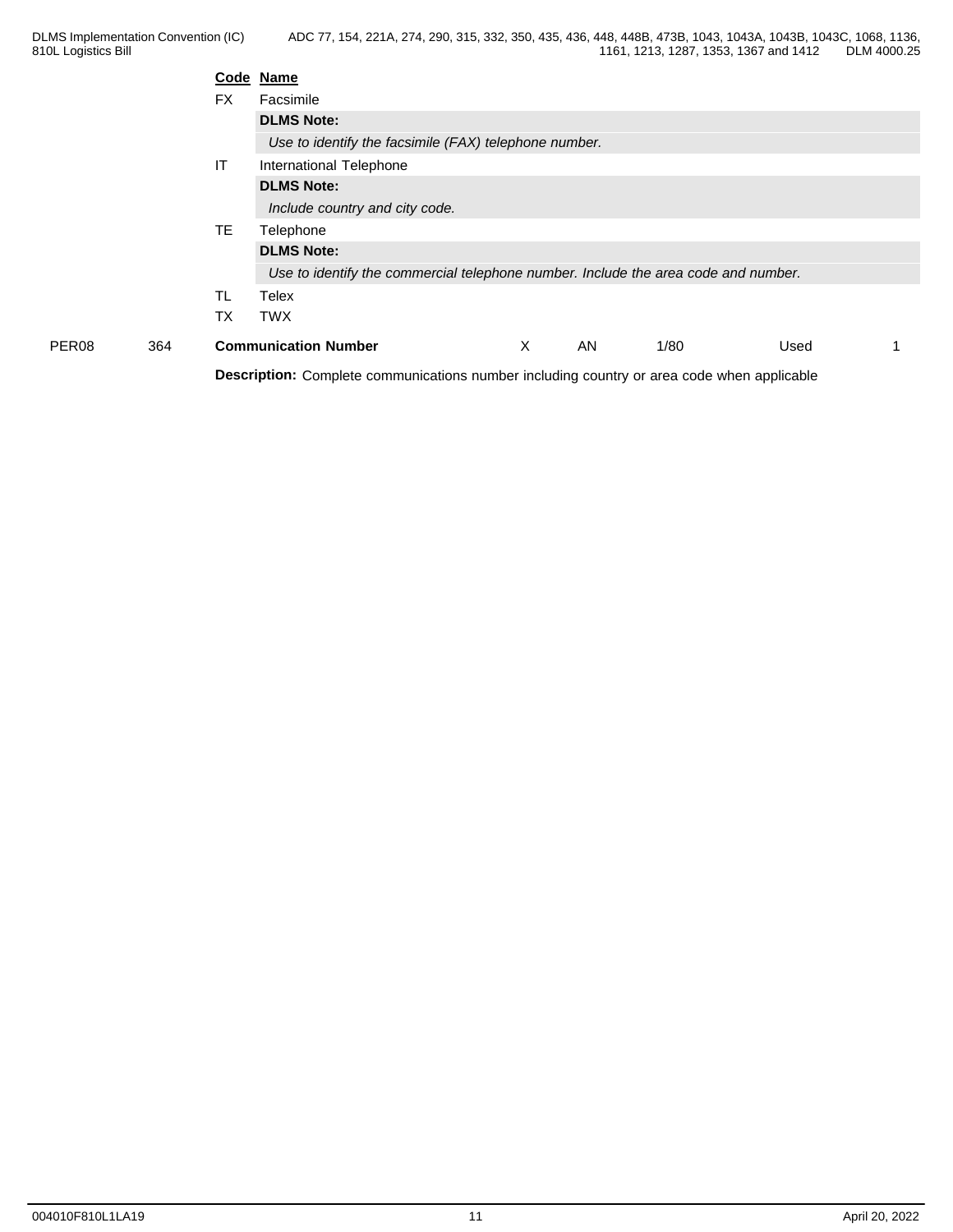| Code | Name |
|---|---|
| FX | Facsimile |
| | **DLMS Note:** |
| | *Use to identify the facsimile (FAX) telephone number.* |
| IT | International Telephone |
| | **DLMS Note:** |
| | *Include country and city code.* |
| TE | Telephone |
| | **DLMS Note:** |
| | *Use to identify the commercial telephone number. Include the area code and number.* |
| TL | Telex |
| TX | TWX |

| PER08 | 364 | **Communication Number** | X | AN | 1/80 | Used | 1 |
|---|---|---|---|---|---|---|---|

**Description:** Complete communications number including country or area code when applicable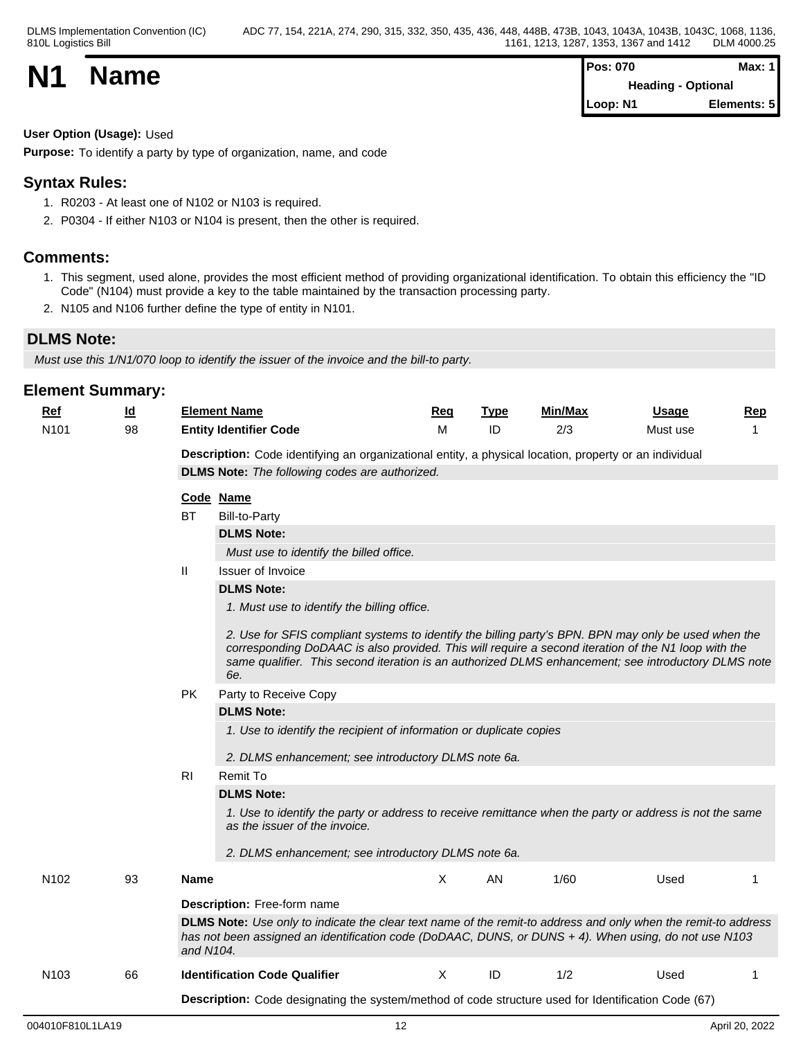# N1 Name

| Pos: 070 | Max: 1 |
|---|---|
| Heading - Optional | |
| Loop: N1 | Elements: 5 |

**User Option (Usage):** Used

**Purpose:** To identify a party by type of organization, name, and code

## Syntax Rules:

1. R0203 - At least one of N102 or N103 is required.
2. P0304 - If either N103 or N104 is present, then the other is required.

## Comments:

1. This segment, used alone, provides the most efficient method of providing organizational identification. To obtain this efficiency the "ID Code" (N104) must provide a key to the table maintained by the transaction processing party.
2. N105 and N106 further define the type of entity in N101.

## DLMS Note:

*Must use this 1/N1/070 loop to identify the issuer of the invoice and the bill-to party.*

## Element Summary:

| Ref | Id | Element Name | Req | Type | Min/Max | Usage | Rep |
|---|---|---|---|---|---|---|---|
| N101 | 98 | **Entity Identifier Code** | M | ID | 2/3 | Must use | 1 |

**Description:** Code identifying an organizational entity, a physical location, property or an individual

**DLMS Note:** *The following codes are authorized.*

| Code | Name |
|---|---|
| BT | Bill-to-Party |
| II | Issuer of Invoice |
| PK | Party to Receive Copy |
| RI | Remit To |

**BT** Bill-to-Party

**DLMS Note:**

*Must use to identify the billed office.*

**II** Issuer of Invoice

**DLMS Note:**

*1. Must use to identify the billing office.*

*2. Use for SFIS compliant systems to identify the billing party's BPN. BPN may only be used when the corresponding DoDAAC is also provided. This will require a second iteration of the N1 loop with the same qualifier. This second iteration is an authorized DLMS enhancement; see introductory DLMS note 6e.*

**PK** Party to Receive Copy

**DLMS Note:**

*1. Use to identify the recipient of information or duplicate copies*

*2. DLMS enhancement; see introductory DLMS note 6a.*

**RI** Remit To

**DLMS Note:**

*1. Use to identify the party or address to receive remittance when the party or address is not the same as the issuer of the invoice.*

*2. DLMS enhancement; see introductory DLMS note 6a.*

| Ref | Id | Element Name | Req | Type | Min/Max | Usage | Rep |
|---|---|---|---|---|---|---|---|
| N102 | 93 | **Name** | X | AN | 1/60 | Used | 1 |

**Description:** Free-form name

**DLMS Note:** *Use only to indicate the clear text name of the remit-to address and only when the remit-to address has not been assigned an identification code (DoDAAC, DUNS, or DUNS + 4). When using, do not use N103 and N104.*

| Ref | Id | Element Name | Req | Type | Min/Max | Usage | Rep |
|---|---|---|---|---|---|---|---|
| N103 | 66 | **Identification Code Qualifier** | X | ID | 1/2 | Used | 1 |

**Description:** Code designating the system/method of code structure used for Identification Code (67)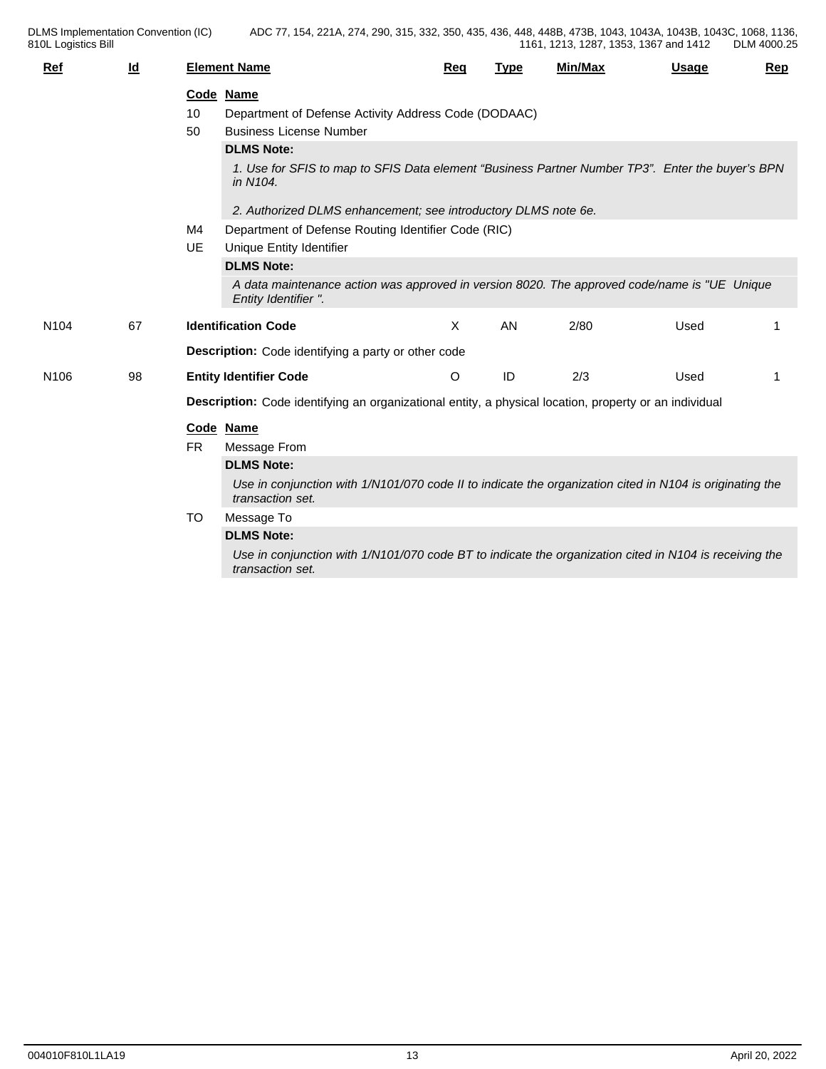| Ref | Id | Element Name | Req | Type | Min/Max | Usage | Rep |
|---|---|---|---|---|---|---|---|

**Code Name**

10 Department of Defense Activity Address Code (DODAAC)

50 Business License Number

**DLMS Note:**

*1. Use for SFIS to map to SFIS Data element "Business Partner Number TP3". Enter the buyer's BPN in N104.*

*2. Authorized DLMS enhancement; see introductory DLMS note 6e.*

M4 Department of Defense Routing Identifier Code (RIC)

UE Unique Entity Identifier

**DLMS Note:**

*A data maintenance action was approved in version 8020. The approved code/name is "UE Unique Entity Identifier ".*

| Ref | Id | Element Name | Req | Type | Min/Max | Usage | Rep |
|---|---|---|---|---|---|---|---|
| N104 | 67 | **Identification Code** | X | AN | 2/80 | Used | 1 |

**Description:** Code identifying a party or other code

| Ref | Id | Element Name | Req | Type | Min/Max | Usage | Rep |
|---|---|---|---|---|---|---|---|
| N106 | 98 | **Entity Identifier Code** | O | ID | 2/3 | Used | 1 |

**Description:** Code identifying an organizational entity, a physical location, property or an individual

**Code Name**

FR Message From

**DLMS Note:**

*Use in conjunction with 1/N101/070 code II to indicate the organization cited in N104 is originating the transaction set.*

TO Message To

**DLMS Note:**

*Use in conjunction with 1/N101/070 code BT to indicate the organization cited in N104 is receiving the transaction set.*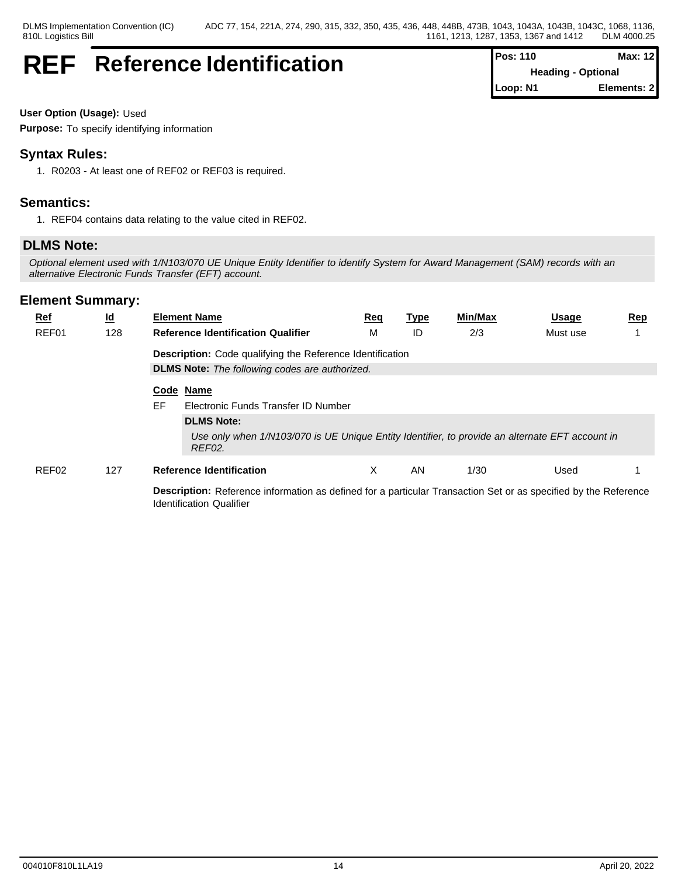# REF Reference Identification

| Pos: 110 | Max: 12 |
|---|---|
| Heading - Optional | |
| Loop: N1 | Elements: 2 |

**User Option (Usage):** Used

**Purpose:** To specify identifying information

## Syntax Rules:

1. R0203 - At least one of REF02 or REF03 is required.

## Semantics:

1. REF04 contains data relating to the value cited in REF02.

## DLMS Note:

*Optional element used with 1/N103/070 UE Unique Entity Identifier to identify System for Award Management (SAM) records with an alternative Electronic Funds Transfer (EFT) account.*

## Element Summary:

| Ref | Id | Element Name | Req | Type | Min/Max | Usage | Rep |
|---|---|---|---|---|---|---|---|
| REF01 | 128 | **Reference Identification Qualifier** | M | ID | 2/3 | Must use | 1 |

**Description:** Code qualifying the Reference Identification

**DLMS Note:** *The following codes are authorized.*

| Code | Name |
|---|---|
| EF | Electronic Funds Transfer ID Number |

**DLMS Note:**

*Use only when 1/N103/070 is UE Unique Entity Identifier, to provide an alternate EFT account in REF02.*

| Ref | Id | Element Name | Req | Type | Min/Max | Usage | Rep |
|---|---|---|---|---|---|---|---|
| REF02 | 127 | **Reference Identification** | X | AN | 1/30 | Used | 1 |

**Description:** Reference information as defined for a particular Transaction Set or as specified by the Reference Identification Qualifier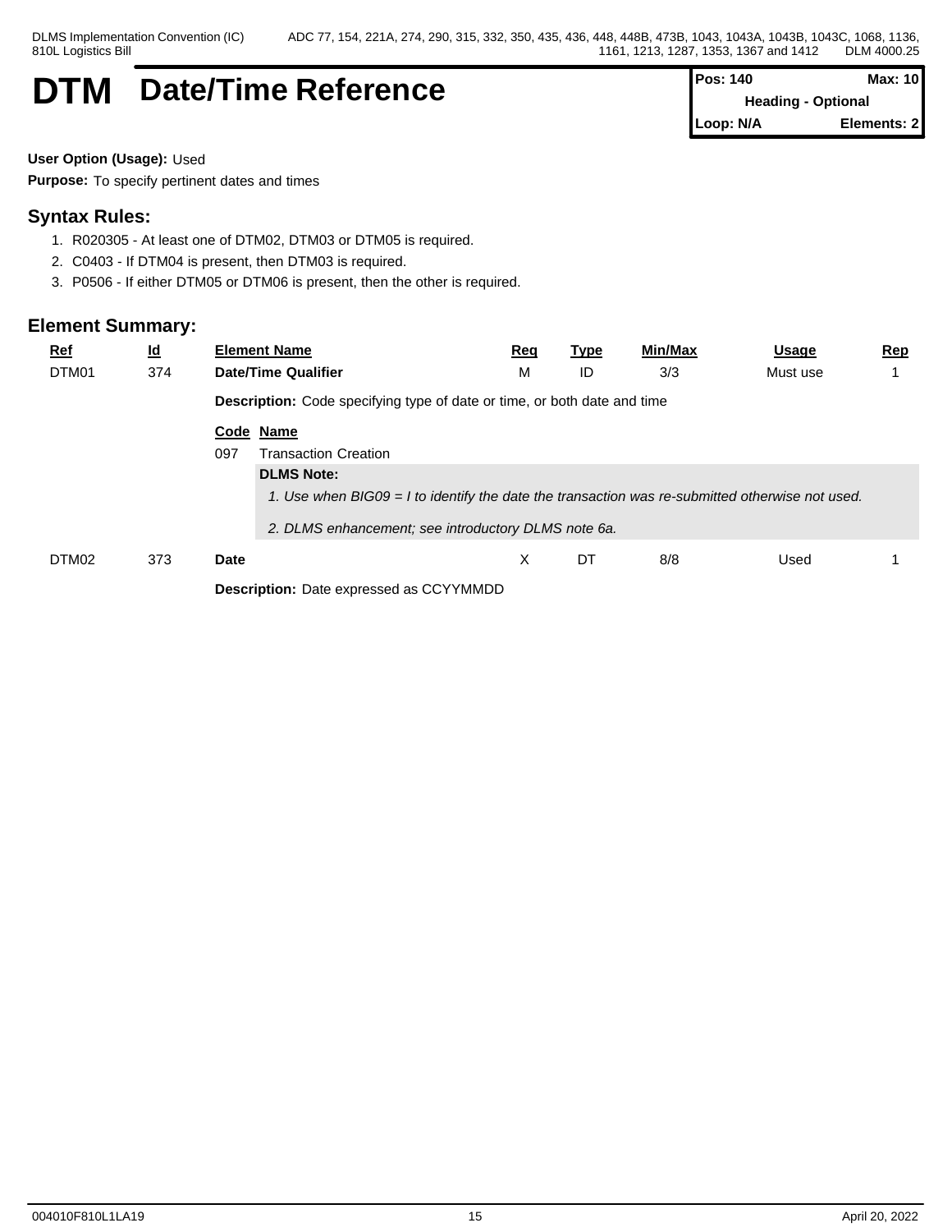# DTM Date/Time Reference

| Pos: 140 | Max: 10 |
|---|---|
| Heading - Optional | |
| Loop: N/A | Elements: 2 |

**User Option (Usage):** Used

**Purpose:** To specify pertinent dates and times

## Syntax Rules:

1. R020305 - At least one of DTM02, DTM03 or DTM05 is required.
2. C0403 - If DTM04 is present, then DTM03 is required.
3. P0506 - If either DTM05 or DTM06 is present, then the other is required.

## Element Summary:

| Ref | Id | Element Name | Req | Type | Min/Max | Usage | Rep |
|---|---|---|---|---|---|---|---|
| DTM01 | 374 | **Date/Time Qualifier** | M | ID | 3/3 | Must use | 1 |

**Description:** Code specifying type of date or time, or both date and time

| Code | Name |
|---|---|
| 097 | Transaction Creation |

**DLMS Note:**

*1. Use when BIG09 = I to identify the date the transaction was re-submitted otherwise not used.*

*2. DLMS enhancement; see introductory DLMS note 6a.*

| Ref | Id | Element Name | Req | Type | Min/Max | Usage | Rep |
|---|---|---|---|---|---|---|---|
| DTM02 | 373 | **Date** | X | DT | 8/8 | Used | 1 |

**Description:** Date expressed as CCYYMMDD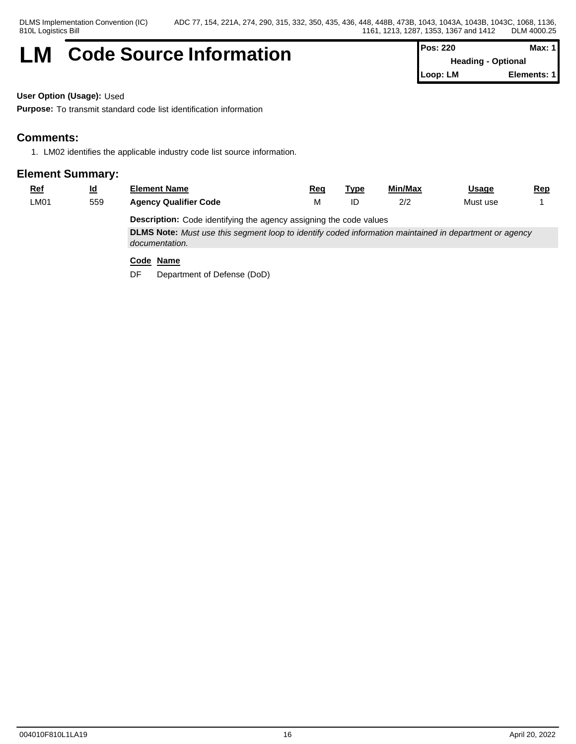# LM Code Source Information

| Pos: 220 | Max: 1 |
|---|---|
| Heading - Optional | |
| Loop: LM | Elements: 1 |

**User Option (Usage):** Used

**Purpose:** To transmit standard code list identification information

## Comments:

1. LM02 identifies the applicable industry code list source information.

## Element Summary:

| Ref | Id | Element Name | Req | Type | Min/Max | Usage | Rep |
|---|---|---|---|---|---|---|---|
| LM01 | 559 | **Agency Qualifier Code** | M | ID | 2/2 | Must use | 1 |

**Description:** Code identifying the agency assigning the code values

**DLMS Note:** *Must use this segment loop to identify coded information maintained in department or agency documentation.*

| Code | Name |
|---|---|
| DF | Department of Defense (DoD) |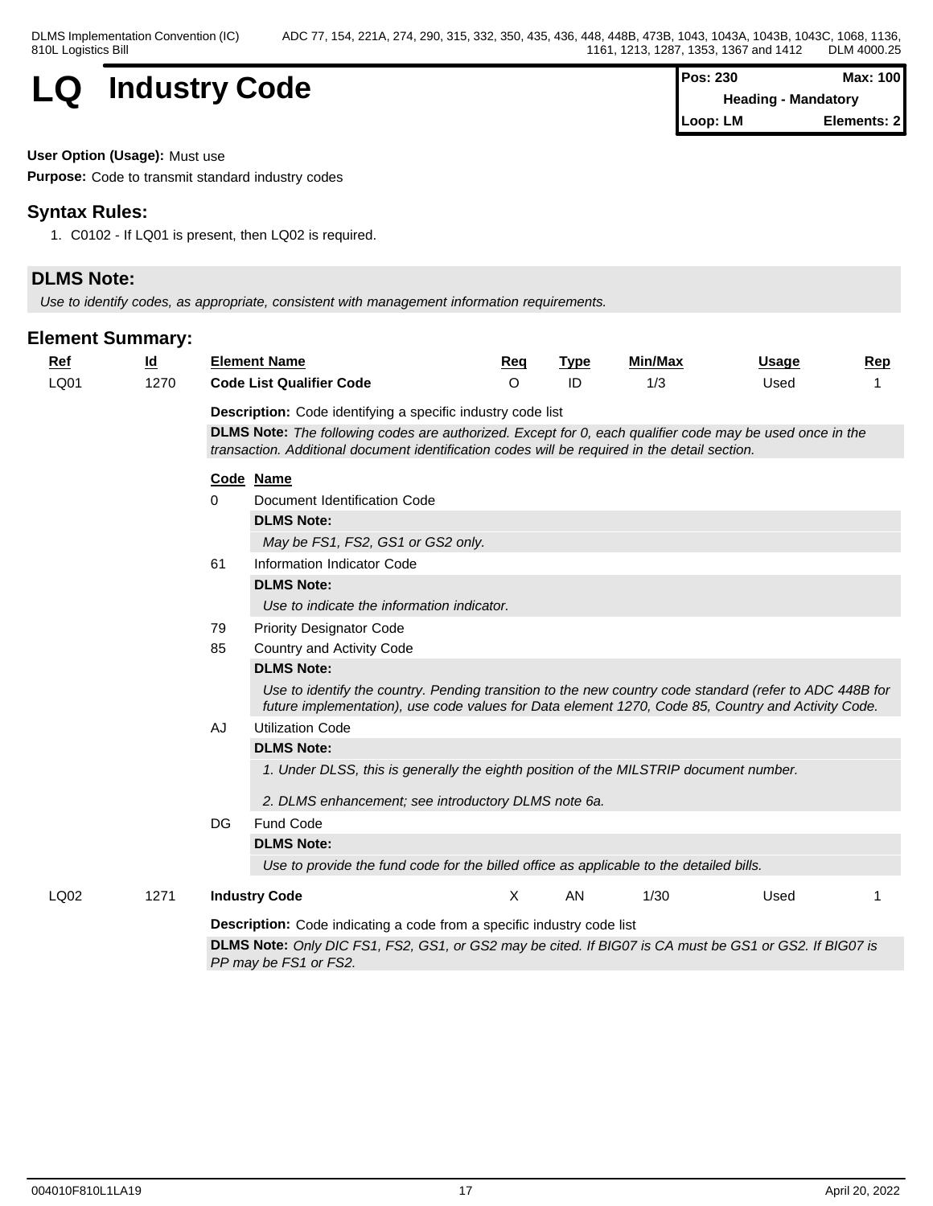# LQ Industry Code

| Pos: 230 | Max: 100 |
|---|---|
| Heading - Mandatory | |
| Loop: LM | Elements: 2 |

**User Option (Usage):** Must use

**Purpose:** Code to transmit standard industry codes

## Syntax Rules:

1. C0102 - If LQ01 is present, then LQ02 is required.

## DLMS Note:

*Use to identify codes, as appropriate, consistent with management information requirements.*

## Element Summary:

| Ref | Id | Element Name | Req | Type | Min/Max | Usage | Rep |
|---|---|---|---|---|---|---|---|
| LQ01 | 1270 | **Code List Qualifier Code** | O | ID | 1/3 | Used | 1 |

**Description:** Code identifying a specific industry code list

**DLMS Note:** *The following codes are authorized. Except for 0, each qualifier code may be used once in the transaction. Additional document identification codes will be required in the detail section.*

| Code | Name |
|---|---|
| 0 | Document Identification Code |
| 61 | Information Indicator Code |
| 79 | Priority Designator Code |
| 85 | Country and Activity Code |
| AJ | Utilization Code |
| DG | Fund Code |

- **0** Document Identification Code
  - **DLMS Note:** *May be FS1, FS2, GS1 or GS2 only.*
- **61** Information Indicator Code
  - **DLMS Note:** *Use to indicate the information indicator.*
- **79** Priority Designator Code
- **85** Country and Activity Code
  - **DLMS Note:** *Use to identify the country. Pending transition to the new country code standard (refer to ADC 448B for future implementation), use code values for Data element 1270, Code 85, Country and Activity Code.*
- **AJ** Utilization Code
  - **DLMS Note:**
    *1. Under DLSS, this is generally the eighth position of the MILSTRIP document number.*

    *2. DLMS enhancement; see introductory DLMS note 6a.*
- **DG** Fund Code
  - **DLMS Note:** *Use to provide the fund code for the billed office as applicable to the detailed bills.*

| Ref | Id | Element Name | Req | Type | Min/Max | Usage | Rep |
|---|---|---|---|---|---|---|---|
| LQ02 | 1271 | **Industry Code** | X | AN | 1/30 | Used | 1 |

**Description:** Code indicating a code from a specific industry code list

**DLMS Note:** *Only DIC FS1, FS2, GS1, or GS2 may be cited. If BIG07 is CA must be GS1 or GS2. If BIG07 is PP may be FS1 or FS2.*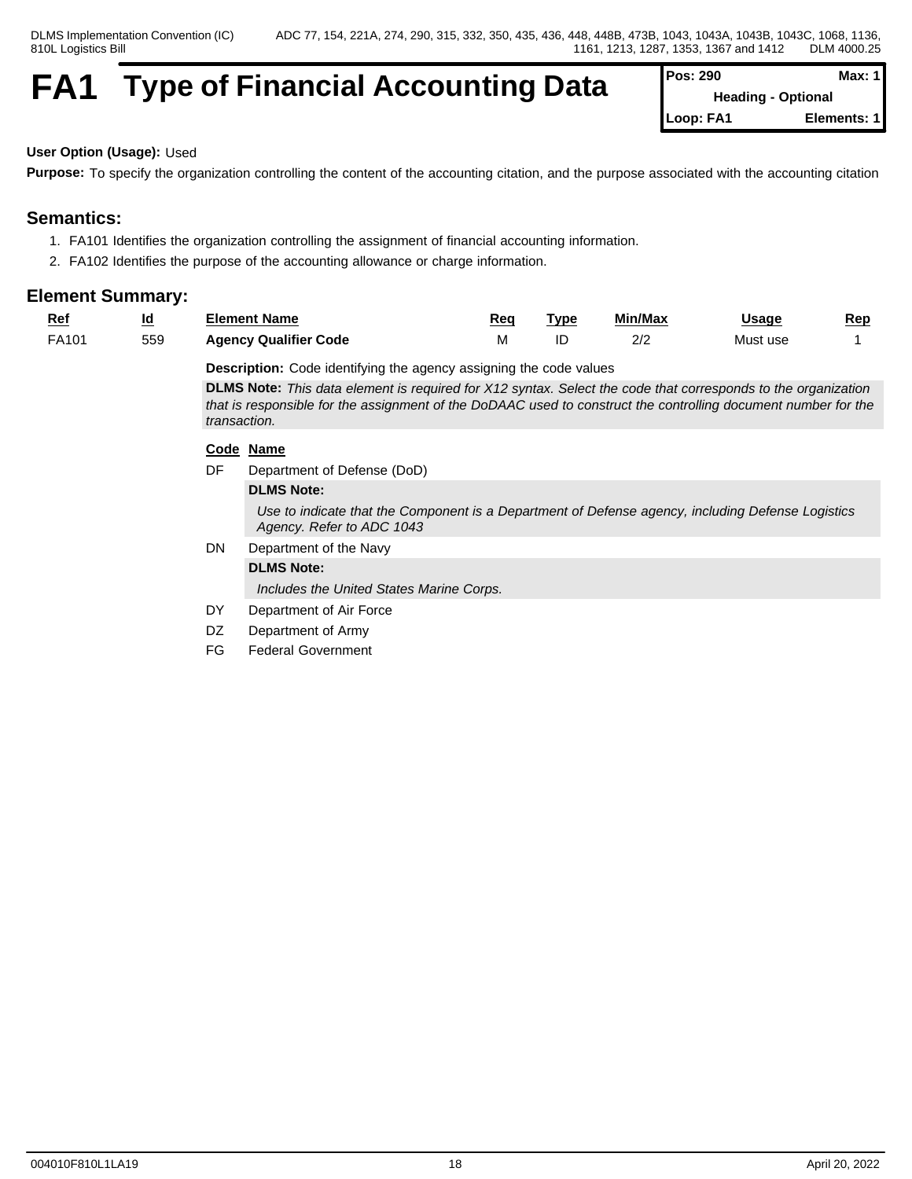# FA1 Type of Financial Accounting Data

| Pos: 290 | Max: 1 |
|---|---|
| Heading - Optional | |
| Loop: FA1 | Elements: 1 |

**User Option (Usage):** Used

**Purpose:** To specify the organization controlling the content of the accounting citation, and the purpose associated with the accounting citation

## Semantics:

1. FA101 Identifies the organization controlling the assignment of financial accounting information.
2. FA102 Identifies the purpose of the accounting allowance or charge information.

## Element Summary:

| Ref | Id | Element Name | Req | Type | Min/Max | Usage | Rep |
|---|---|---|---|---|---|---|---|
| FA101 | 559 | **Agency Qualifier Code** | M | ID | 2/2 | Must use | 1 |

**Description:** Code identifying the agency assigning the code values

**DLMS Note:** *This data element is required for X12 syntax. Select the code that corresponds to the organization that is responsible for the assignment of the DoDAAC used to construct the controlling document number for the transaction.*

| Code | Name |
|---|---|
| DF | Department of Defense (DoD) |
| | **DLMS Note:** *Use to indicate that the Component is a Department of Defense agency, including Defense Logistics Agency. Refer to ADC 1043* |
| DN | Department of the Navy |
| | **DLMS Note:** *Includes the United States Marine Corps.* |
| DY | Department of Air Force |
| DZ | Department of Army |
| FG | Federal Government |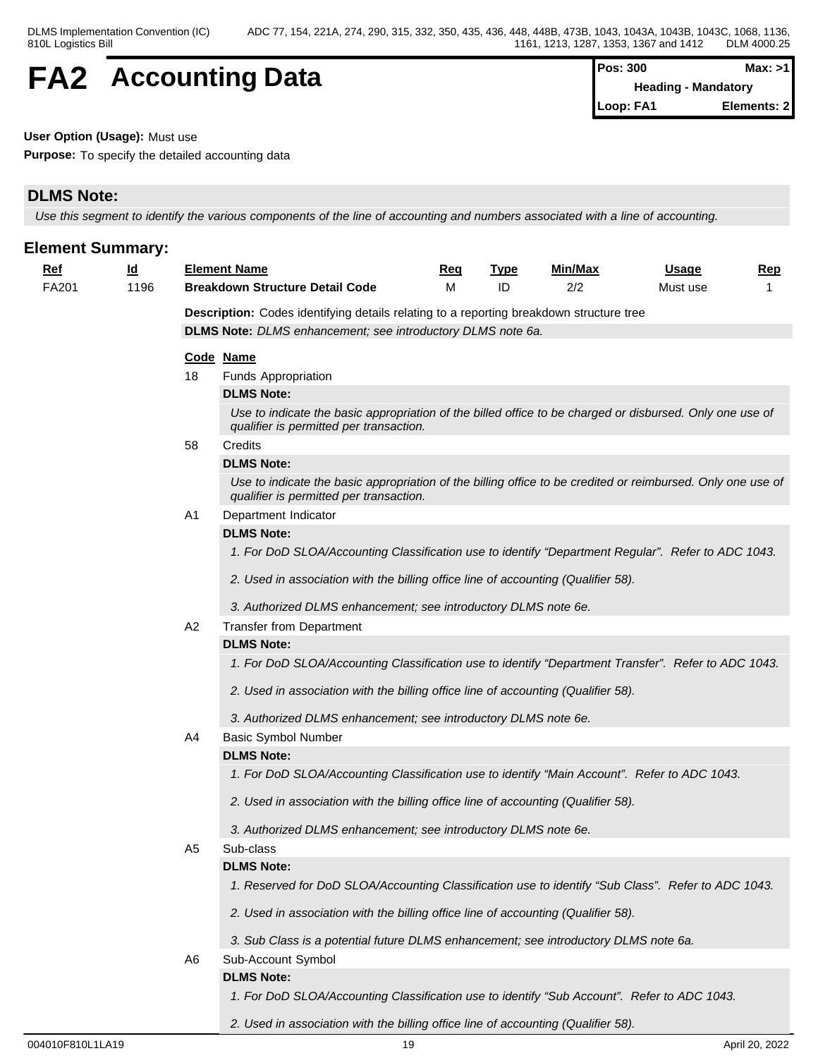# FA2 Accounting Data

| Pos: 300 | Max: >1 |
|---|---|
| Heading - Mandatory | |
| Loop: FA1 | Elements: 2 |

**User Option (Usage):** Must use

**Purpose:** To specify the detailed accounting data

## DLMS Note:

*Use this segment to identify the various components of the line of accounting and numbers associated with a line of accounting.*

## Element Summary:

| Ref | Id | Element Name | Req | Type | Min/Max | Usage | Rep |
|---|---|---|---|---|---|---|---|
| FA201 | 1196 | **Breakdown Structure Detail Code** | M | ID | 2/2 | Must use | 1 |

**Description:** Codes identifying details relating to a reporting breakdown structure tree

**DLMS Note:** *DLMS enhancement; see introductory DLMS note 6a.*

| Code | Name |
|---|---|
| 18 | Funds Appropriation |
| 58 | Credits |
| A1 | Department Indicator |
| A2 | Transfer from Department |
| A4 | Basic Symbol Number |
| A5 | Sub-class |
| A6 | Sub-Account Symbol |

**18** Funds Appropriation

**DLMS Note:**

*Use to indicate the basic appropriation of the billed office to be charged or disbursed. Only one use of qualifier is permitted per transaction.*

**58** Credits

**DLMS Note:**

*Use to indicate the basic appropriation of the billing office to be credited or reimbursed. Only one use of qualifier is permitted per transaction.*

**A1** Department Indicator

**DLMS Note:**

*1. For DoD SLOA/Accounting Classification use to identify "Department Regular". Refer to ADC 1043.*

*2. Used in association with the billing office line of accounting (Qualifier 58).*

*3. Authorized DLMS enhancement; see introductory DLMS note 6e.*

**A2** Transfer from Department

**DLMS Note:**

*1. For DoD SLOA/Accounting Classification use to identify "Department Transfer". Refer to ADC 1043.*

*2. Used in association with the billing office line of accounting (Qualifier 58).*

*3. Authorized DLMS enhancement; see introductory DLMS note 6e.*

**A4** Basic Symbol Number

**DLMS Note:**

*1. For DoD SLOA/Accounting Classification use to identify "Main Account". Refer to ADC 1043.*

*2. Used in association with the billing office line of accounting (Qualifier 58).*

*3. Authorized DLMS enhancement; see introductory DLMS note 6e.*

**A5** Sub-class

**DLMS Note:**

*1. Reserved for DoD SLOA/Accounting Classification use to identify "Sub Class". Refer to ADC 1043.*

*2. Used in association with the billing office line of accounting (Qualifier 58).*

*3. Sub Class is a potential future DLMS enhancement; see introductory DLMS note 6a.*

**A6** Sub-Account Symbol

**DLMS Note:**

*1. For DoD SLOA/Accounting Classification use to identify "Sub Account". Refer to ADC 1043.*

*2. Used in association with the billing office line of accounting (Qualifier 58).*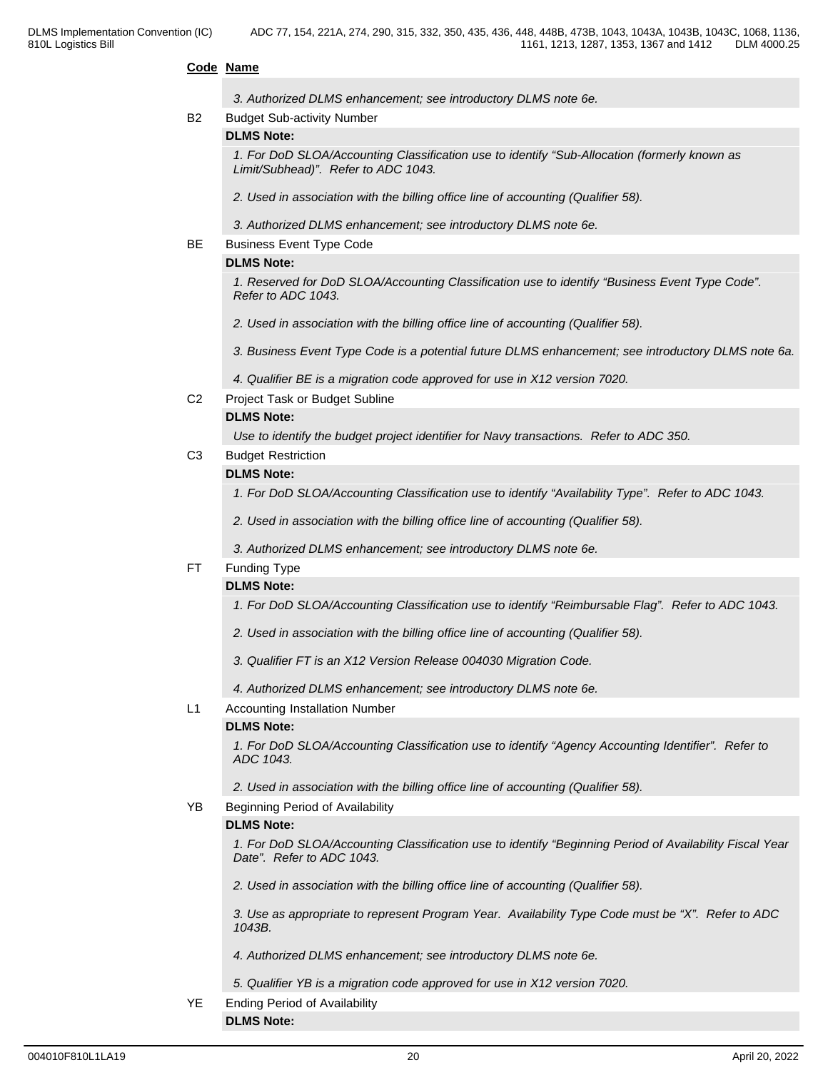**Code Name**

*3. Authorized DLMS enhancement; see introductory DLMS note 6e.*

B2 Budget Sub-activity Number

**DLMS Note:**

*1. For DoD SLOA/Accounting Classification use to identify "Sub-Allocation (formerly known as Limit/Subhead)". Refer to ADC 1043.*

*2. Used in association with the billing office line of accounting (Qualifier 58).*

*3. Authorized DLMS enhancement; see introductory DLMS note 6e.*

BE Business Event Type Code

**DLMS Note:**

*1. Reserved for DoD SLOA/Accounting Classification use to identify "Business Event Type Code". Refer to ADC 1043.*

*2. Used in association with the billing office line of accounting (Qualifier 58).*

*3. Business Event Type Code is a potential future DLMS enhancement; see introductory DLMS note 6a.*

*4. Qualifier BE is a migration code approved for use in X12 version 7020.*

C2 Project Task or Budget Subline

**DLMS Note:**

*Use to identify the budget project identifier for Navy transactions. Refer to ADC 350.*

C3 Budget Restriction

**DLMS Note:**

*1. For DoD SLOA/Accounting Classification use to identify "Availability Type". Refer to ADC 1043.*

*2. Used in association with the billing office line of accounting (Qualifier 58).*

*3. Authorized DLMS enhancement; see introductory DLMS note 6e.*

FT Funding Type

**DLMS Note:**

*1. For DoD SLOA/Accounting Classification use to identify "Reimbursable Flag". Refer to ADC 1043.*

*2. Used in association with the billing office line of accounting (Qualifier 58).*

*3. Qualifier FT is an X12 Version Release 004030 Migration Code.*

*4. Authorized DLMS enhancement; see introductory DLMS note 6e.*

L1 Accounting Installation Number

**DLMS Note:**

*1. For DoD SLOA/Accounting Classification use to identify "Agency Accounting Identifier". Refer to ADC 1043.*

*2. Used in association with the billing office line of accounting (Qualifier 58).*

YB Beginning Period of Availability

**DLMS Note:**

*1. For DoD SLOA/Accounting Classification use to identify "Beginning Period of Availability Fiscal Year Date". Refer to ADC 1043.*

*2. Used in association with the billing office line of accounting (Qualifier 58).*

*3. Use as appropriate to represent Program Year. Availability Type Code must be "X". Refer to ADC 1043B.*

*4. Authorized DLMS enhancement; see introductory DLMS note 6e.*

*5. Qualifier YB is a migration code approved for use in X12 version 7020.*

YE Ending Period of Availability

**DLMS Note:**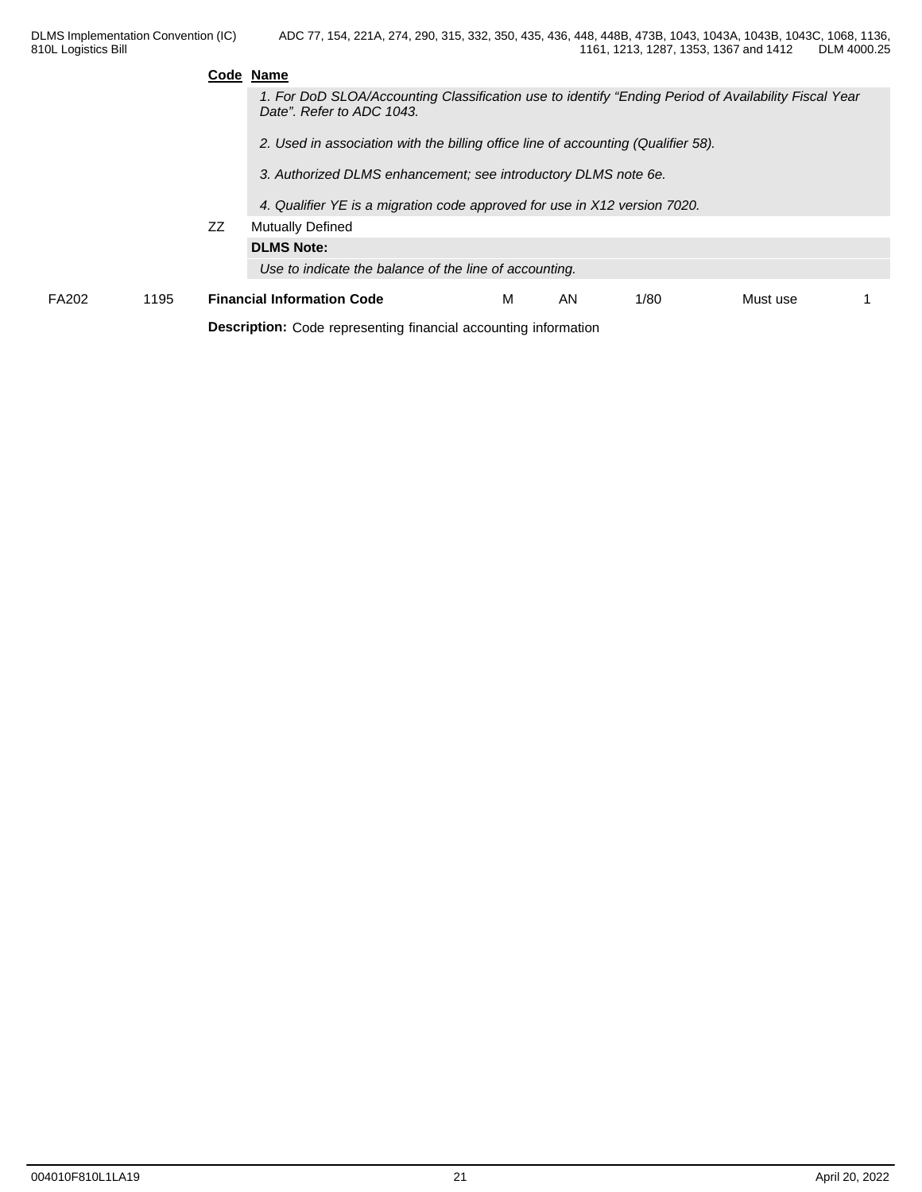**Code Name**

*1. For DoD SLOA/Accounting Classification use to identify "Ending Period of Availability Fiscal Year Date". Refer to ADC 1043.*

*2. Used in association with the billing office line of accounting (Qualifier 58).*

*3. Authorized DLMS enhancement; see introductory DLMS note 6e.*

*4. Qualifier YE is a migration code approved for use in X12 version 7020.*

ZZ Mutually Defined

**DLMS Note:**

*Use to indicate the balance of the line of accounting.*

| FA202 | 1195 | **Financial Information Code** | M | AN | 1/80 | Must use | 1 |
|---|---|---|---|---|---|---|---|

**Description:** Code representing financial accounting information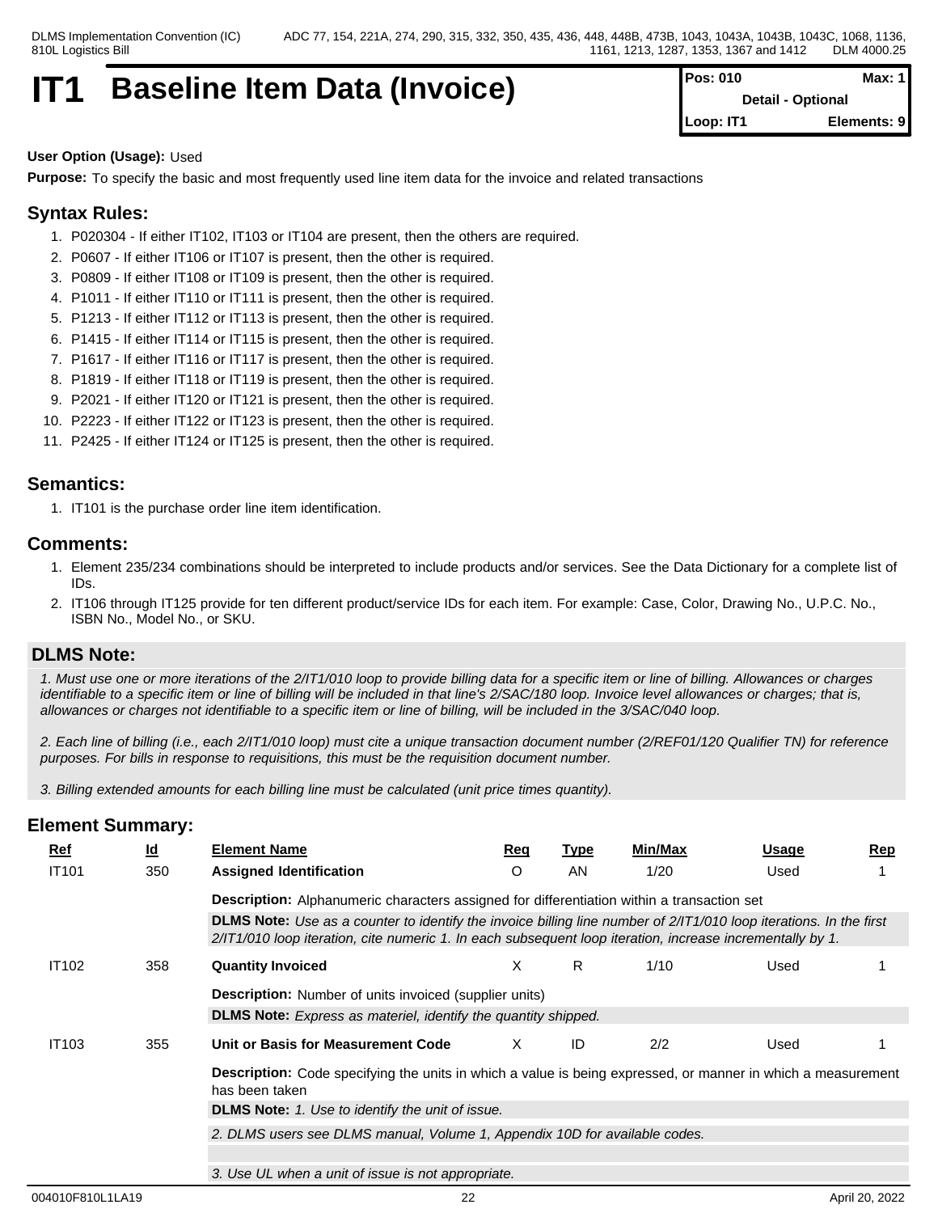# IT1 Baseline Item Data (Invoice)

| Pos: 010 | Max: 1 |
|---|---|
| Detail - Optional | |
| Loop: IT1 | Elements: 9 |

**User Option (Usage):** Used

**Purpose:** To specify the basic and most frequently used line item data for the invoice and related transactions

## Syntax Rules:

1. P020304 - If either IT102, IT103 or IT104 are present, then the others are required.
2. P0607 - If either IT106 or IT107 is present, then the other is required.
3. P0809 - If either IT108 or IT109 is present, then the other is required.
4. P1011 - If either IT110 or IT111 is present, then the other is required.
5. P1213 - If either IT112 or IT113 is present, then the other is required.
6. P1415 - If either IT114 or IT115 is present, then the other is required.
7. P1617 - If either IT116 or IT117 is present, then the other is required.
8. P1819 - If either IT118 or IT119 is present, then the other is required.
9. P2021 - If either IT120 or IT121 is present, then the other is required.
10. P2223 - If either IT122 or IT123 is present, then the other is required.
11. P2425 - If either IT124 or IT125 is present, then the other is required.

## Semantics:

1. IT101 is the purchase order line item identification.

## Comments:

1. Element 235/234 combinations should be interpreted to include products and/or services. See the Data Dictionary for a complete list of IDs.
2. IT106 through IT125 provide for ten different product/service IDs for each item. For example: Case, Color, Drawing No., U.P.C. No., ISBN No., Model No., or SKU.

## DLMS Note:

*1. Must use one or more iterations of the 2/IT1/010 loop to provide billing data for a specific item or line of billing. Allowances or charges identifiable to a specific item or line of billing will be included in that line's 2/SAC/180 loop. Invoice level allowances or charges; that is, allowances or charges not identifiable to a specific item or line of billing, will be included in the 3/SAC/040 loop.*

*2. Each line of billing (i.e., each 2/IT1/010 loop) must cite a unique transaction document number (2/REF01/120 Qualifier TN) for reference purposes. For bills in response to requisitions, this must be the requisition document number.*

*3. Billing extended amounts for each billing line must be calculated (unit price times quantity).*

## Element Summary:

| Ref | Id | Element Name | Req | Type | Min/Max | Usage | Rep |
|---|---|---|---|---|---|---|---|
| IT101 | 350 | **Assigned Identification** | O | AN | 1/20 | Used | 1 |

**Description:** Alphanumeric characters assigned for differentiation within a transaction set

**DLMS Note:** *Use as a counter to identify the invoice billing line number of 2/IT1/010 loop iterations. In the first 2/IT1/010 loop iteration, cite numeric 1. In each subsequent loop iteration, increase incrementally by 1.*

| Ref | Id | Element Name | Req | Type | Min/Max | Usage | Rep |
|---|---|---|---|---|---|---|---|
| IT102 | 358 | **Quantity Invoiced** | X | R | 1/10 | Used | 1 |

**Description:** Number of units invoiced (supplier units)

**DLMS Note:** *Express as materiel, identify the quantity shipped.*

| Ref | Id | Element Name | Req | Type | Min/Max | Usage | Rep |
|---|---|---|---|---|---|---|---|
| IT103 | 355 | **Unit or Basis for Measurement Code** | X | ID | 2/2 | Used | 1 |

**Description:** Code specifying the units in which a value is being expressed, or manner in which a measurement has been taken

**DLMS Note:** *1. Use to identify the unit of issue.*

*2. DLMS users see DLMS manual, Volume 1, Appendix 10D for available codes.*

*3. Use UL when a unit of issue is not appropriate.*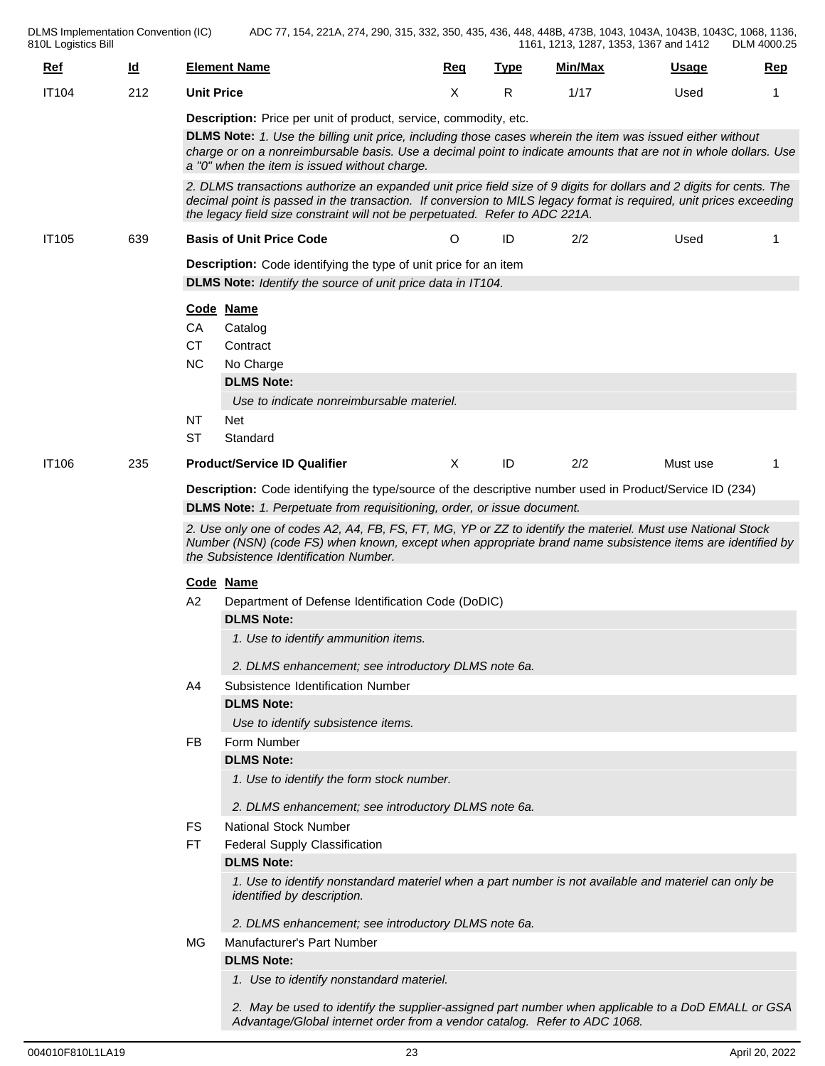| Ref | Id | Element Name | Req | Type | Min/Max | Usage | Rep |
|---|---|---|---|---|---|---|---|
| IT104 | 212 | **Unit Price** | X | R | 1/17 | Used | 1 |

**Description:** Price per unit of product, service, commodity, etc.

**DLMS Note:** *1. Use the billing unit price, including those cases wherein the item was issued either without charge or on a nonreimbursable basis. Use a decimal point to indicate amounts that are not in whole dollars. Use a "0" when the item is issued without charge.*

*2. DLMS transactions authorize an expanded unit price field size of 9 digits for dollars and 2 digits for cents. The decimal point is passed in the transaction. If conversion to MILS legacy format is required, unit prices exceeding the legacy field size constraint will not be perpetuated. Refer to ADC 221A.*

| Ref | Id | Element Name | Req | Type | Min/Max | Usage | Rep |
|---|---|---|---|---|---|---|---|
| IT105 | 639 | **Basis of Unit Price Code** | O | ID | 2/2 | Used | 1 |

**Description:** Code identifying the type of unit price for an item

**DLMS Note:** *Identify the source of unit price data in IT104.*

| Code | Name |
|---|---|
| CA | Catalog |
| CT | Contract |
| NC | No Charge<br>**DLMS Note:**<br>*Use to indicate nonreimbursable materiel.* |
| NT | Net |
| ST | Standard |

| Ref | Id | Element Name | Req | Type | Min/Max | Usage | Rep |
|---|---|---|---|---|---|---|---|
| IT106 | 235 | **Product/Service ID Qualifier** | X | ID | 2/2 | Must use | 1 |

**Description:** Code identifying the type/source of the descriptive number used in Product/Service ID (234)

**DLMS Note:** *1. Perpetuate from requisitioning, order, or issue document.*

*2. Use only one of codes A2, A4, FB, FS, FT, MG, YP or ZZ to identify the materiel. Must use National Stock Number (NSN) (code FS) when known, except when appropriate brand name subsistence items are identified by the Subsistence Identification Number.*

| Code | Name |
|---|---|
| A2 | Department of Defense Identification Code (DoDIC)<br>**DLMS Note:**<br>*1. Use to identify ammunition items.*<br>*2. DLMS enhancement; see introductory DLMS note 6a.* |
| A4 | Subsistence Identification Number<br>**DLMS Note:**<br>*Use to identify subsistence items.* |
| FB | Form Number<br>**DLMS Note:**<br>*1. Use to identify the form stock number.*<br>*2. DLMS enhancement; see introductory DLMS note 6a.* |
| FS | National Stock Number |
| FT | Federal Supply Classification<br>**DLMS Note:**<br>*1. Use to identify nonstandard materiel when a part number is not available and materiel can only be identified by description.*<br>*2. DLMS enhancement; see introductory DLMS note 6a.* |
| MG | Manufacturer's Part Number<br>**DLMS Note:**<br>*1. Use to identify nonstandard materiel.*<br>*2. May be used to identify the supplier-assigned part number when applicable to a DoD EMALL or GSA Advantage/Global internet order from a vendor catalog. Refer to ADC 1068.* |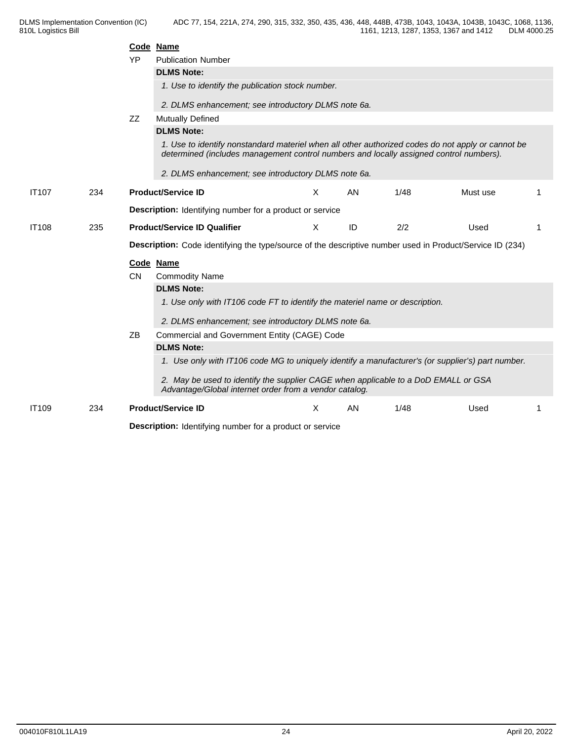| Code | Name |
|---|---|
| YP | Publication Number |

**DLMS Note:**

*1. Use to identify the publication stock number.*

*2. DLMS enhancement; see introductory DLMS note 6a.*

| Code | Name |
|---|---|
| ZZ | Mutually Defined |

**DLMS Note:**

*1. Use to identify nonstandard materiel when all other authorized codes do not apply or cannot be determined (includes management control numbers and locally assigned control numbers).*

*2. DLMS enhancement; see introductory DLMS note 6a.*

| IT107 | 234 | **Product/Service ID** | X | AN | 1/48 | Must use | 1 |
|---|---|---|---|---|---|---|---|

**Description:** Identifying number for a product or service

| IT108 | 235 | **Product/Service ID Qualifier** | X | ID | 2/2 | Used | 1 |
|---|---|---|---|---|---|---|---|

**Description:** Code identifying the type/source of the descriptive number used in Product/Service ID (234)

| Code | Name |
|---|---|
| CN | Commodity Name |

**DLMS Note:**

*1. Use only with IT106 code FT to identify the materiel name or description.*

*2. DLMS enhancement; see introductory DLMS note 6a.*

| Code | Name |
|---|---|
| ZB | Commercial and Government Entity (CAGE) Code |

**DLMS Note:**

*1. Use only with IT106 code MG to uniquely identify a manufacturer's (or supplier's) part number.*

*2. May be used to identify the supplier CAGE when applicable to a DoD EMALL or GSA Advantage/Global internet order from a vendor catalog.*

| IT109 | 234 | **Product/Service ID** | X | AN | 1/48 | Used | 1 |
|---|---|---|---|---|---|---|---|

**Description:** Identifying number for a product or service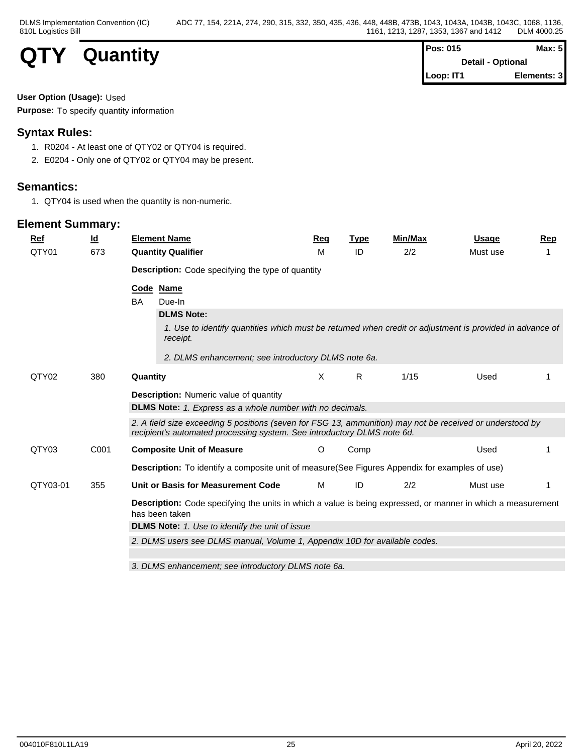# QTY Quantity

| Pos: 015 | Max: 5 |
|---|---|
| Detail - Optional | |
| Loop: IT1 | Elements: 3 |

**User Option (Usage):** Used

**Purpose:** To specify quantity information

## Syntax Rules:

1. R0204 - At least one of QTY02 or QTY04 is required.
2. E0204 - Only one of QTY02 or QTY04 may be present.

## Semantics:

1. QTY04 is used when the quantity is non-numeric.

## Element Summary:

| Ref | Id | Element Name | Req | Type | Min/Max | Usage | Rep |
|---|---|---|---|---|---|---|---|
| QTY01 | 673 | **Quantity Qualifier** | M | ID | 2/2 | Must use | 1 |

**Description:** Code specifying the type of quantity

| Code | Name |
|---|---|
| BA | Due-In |

**DLMS Note:**

*1. Use to identify quantities which must be returned when credit or adjustment is provided in advance of receipt.*

*2. DLMS enhancement; see introductory DLMS note 6a.*

| Ref | Id | Element Name | Req | Type | Min/Max | Usage | Rep |
|---|---|---|---|---|---|---|---|
| QTY02 | 380 | **Quantity** | X | R | 1/15 | Used | 1 |

**Description:** Numeric value of quantity

**DLMS Note:** *1. Express as a whole number with no decimals.*

*2. A field size exceeding 5 positions (seven for FSG 13, ammunition) may not be received or understood by recipient's automated processing system. See introductory DLMS note 6d.*

| Ref | Id | Element Name | Req | Type | Min/Max | Usage | Rep |
|---|---|---|---|---|---|---|---|
| QTY03 | C001 | **Composite Unit of Measure** | O | Comp | | Used | 1 |

**Description:** To identify a composite unit of measure(See Figures Appendix for examples of use)

| Ref | Id | Element Name | Req | Type | Min/Max | Usage | Rep |
|---|---|---|---|---|---|---|---|
| QTY03-01 | 355 | **Unit or Basis for Measurement Code** | M | ID | 2/2 | Must use | 1 |

**Description:** Code specifying the units in which a value is being expressed, or manner in which a measurement has been taken

**DLMS Note:** *1. Use to identify the unit of issue*

*2. DLMS users see DLMS manual, Volume 1, Appendix 10D for available codes.*

*3. DLMS enhancement; see introductory DLMS note 6a.*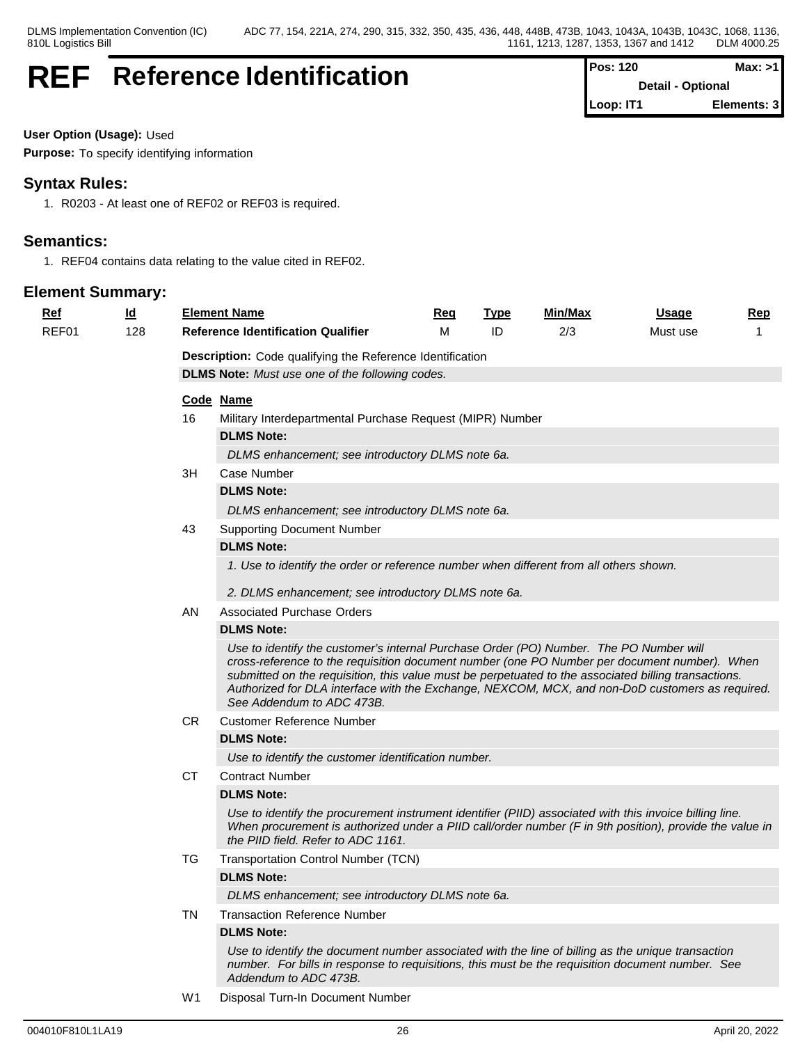# REF Reference Identification

| Pos: 120 | Max: >1 |
|---|---|
| Detail - Optional | |
| Loop: IT1 | Elements: 3 |

**User Option (Usage):** Used

**Purpose:** To specify identifying information

## Syntax Rules:

1. R0203 - At least one of REF02 or REF03 is required.

## Semantics:

1. REF04 contains data relating to the value cited in REF02.

## Element Summary:

| Ref | Id | Element Name | Req | Type | Min/Max | Usage | Rep |
|---|---|---|---|---|---|---|---|
| REF01 | 128 | **Reference Identification Qualifier** | M | ID | 2/3 | Must use | 1 |

**Description:** Code qualifying the Reference Identification

**DLMS Note:** *Must use one of the following codes.*

| Code | Name |
|---|---|
| 16 | Military Interdepartmental Purchase Request (MIPR) Number<br>**DLMS Note:**<br>*DLMS enhancement; see introductory DLMS note 6a.* |
| 3H | Case Number<br>**DLMS Note:**<br>*DLMS enhancement; see introductory DLMS note 6a.* |
| 43 | Supporting Document Number<br>**DLMS Note:**<br>*1. Use to identify the order or reference number when different from all others shown.*<br>*2. DLMS enhancement; see introductory DLMS note 6a.* |
| AN | Associated Purchase Orders<br>**DLMS Note:**<br>*Use to identify the customer's internal Purchase Order (PO) Number. The PO Number will cross-reference to the requisition document number (one PO Number per document number). When submitted on the requisition, this value must be perpetuated to the associated billing transactions. Authorized for DLA interface with the Exchange, NEXCOM, MCX, and non-DoD customers as required. See Addendum to ADC 473B.* |
| CR | Customer Reference Number<br>**DLMS Note:**<br>*Use to identify the customer identification number.* |
| CT | Contract Number<br>**DLMS Note:**<br>*Use to identify the procurement instrument identifier (PIID) associated with this invoice billing line. When procurement is authorized under a PIID call/order number (F in 9th position), provide the value in the PIID field. Refer to ADC 1161.* |
| TG | Transportation Control Number (TCN)<br>**DLMS Note:**<br>*DLMS enhancement; see introductory DLMS note 6a.* |
| TN | Transaction Reference Number<br>**DLMS Note:**<br>*Use to identify the document number associated with the line of billing as the unique transaction number. For bills in response to requisitions, this must be the requisition document number. See Addendum to ADC 473B.* |
| W1 | Disposal Turn-In Document Number |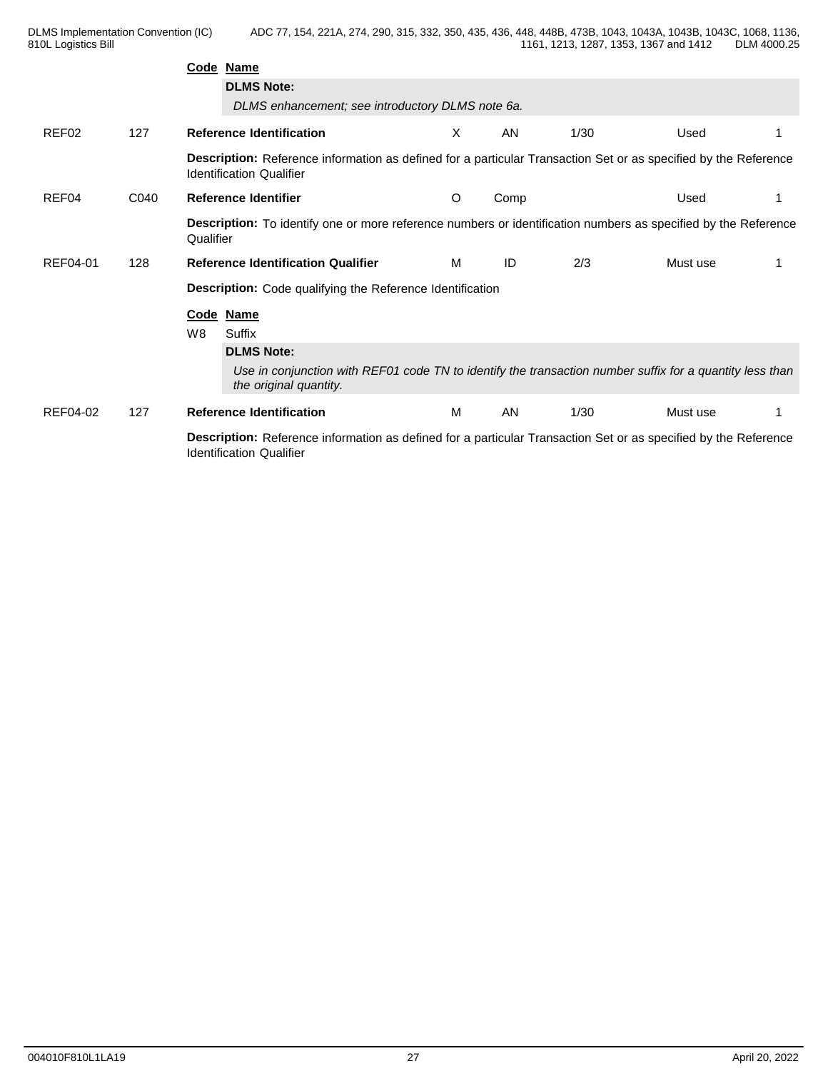**Code** **Name**

**DLMS Note:**

*DLMS enhancement; see introductory DLMS note 6a.*

| REF02 | 127 | **Reference Identification** | X | AN | 1/30 | Used | 1 |
|---|---|---|---|---|---|---|---|

**Description:** Reference information as defined for a particular Transaction Set or as specified by the Reference Identification Qualifier

| REF04 | C040 | **Reference Identifier** | O | Comp | | Used | 1 |
|---|---|---|---|---|---|---|---|

**Description:** To identify one or more reference numbers or identification numbers as specified by the Reference Qualifier

| REF04-01 | 128 | **Reference Identification Qualifier** | M | ID | 2/3 | Must use | 1 |
|---|---|---|---|---|---|---|---|

**Description:** Code qualifying the Reference Identification

**Code** **Name**

W8 Suffix

**DLMS Note:**

*Use in conjunction with REF01 code TN to identify the transaction number suffix for a quantity less than the original quantity.*

| REF04-02 | 127 | **Reference Identification** | M | AN | 1/30 | Must use | 1 |
|---|---|---|---|---|---|---|---|

**Description:** Reference information as defined for a particular Transaction Set or as specified by the Reference Identification Qualifier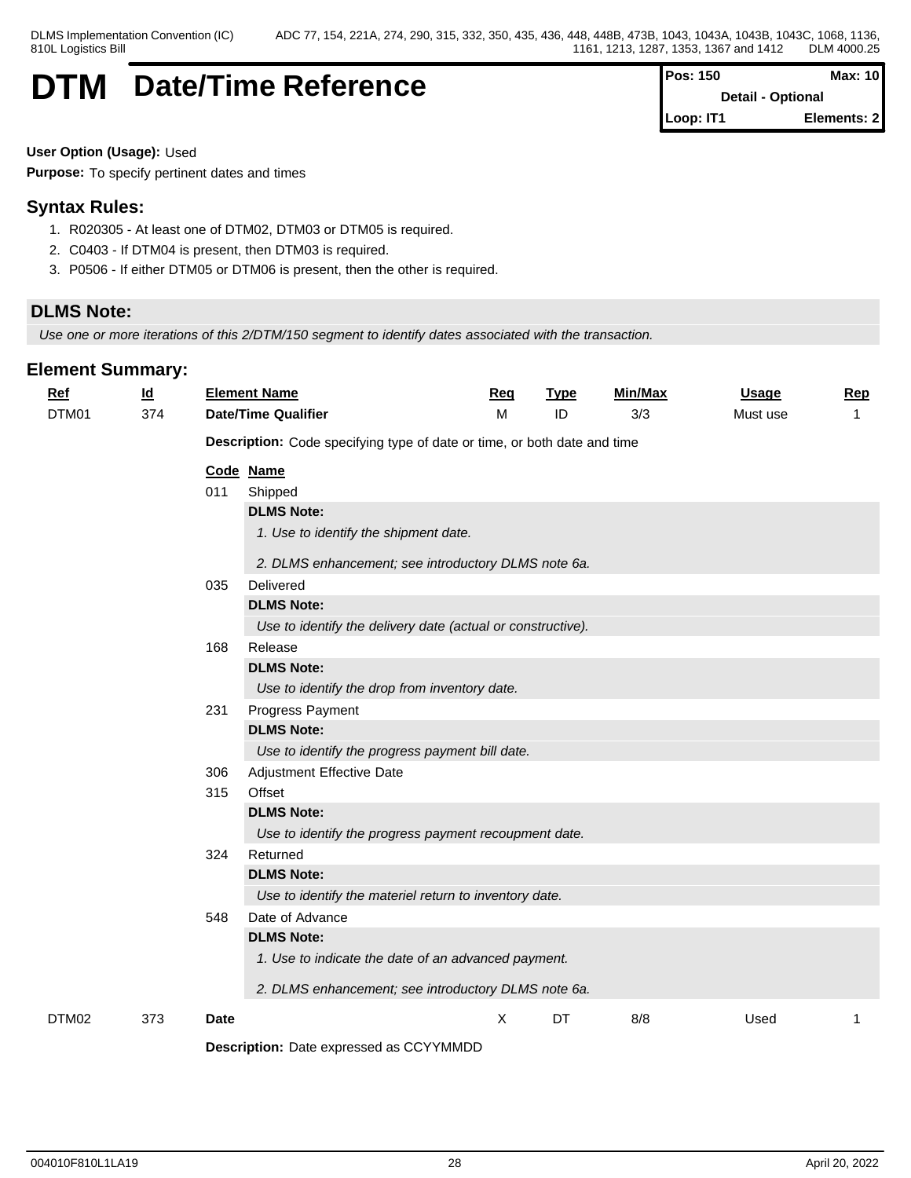# DTM Date/Time Reference

| Pos: 150 | Max: 10 |
| --- | --- |
| Detail - Optional | |
| Loop: IT1 | Elements: 2 |

**User Option (Usage):** Used

**Purpose:** To specify pertinent dates and times

## Syntax Rules:

1. R020305 - At least one of DTM02, DTM03 or DTM05 is required.
2. C0403 - If DTM04 is present, then DTM03 is required.
3. P0506 - If either DTM05 or DTM06 is present, then the other is required.

### DLMS Note:

*Use one or more iterations of this 2/DTM/150 segment to identify dates associated with the transaction.*

## Element Summary:

| Ref | Id | Element Name | Req | Type | Min/Max | Usage | Rep |
| --- | --- | --- | --- | --- | --- | --- | --- |
| DTM01 | 374 | **Date/Time Qualifier** | M | ID | 3/3 | Must use | 1 |

**Description:** Code specifying type of date or time, or both date and time

| Code | Name |
| --- | --- |
| 011 | Shipped |
| | **DLMS Note:** *1. Use to identify the shipment date.* *2. DLMS enhancement; see introductory DLMS note 6a.* |
| 035 | Delivered |
| | **DLMS Note:** *Use to identify the delivery date (actual or constructive).* |
| 168 | Release |
| | **DLMS Note:** *Use to identify the drop from inventory date.* |
| 231 | Progress Payment |
| | **DLMS Note:** *Use to identify the progress payment bill date.* |
| 306 | Adjustment Effective Date |
| 315 | Offset |
| | **DLMS Note:** *Use to identify the progress payment recoupment date.* |
| 324 | Returned |
| | **DLMS Note:** *Use to identify the materiel return to inventory date.* |
| 548 | Date of Advance |
| | **DLMS Note:** *1. Use to indicate the date of an advanced payment.* *2. DLMS enhancement; see introductory DLMS note 6a.* |

| Ref | Id | Element Name | Req | Type | Min/Max | Usage | Rep |
| --- | --- | --- | --- | --- | --- | --- | --- |
| DTM02 | 373 | **Date** | X | DT | 8/8 | Used | 1 |

**Description:** Date expressed as CCYYMMDD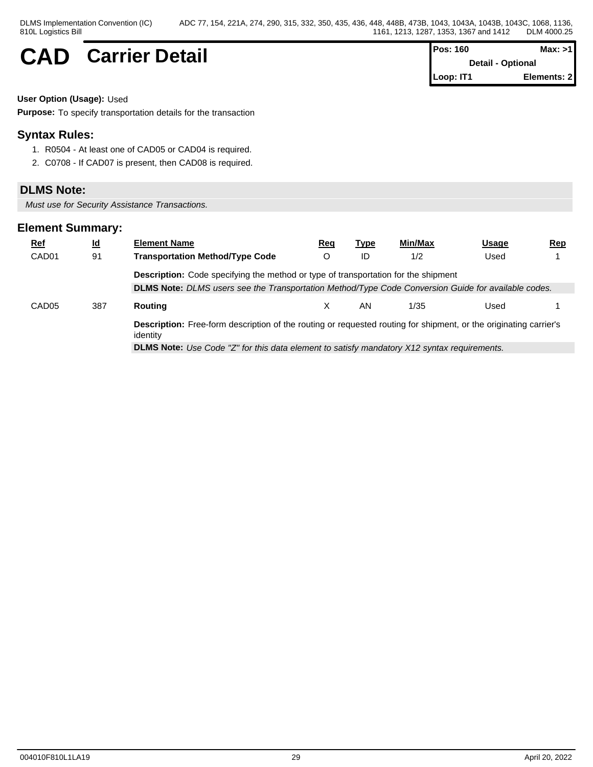# CAD Carrier Detail

| Pos: 160 | Max: >1 |
|---|---|
| Detail - Optional | |
| Loop: IT1 | Elements: 2 |

**User Option (Usage):** Used

**Purpose:** To specify transportation details for the transaction

## Syntax Rules:

1. R0504 - At least one of CAD05 or CAD04 is required.
2. C0708 - If CAD07 is present, then CAD08 is required.

## DLMS Note:

*Must use for Security Assistance Transactions.*

## Element Summary:

| Ref | Id | Element Name | Req | Type | Min/Max | Usage | Rep |
|---|---|---|---|---|---|---|---|
| CAD01 | 91 | **Transportation Method/Type Code** | O | ID | 1/2 | Used | 1 |
| | | **Description:** Code specifying the method or type of transportation for the shipment | | | | | |
| | | **DLMS Note:** *DLMS users see the Transportation Method/Type Code Conversion Guide for available codes.* | | | | | |
| CAD05 | 387 | **Routing** | X | AN | 1/35 | Used | 1 |
| | | **Description:** Free-form description of the routing or requested routing for shipment, or the originating carrier's identity | | | | | |
| | | **DLMS Note:** *Use Code "Z" for this data element to satisfy mandatory X12 syntax requirements.* | | | | | |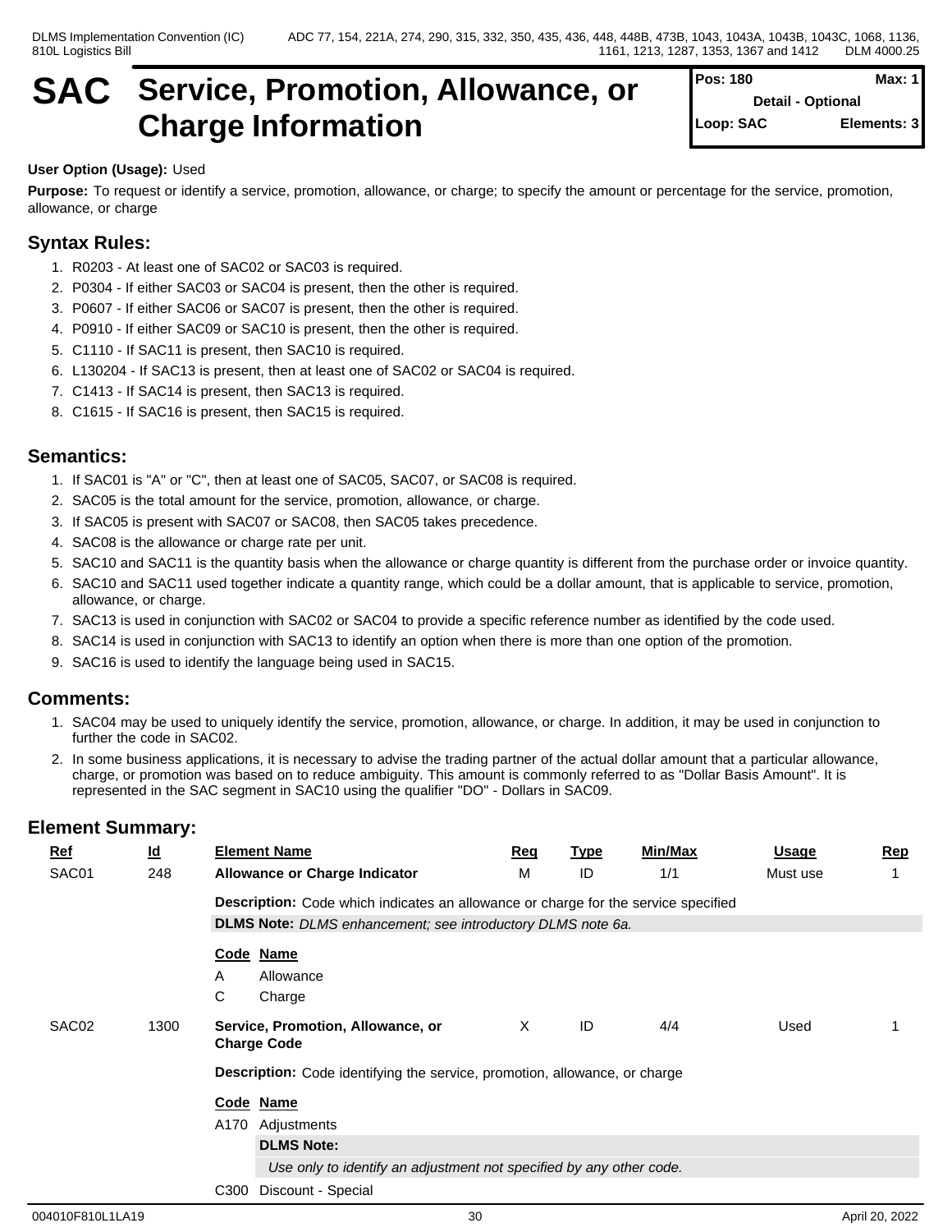# SAC Service, Promotion, Allowance, or Charge Information

| Pos: 180 | Max: 1 |
|---|---|
| Detail - Optional | |
| Loop: SAC | Elements: 3 |

**User Option (Usage):** Used

**Purpose:** To request or identify a service, promotion, allowance, or charge; to specify the amount or percentage for the service, promotion, allowance, or charge

## Syntax Rules:

1. R0203 - At least one of SAC02 or SAC03 is required.
2. P0304 - If either SAC03 or SAC04 is present, then the other is required.
3. P0607 - If either SAC06 or SAC07 is present, then the other is required.
4. P0910 - If either SAC09 or SAC10 is present, then the other is required.
5. C1110 - If SAC11 is present, then SAC10 is required.
6. L130204 - If SAC13 is present, then at least one of SAC02 or SAC04 is required.
7. C1413 - If SAC14 is present, then SAC13 is required.
8. C1615 - If SAC16 is present, then SAC15 is required.

## Semantics:

1. If SAC01 is "A" or "C", then at least one of SAC05, SAC07, or SAC08 is required.
2. SAC05 is the total amount for the service, promotion, allowance, or charge.
3. If SAC05 is present with SAC07 or SAC08, then SAC05 takes precedence.
4. SAC08 is the allowance or charge rate per unit.
5. SAC10 and SAC11 is the quantity basis when the allowance or charge quantity is different from the purchase order or invoice quantity.
6. SAC10 and SAC11 used together indicate a quantity range, which could be a dollar amount, that is applicable to service, promotion, allowance, or charge.
7. SAC13 is used in conjunction with SAC02 or SAC04 to provide a specific reference number as identified by the code used.
8. SAC14 is used in conjunction with SAC13 to identify an option when there is more than one option of the promotion.
9. SAC16 is used to identify the language being used in SAC15.

## Comments:

1. SAC04 may be used to uniquely identify the service, promotion, allowance, or charge. In addition, it may be used in conjunction to further the code in SAC02.
2. In some business applications, it is necessary to advise the trading partner of the actual dollar amount that a particular allowance, charge, or promotion was based on to reduce ambiguity. This amount is commonly referred to as "Dollar Basis Amount". It is represented in the SAC segment in SAC10 using the qualifier "DO" - Dollars in SAC09.

## Element Summary:

| Ref | Id | Element Name | Req | Type | Min/Max | Usage | Rep |
|---|---|---|---|---|---|---|---|
| SAC01 | 248 | **Allowance or Charge Indicator** | M | ID | 1/1 | Must use | 1 |

**Description:** Code which indicates an allowance or charge for the service specified

**DLMS Note:** *DLMS enhancement; see introductory DLMS note 6a.*

| Code | Name |
|---|---|
| A | Allowance |
| C | Charge |

| Ref | Id | Element Name | Req | Type | Min/Max | Usage | Rep |
|---|---|---|---|---|---|---|---|
| SAC02 | 1300 | **Service, Promotion, Allowance, or Charge Code** | X | ID | 4/4 | Used | 1 |

**Description:** Code identifying the service, promotion, allowance, or charge

| Code | Name |
|---|---|
| A170 | Adjustments |

**DLMS Note:**

*Use only to identify an adjustment not specified by any other code.*

| Code | Name |
|---|---|
| C300 | Discount - Special |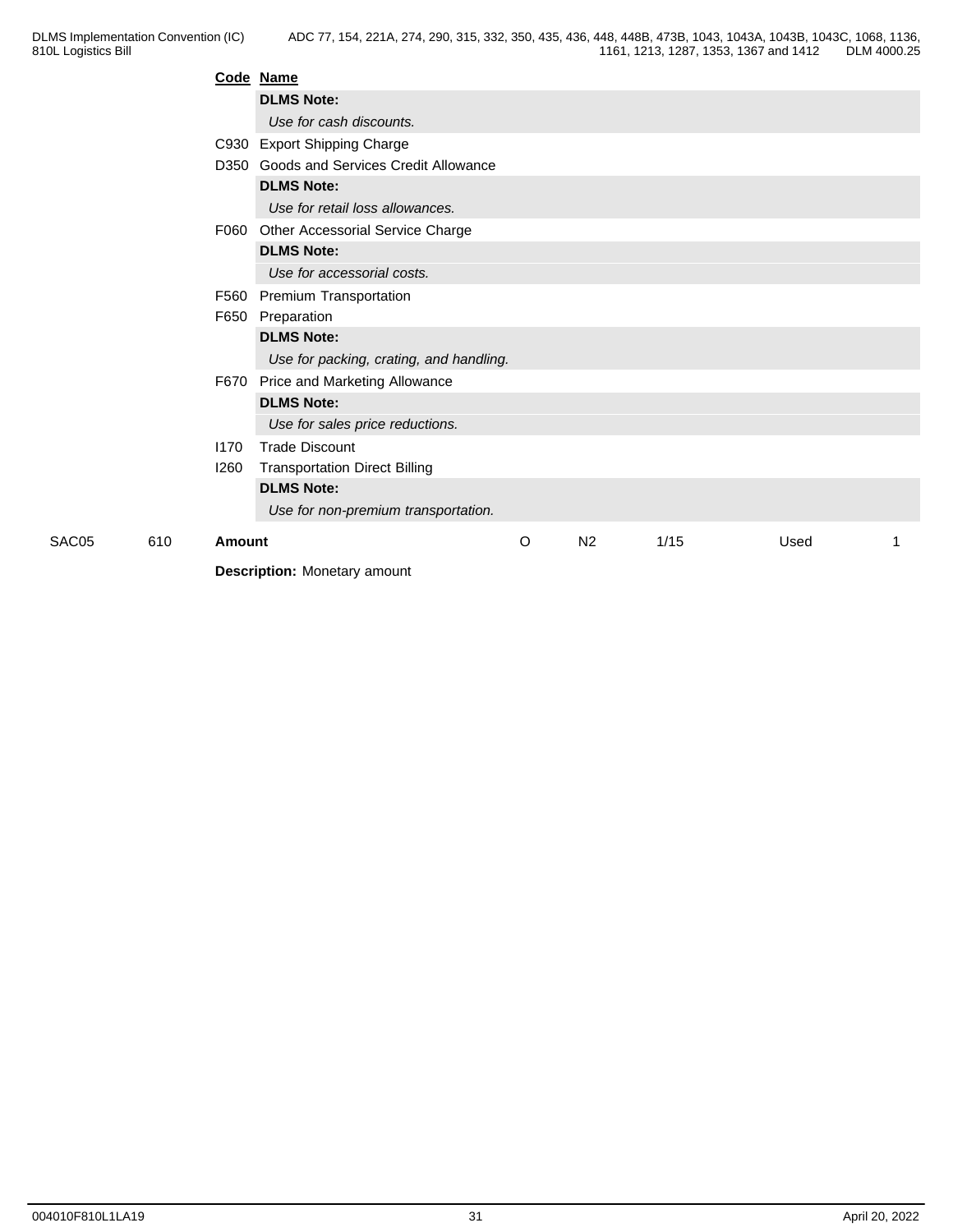| Code | Name |
|---|---|
| | **DLMS Note:** |
| | *Use for cash discounts.* |
| C930 | Export Shipping Charge |
| D350 | Goods and Services Credit Allowance |
| | **DLMS Note:** |
| | *Use for retail loss allowances.* |
| F060 | Other Accessorial Service Charge |
| | **DLMS Note:** |
| | *Use for accessorial costs.* |
| F560 | Premium Transportation |
| F650 | Preparation |
| | **DLMS Note:** |
| | *Use for packing, crating, and handling.* |
| F670 | Price and Marketing Allowance |
| | **DLMS Note:** |
| | *Use for sales price reductions.* |
| I170 | Trade Discount |
| I260 | Transportation Direct Billing |
| | **DLMS Note:** |
| | *Use for non-premium transportation.* |

| | | | | | | | |
|---|---|---|---|---|---|---|---|
| SAC05 | 610 | **Amount** | O | N2 | 1/15 | Used | 1 |

**Description:** Monetary amount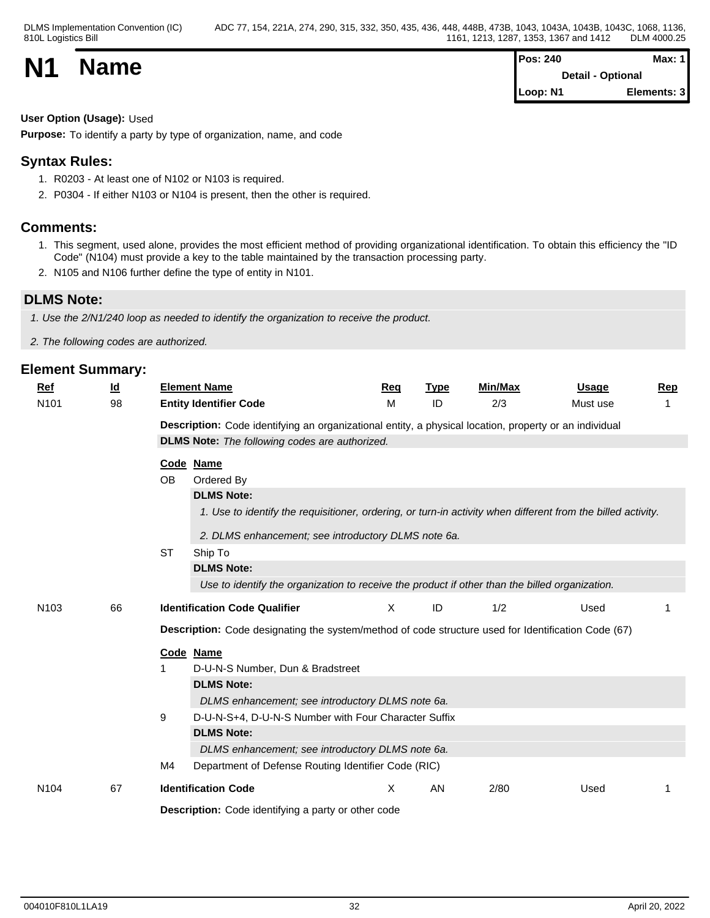# N1 Name

| Pos: 240 | Max: 1 |
|---|---|
| Detail - Optional | |
| Loop: N1 | Elements: 3 |

**User Option (Usage):** Used

**Purpose:** To identify a party by type of organization, name, and code

## Syntax Rules:

1. R0203 - At least one of N102 or N103 is required.
2. P0304 - If either N103 or N104 is present, then the other is required.

## Comments:

1. This segment, used alone, provides the most efficient method of providing organizational identification. To obtain this efficiency the "ID Code" (N104) must provide a key to the table maintained by the transaction processing party.
2. N105 and N106 further define the type of entity in N101.

## DLMS Note:

*1. Use the 2/N1/240 loop as needed to identify the organization to receive the product.*

*2. The following codes are authorized.*

## Element Summary:

| Ref | Id | Element Name | Req | Type | Min/Max | Usage | Rep |
|---|---|---|---|---|---|---|---|
| N101 | 98 | **Entity Identifier Code** | M | ID | 2/3 | Must use | 1 |

**Description:** Code identifying an organizational entity, a physical location, property or an individual

**DLMS Note:** *The following codes are authorized.*

| Code | Name |
|---|---|
| OB | Ordered By |
| ST | Ship To |

**OB** Ordered By

**DLMS Note:**

*1. Use to identify the requisitioner, ordering, or turn-in activity when different from the billed activity.*

*2. DLMS enhancement; see introductory DLMS note 6a.*

**ST** Ship To

**DLMS Note:**

*Use to identify the organization to receive the product if other than the billed organization.*

| Ref | Id | Element Name | Req | Type | Min/Max | Usage | Rep |
|---|---|---|---|---|---|---|---|
| N103 | 66 | **Identification Code Qualifier** | X | ID | 1/2 | Used | 1 |

**Description:** Code designating the system/method of code structure used for Identification Code (67)

| Code | Name |
|---|---|
| 1 | D-U-N-S Number, Dun & Bradstreet |
| 9 | D-U-N-S+4, D-U-N-S Number with Four Character Suffix |
| M4 | Department of Defense Routing Identifier Code (RIC) |

**1** D-U-N-S Number, Dun & Bradstreet

**DLMS Note:**

*DLMS enhancement; see introductory DLMS note 6a.*

**9** D-U-N-S+4, D-U-N-S Number with Four Character Suffix

**DLMS Note:**

*DLMS enhancement; see introductory DLMS note 6a.*

**M4** Department of Defense Routing Identifier Code (RIC)

| Ref | Id | Element Name | Req | Type | Min/Max | Usage | Rep |
|---|---|---|---|---|---|---|---|
| N104 | 67 | **Identification Code** | X | AN | 2/80 | Used | 1 |

**Description:** Code identifying a party or other code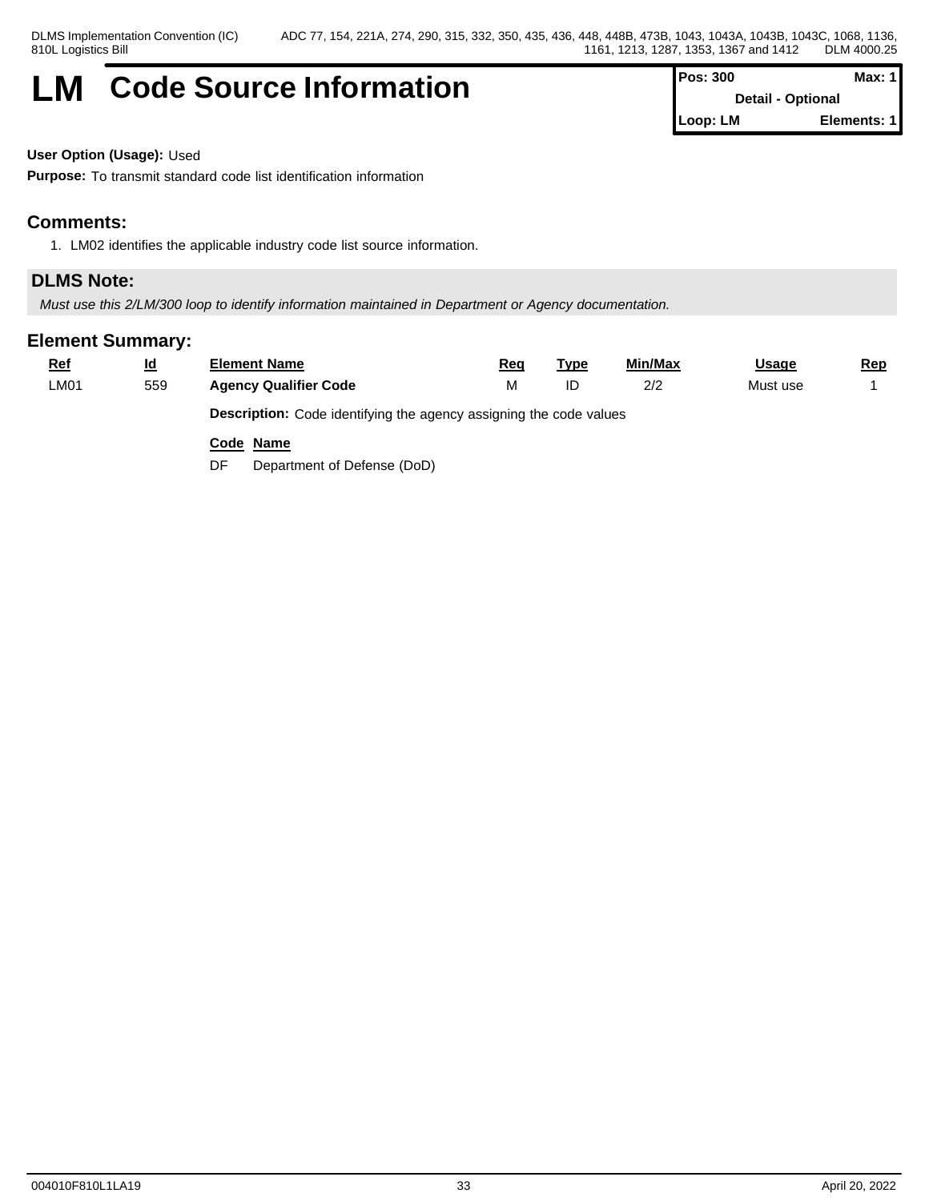# LM Code Source Information

| Pos: 300 | Max: 1 |
| --- | --- |
| Detail - Optional | |
| Loop: LM | Elements: 1 |

**User Option (Usage):** Used

**Purpose:** To transmit standard code list identification information

## Comments:

1. LM02 identifies the applicable industry code list source information.

## DLMS Note:

*Must use this 2/LM/300 loop to identify information maintained in Department or Agency documentation.*

## Element Summary:

| Ref | Id | Element Name | Req | Type | Min/Max | Usage | Rep |
| --- | --- | --- | --- | --- | --- | --- | --- |
| LM01 | 559 | **Agency Qualifier Code** | M | ID | 2/2 | Must use | 1 |

**Description:** Code identifying the agency assigning the code values

| Code | Name |
| --- | --- |
| DF | Department of Defense (DoD) |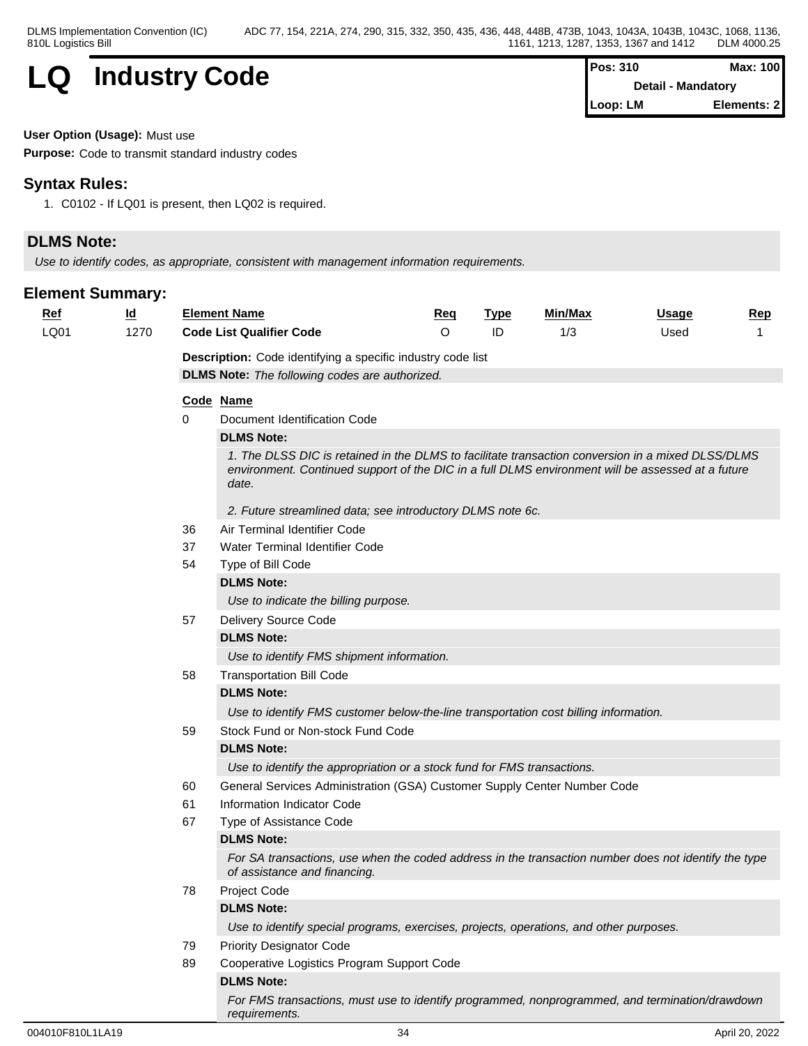# LQ Industry Code

| Pos: 310 | Max: 100 |
|---|---|
| Detail - Mandatory | |
| Loop: LM | Elements: 2 |

**User Option (Usage):** Must use

**Purpose:** Code to transmit standard industry codes

## Syntax Rules:

1. C0102 - If LQ01 is present, then LQ02 is required.

## DLMS Note:

*Use to identify codes, as appropriate, consistent with management information requirements.*

## Element Summary:

| Ref | Id | Element Name | Req | Type | Min/Max | Usage | Rep |
|---|---|---|---|---|---|---|---|
| LQ01 | 1270 | **Code List Qualifier Code** | O | ID | 1/3 | Used | 1 |

**Description:** Code identifying a specific industry code list

**DLMS Note:** *The following codes are authorized.*

| Code | Name |
|---|---|
| 0 | Document Identification Code |
| 36 | Air Terminal Identifier Code |
| 37 | Water Terminal Identifier Code |
| 54 | Type of Bill Code |
| 57 | Delivery Source Code |
| 58 | Transportation Bill Code |
| 59 | Stock Fund or Non-stock Fund Code |
| 60 | General Services Administration (GSA) Customer Supply Center Number Code |
| 61 | Information Indicator Code |
| 67 | Type of Assistance Code |
| 78 | Project Code |
| 79 | Priority Designator Code |
| 89 | Cooperative Logistics Program Support Code |

**0 - Document Identification Code**

**DLMS Note:**

*1. The DLSS DIC is retained in the DLMS to facilitate transaction conversion in a mixed DLSS/DLMS environment. Continued support of the DIC in a full DLMS environment will be assessed at a future date.*

*2. Future streamlined data; see introductory DLMS note 6c.*

**54 - Type of Bill Code**

**DLMS Note:**

*Use to indicate the billing purpose.*

**57 - Delivery Source Code**

**DLMS Note:**

*Use to identify FMS shipment information.*

**58 - Transportation Bill Code**

**DLMS Note:**

*Use to identify FMS customer below-the-line transportation cost billing information.*

**59 - Stock Fund or Non-stock Fund Code**

**DLMS Note:**

*Use to identify the appropriation or a stock fund for FMS transactions.*

**67 - Type of Assistance Code**

**DLMS Note:**

*For SA transactions, use when the coded address in the transaction number does not identify the type of assistance and financing.*

**78 - Project Code**

**DLMS Note:**

*Use to identify special programs, exercises, projects, operations, and other purposes.*

**89 - Cooperative Logistics Program Support Code**

**DLMS Note:**

*For FMS transactions, must use to identify programmed, nonprogrammed, and termination/drawdown requirements.*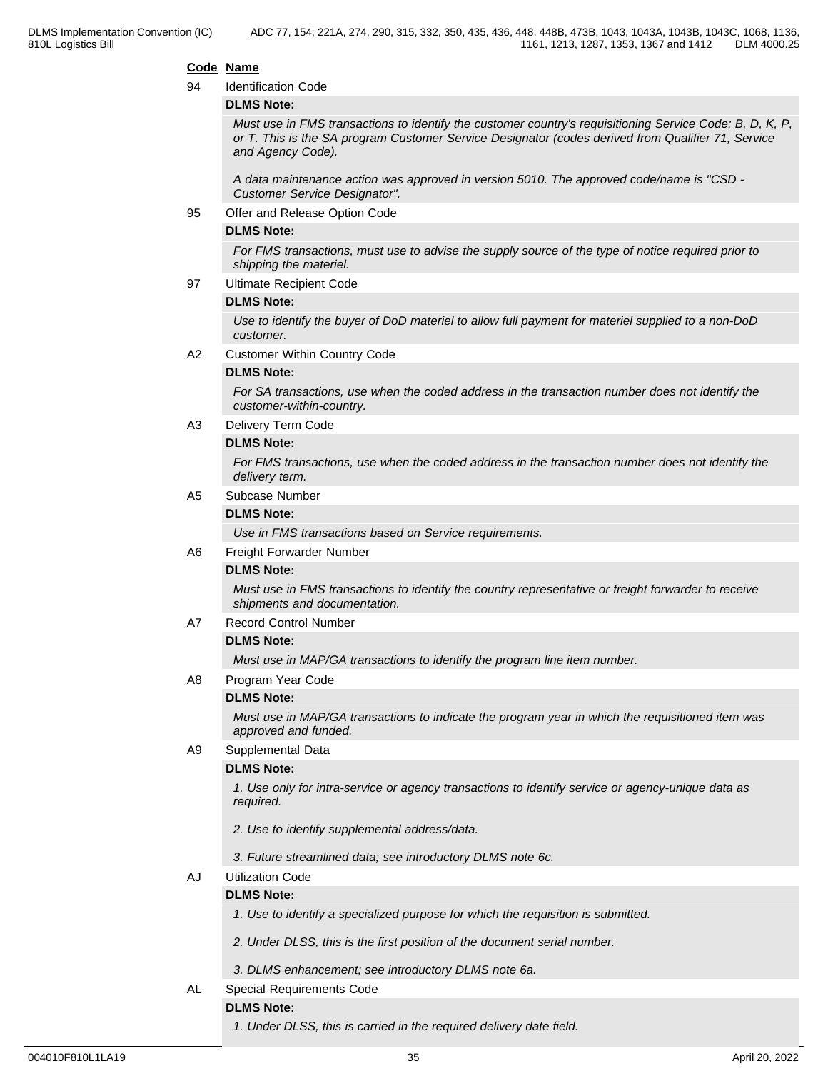**Code Name**

94 Identification Code

**DLMS Note:**

*Must use in FMS transactions to identify the customer country's requisitioning Service Code: B, D, K, P, or T. This is the SA program Customer Service Designator (codes derived from Qualifier 71, Service and Agency Code).*

*A data maintenance action was approved in version 5010. The approved code/name is "CSD - Customer Service Designator".*

95 Offer and Release Option Code

**DLMS Note:**

*For FMS transactions, must use to advise the supply source of the type of notice required prior to shipping the materiel.*

97 Ultimate Recipient Code

**DLMS Note:**

*Use to identify the buyer of DoD materiel to allow full payment for materiel supplied to a non-DoD customer.*

A2 Customer Within Country Code

**DLMS Note:**

*For SA transactions, use when the coded address in the transaction number does not identify the customer-within-country.*

A3 Delivery Term Code

**DLMS Note:**

*For FMS transactions, use when the coded address in the transaction number does not identify the delivery term.*

A5 Subcase Number

**DLMS Note:**

*Use in FMS transactions based on Service requirements.*

A6 Freight Forwarder Number

**DLMS Note:**

*Must use in FMS transactions to identify the country representative or freight forwarder to receive shipments and documentation.*

A7 Record Control Number

**DLMS Note:**

*Must use in MAP/GA transactions to identify the program line item number.*

A8 Program Year Code

**DLMS Note:**

*Must use in MAP/GA transactions to indicate the program year in which the requisitioned item was approved and funded.*

A9 Supplemental Data

**DLMS Note:**

*1. Use only for intra-service or agency transactions to identify service or agency-unique data as required.*

*2. Use to identify supplemental address/data.*

*3. Future streamlined data; see introductory DLMS note 6c.*

AJ Utilization Code

**DLMS Note:**

*1. Use to identify a specialized purpose for which the requisition is submitted.*

*2. Under DLSS, this is the first position of the document serial number.*

*3. DLMS enhancement; see introductory DLMS note 6a.*

AL Special Requirements Code

**DLMS Note:**

*1. Under DLSS, this is carried in the required delivery date field.*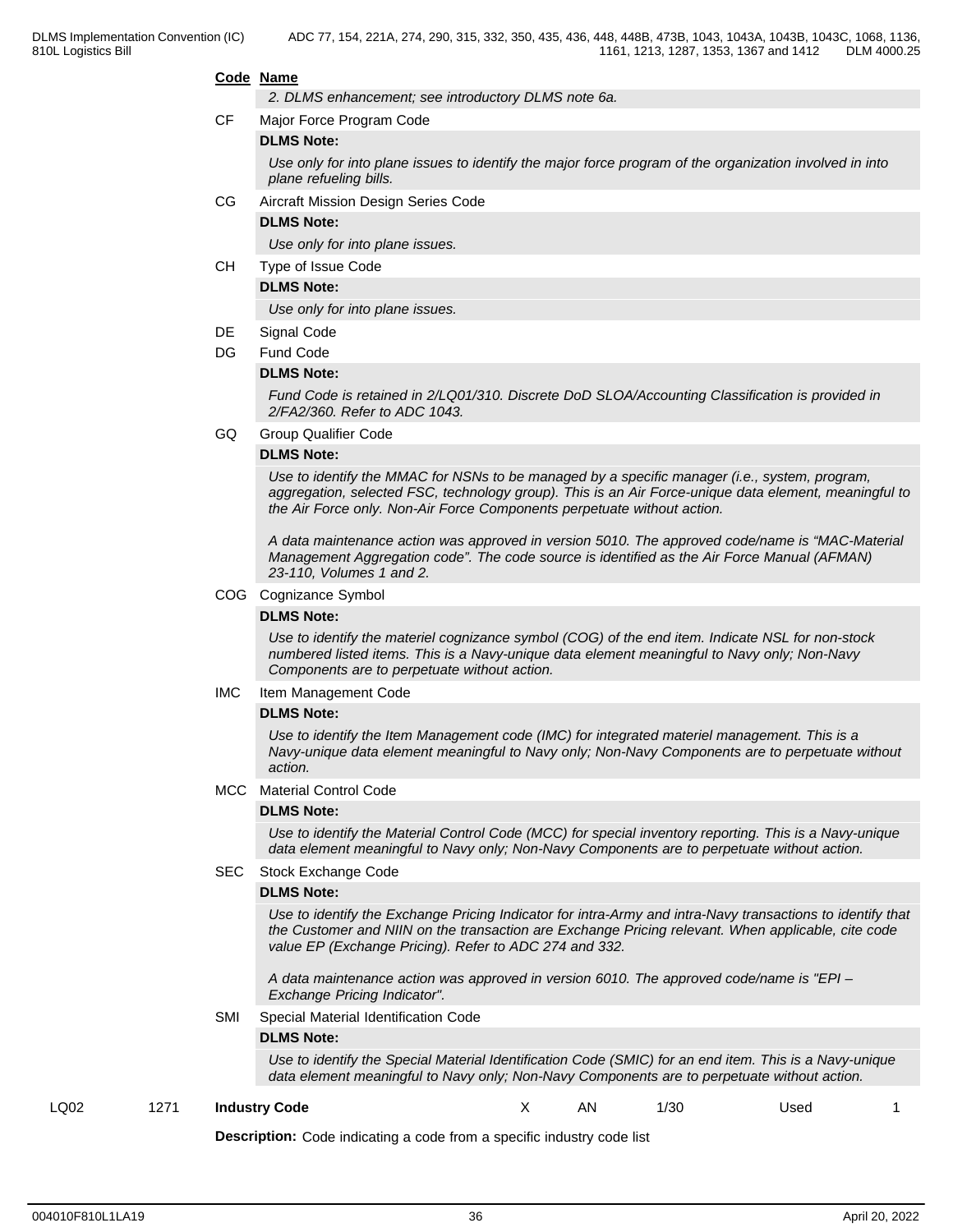**Code Name**

*2. DLMS enhancement; see introductory DLMS note 6a.*

**CF** Major Force Program Code

**DLMS Note:**

*Use only for into plane issues to identify the major force program of the organization involved in into plane refueling bills.*

**CG** Aircraft Mission Design Series Code

**DLMS Note:**

*Use only for into plane issues.*

**CH** Type of Issue Code

**DLMS Note:**

*Use only for into plane issues.*

**DE** Signal Code

**DG** Fund Code

**DLMS Note:**

*Fund Code is retained in 2/LQ01/310. Discrete DoD SLOA/Accounting Classification is provided in 2/FA2/360. Refer to ADC 1043.*

**GQ** Group Qualifier Code

**DLMS Note:**

*Use to identify the MMAC for NSNs to be managed by a specific manager (i.e., system, program, aggregation, selected FSC, technology group). This is an Air Force-unique data element, meaningful to the Air Force only. Non-Air Force Components perpetuate without action.*

*A data maintenance action was approved in version 5010. The approved code/name is "MAC-Material Management Aggregation code". The code source is identified as the Air Force Manual (AFMAN) 23-110, Volumes 1 and 2.*

**COG** Cognizance Symbol

**DLMS Note:**

*Use to identify the materiel cognizance symbol (COG) of the end item. Indicate NSL for non-stock numbered listed items. This is a Navy-unique data element meaningful to Navy only; Non-Navy Components are to perpetuate without action.*

**IMC** Item Management Code

**DLMS Note:**

*Use to identify the Item Management code (IMC) for integrated materiel management. This is a Navy-unique data element meaningful to Navy only; Non-Navy Components are to perpetuate without action.*

**MCC** Material Control Code

**DLMS Note:**

*Use to identify the Material Control Code (MCC) for special inventory reporting. This is a Navy-unique data element meaningful to Navy only; Non-Navy Components are to perpetuate without action.*

**SEC** Stock Exchange Code

**DLMS Note:**

*Use to identify the Exchange Pricing Indicator for intra-Army and intra-Navy transactions to identify that the Customer and NIIN on the transaction are Exchange Pricing relevant. When applicable, cite code value EP (Exchange Pricing). Refer to ADC 274 and 332.*

*A data maintenance action was approved in version 6010. The approved code/name is "EPI – Exchange Pricing Indicator".*

**SMI** Special Material Identification Code

**DLMS Note:**

*Use to identify the Special Material Identification Code (SMIC) for an end item. This is a Navy-unique data element meaningful to Navy only; Non-Navy Components are to perpetuate without action.*

| LQ02 | 1271 | **Industry Code** | X | AN | 1/30 | Used | 1 |
|---|---|---|---|---|---|---|---|

**Description:** Code indicating a code from a specific industry code list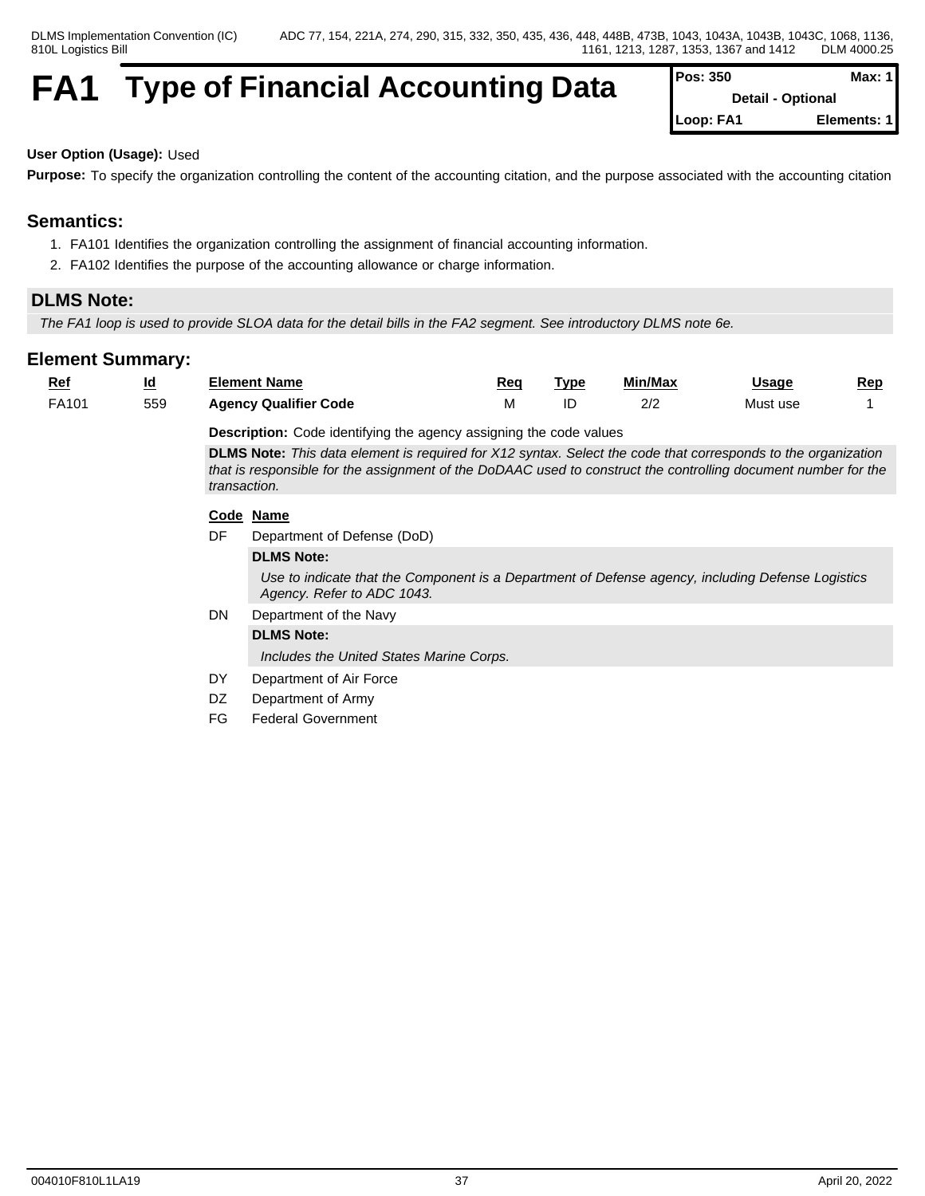# FA1 Type of Financial Accounting Data

| Pos: 350 | Max: 1 |
|---|---|
| Detail - Optional | |
| Loop: FA1 | Elements: 1 |

**User Option (Usage):** Used

**Purpose:** To specify the organization controlling the content of the accounting citation, and the purpose associated with the accounting citation

## Semantics:

1. FA101 Identifies the organization controlling the assignment of financial accounting information.
2. FA102 Identifies the purpose of the accounting allowance or charge information.

## DLMS Note:

*The FA1 loop is used to provide SLOA data for the detail bills in the FA2 segment. See introductory DLMS note 6e.*

## Element Summary:

| Ref | Id | Element Name | Req | Type | Min/Max | Usage | Rep |
|---|---|---|---|---|---|---|---|
| FA101 | 559 | **Agency Qualifier Code** | M | ID | 2/2 | Must use | 1 |

**Description:** Code identifying the agency assigning the code values

**DLMS Note:** *This data element is required for X12 syntax. Select the code that corresponds to the organization that is responsible for the assignment of the DoDAAC used to construct the controlling document number for the transaction.*

| Code | Name |
|---|---|
| DF | Department of Defense (DoD) |
| DN | Department of the Navy |
| DY | Department of Air Force |
| DZ | Department of Army |
| FG | Federal Government |

DF — **DLMS Note:** *Use to indicate that the Component is a Department of Defense agency, including Defense Logistics Agency. Refer to ADC 1043.*

DN — **DLMS Note:** *Includes the United States Marine Corps.*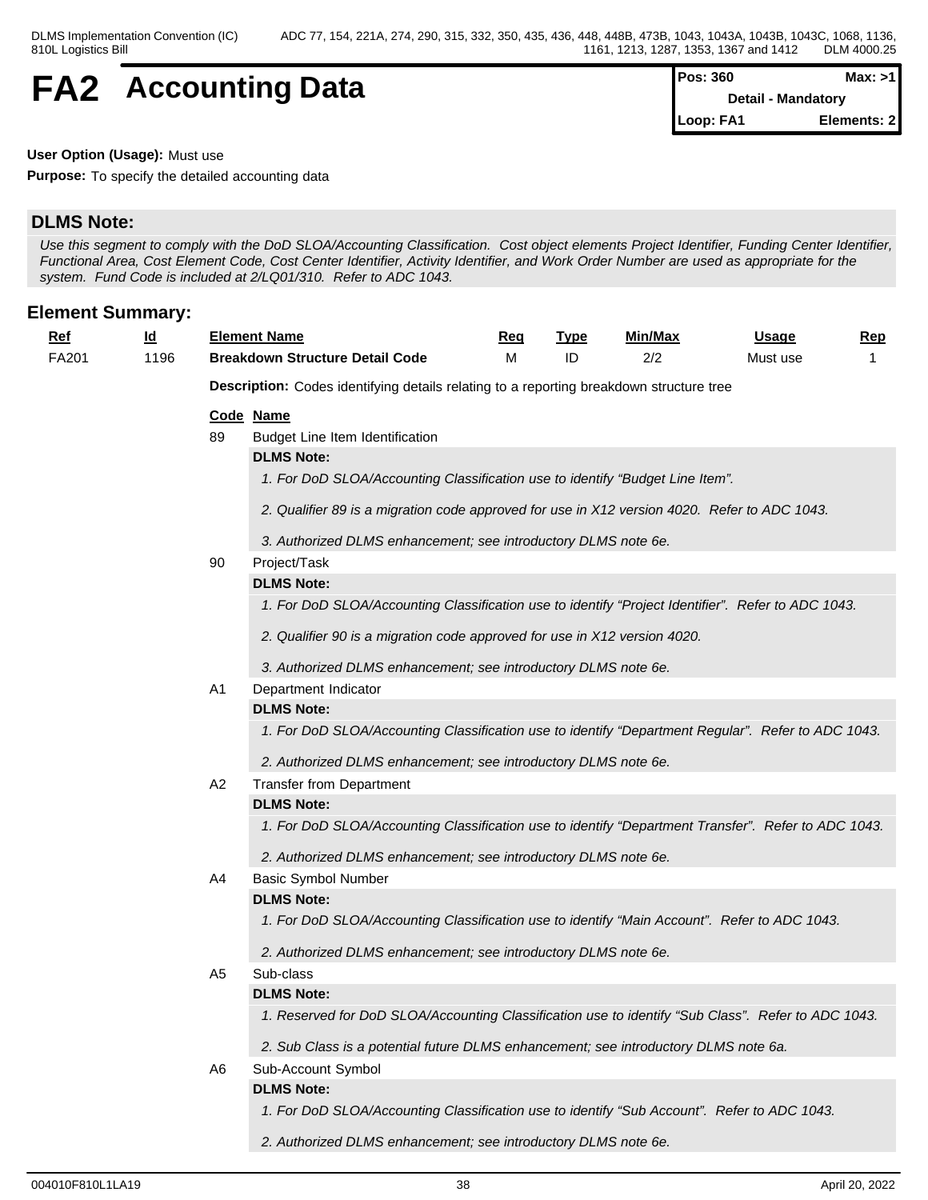# FA2 Accounting Data

| Pos: 360 | Max: >1 |
|---|---|
| Detail - Mandatory | |
| Loop: FA1 | Elements: 2 |

**User Option (Usage):** Must use

**Purpose:** To specify the detailed accounting data

## DLMS Note:

*Use this segment to comply with the DoD SLOA/Accounting Classification. Cost object elements Project Identifier, Funding Center Identifier, Functional Area, Cost Element Code, Cost Center Identifier, Activity Identifier, and Work Order Number are used as appropriate for the system. Fund Code is included at 2/LQ01/310. Refer to ADC 1043.*

## Element Summary:

| Ref | Id | Element Name | Req | Type | Min/Max | Usage | Rep |
|---|---|---|---|---|---|---|---|
| FA201 | 1196 | **Breakdown Structure Detail Code** | M | ID | 2/2 | Must use | 1 |

**Description:** Codes identifying details relating to a reporting breakdown structure tree

**Code Name**

**89** Budget Line Item Identification

**DLMS Note:**

*1. For DoD SLOA/Accounting Classification use to identify "Budget Line Item".*

*2. Qualifier 89 is a migration code approved for use in X12 version 4020. Refer to ADC 1043.*

*3. Authorized DLMS enhancement; see introductory DLMS note 6e.*

**90** Project/Task

**DLMS Note:**

*1. For DoD SLOA/Accounting Classification use to identify "Project Identifier". Refer to ADC 1043.*

*2. Qualifier 90 is a migration code approved for use in X12 version 4020.*

*3. Authorized DLMS enhancement; see introductory DLMS note 6e.*

**A1** Department Indicator

**DLMS Note:**

*1. For DoD SLOA/Accounting Classification use to identify "Department Regular". Refer to ADC 1043.*

*2. Authorized DLMS enhancement; see introductory DLMS note 6e.*

**A2** Transfer from Department

**DLMS Note:**

*1. For DoD SLOA/Accounting Classification use to identify "Department Transfer". Refer to ADC 1043.*

*2. Authorized DLMS enhancement; see introductory DLMS note 6e.*

**A4** Basic Symbol Number

**DLMS Note:**

*1. For DoD SLOA/Accounting Classification use to identify "Main Account". Refer to ADC 1043.*

*2. Authorized DLMS enhancement; see introductory DLMS note 6e.*

**A5** Sub-class

**DLMS Note:**

*1. Reserved for DoD SLOA/Accounting Classification use to identify "Sub Class". Refer to ADC 1043.*

*2. Sub Class is a potential future DLMS enhancement; see introductory DLMS note 6a.*

**A6** Sub-Account Symbol

**DLMS Note:**

*1. For DoD SLOA/Accounting Classification use to identify "Sub Account". Refer to ADC 1043.*

*2. Authorized DLMS enhancement; see introductory DLMS note 6e.*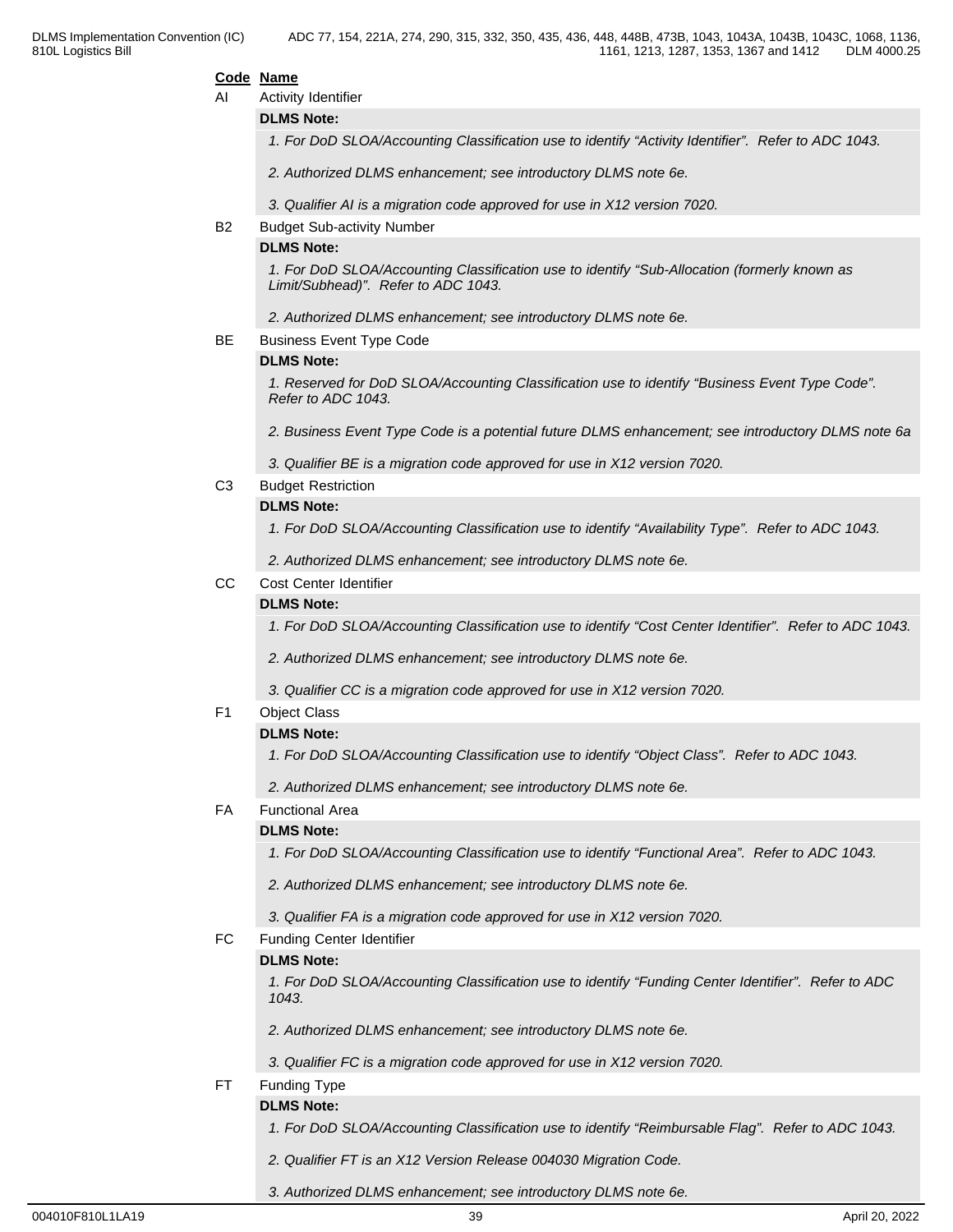**Code Name**

AI Activity Identifier

**DLMS Note:**

*1. For DoD SLOA/Accounting Classification use to identify "Activity Identifier". Refer to ADC 1043.*

*2. Authorized DLMS enhancement; see introductory DLMS note 6e.*

*3. Qualifier AI is a migration code approved for use in X12 version 7020.*

B2 Budget Sub-activity Number

**DLMS Note:**

*1. For DoD SLOA/Accounting Classification use to identify "Sub-Allocation (formerly known as Limit/Subhead)". Refer to ADC 1043.*

*2. Authorized DLMS enhancement; see introductory DLMS note 6e.*

BE Business Event Type Code

**DLMS Note:**

*1. Reserved for DoD SLOA/Accounting Classification use to identify "Business Event Type Code". Refer to ADC 1043.*

*2. Business Event Type Code is a potential future DLMS enhancement; see introductory DLMS note 6a*

*3. Qualifier BE is a migration code approved for use in X12 version 7020.*

C3 Budget Restriction

**DLMS Note:**

*1. For DoD SLOA/Accounting Classification use to identify "Availability Type". Refer to ADC 1043.*

*2. Authorized DLMS enhancement; see introductory DLMS note 6e.*

CC Cost Center Identifier

**DLMS Note:**

*1. For DoD SLOA/Accounting Classification use to identify "Cost Center Identifier". Refer to ADC 1043.*

*2. Authorized DLMS enhancement; see introductory DLMS note 6e.*

*3. Qualifier CC is a migration code approved for use in X12 version 7020.*

F1 Object Class

**DLMS Note:**

*1. For DoD SLOA/Accounting Classification use to identify "Object Class". Refer to ADC 1043.*

*2. Authorized DLMS enhancement; see introductory DLMS note 6e.*

FA Functional Area

**DLMS Note:**

*1. For DoD SLOA/Accounting Classification use to identify "Functional Area". Refer to ADC 1043.*

*2. Authorized DLMS enhancement; see introductory DLMS note 6e.*

*3. Qualifier FA is a migration code approved for use in X12 version 7020.*

FC Funding Center Identifier

**DLMS Note:**

*1. For DoD SLOA/Accounting Classification use to identify "Funding Center Identifier". Refer to ADC 1043.*

*2. Authorized DLMS enhancement; see introductory DLMS note 6e.*

*3. Qualifier FC is a migration code approved for use in X12 version 7020.*

FT Funding Type

**DLMS Note:**

*1. For DoD SLOA/Accounting Classification use to identify "Reimbursable Flag". Refer to ADC 1043.*

*2. Qualifier FT is an X12 Version Release 004030 Migration Code.*

*3. Authorized DLMS enhancement; see introductory DLMS note 6e.*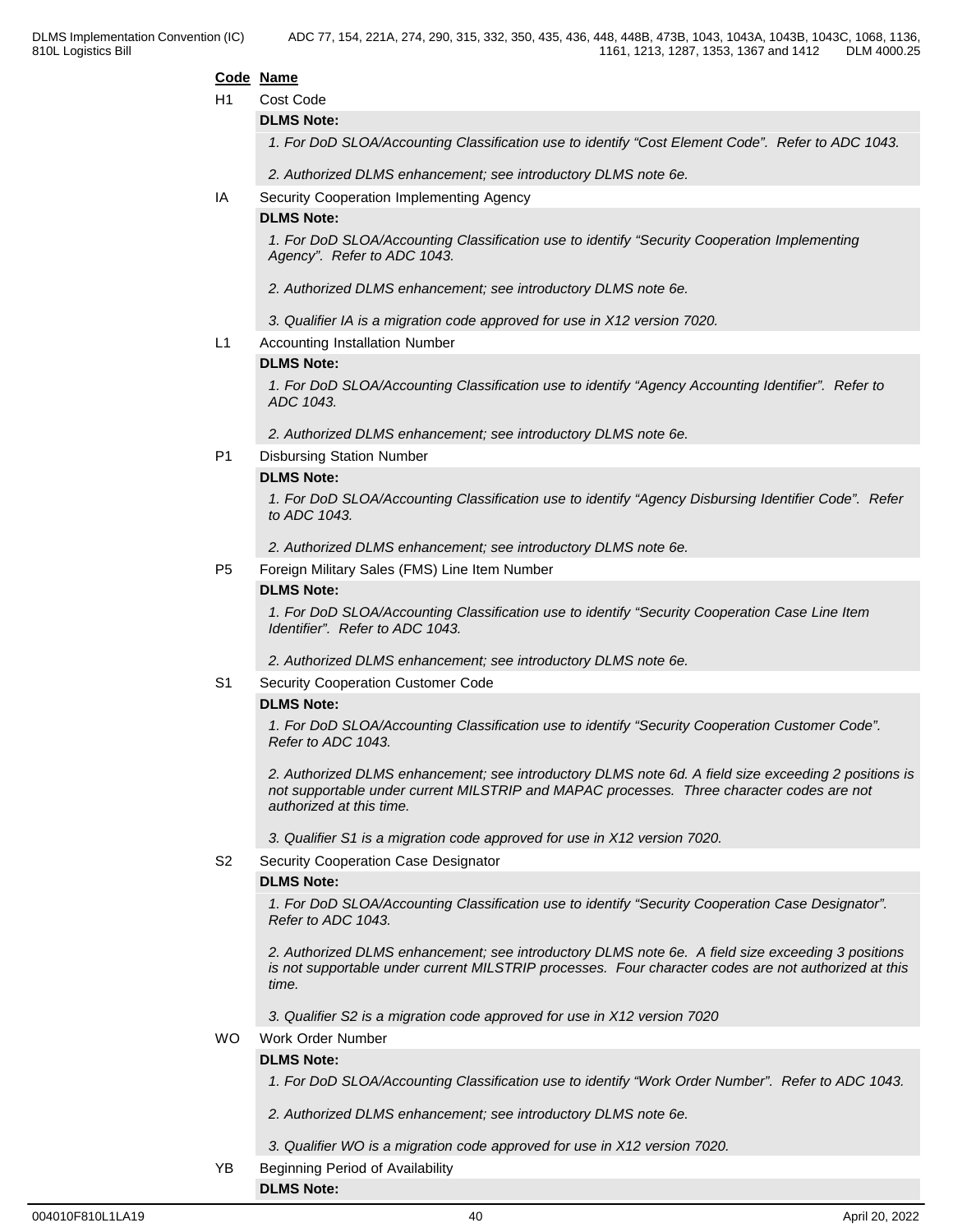**Code** **Name**

H1 Cost Code

**DLMS Note:**

*1. For DoD SLOA/Accounting Classification use to identify "Cost Element Code". Refer to ADC 1043.*

*2. Authorized DLMS enhancement; see introductory DLMS note 6e.*

IA Security Cooperation Implementing Agency

**DLMS Note:**

*1. For DoD SLOA/Accounting Classification use to identify "Security Cooperation Implementing Agency". Refer to ADC 1043.*

*2. Authorized DLMS enhancement; see introductory DLMS note 6e.*

*3. Qualifier IA is a migration code approved for use in X12 version 7020.*

L1 Accounting Installation Number

**DLMS Note:**

*1. For DoD SLOA/Accounting Classification use to identify "Agency Accounting Identifier". Refer to ADC 1043.*

*2. Authorized DLMS enhancement; see introductory DLMS note 6e.*

P1 Disbursing Station Number

**DLMS Note:**

*1. For DoD SLOA/Accounting Classification use to identify "Agency Disbursing Identifier Code". Refer to ADC 1043.*

*2. Authorized DLMS enhancement; see introductory DLMS note 6e.*

P5 Foreign Military Sales (FMS) Line Item Number

**DLMS Note:**

*1. For DoD SLOA/Accounting Classification use to identify "Security Cooperation Case Line Item Identifier". Refer to ADC 1043.*

*2. Authorized DLMS enhancement; see introductory DLMS note 6e.*

S1 Security Cooperation Customer Code

**DLMS Note:**

*1. For DoD SLOA/Accounting Classification use to identify "Security Cooperation Customer Code". Refer to ADC 1043.*

*2. Authorized DLMS enhancement; see introductory DLMS note 6d. A field size exceeding 2 positions is not supportable under current MILSTRIP and MAPAC processes. Three character codes are not authorized at this time.*

*3. Qualifier S1 is a migration code approved for use in X12 version 7020.*

S2 Security Cooperation Case Designator

**DLMS Note:**

*1. For DoD SLOA/Accounting Classification use to identify "Security Cooperation Case Designator". Refer to ADC 1043.*

*2. Authorized DLMS enhancement; see introductory DLMS note 6e. A field size exceeding 3 positions is not supportable under current MILSTRIP processes. Four character codes are not authorized at this time.*

*3. Qualifier S2 is a migration code approved for use in X12 version 7020*

WO Work Order Number

**DLMS Note:**

*1. For DoD SLOA/Accounting Classification use to identify "Work Order Number". Refer to ADC 1043.*

*2. Authorized DLMS enhancement; see introductory DLMS note 6e.*

*3. Qualifier WO is a migration code approved for use in X12 version 7020.*

YB Beginning Period of Availability

**DLMS Note:**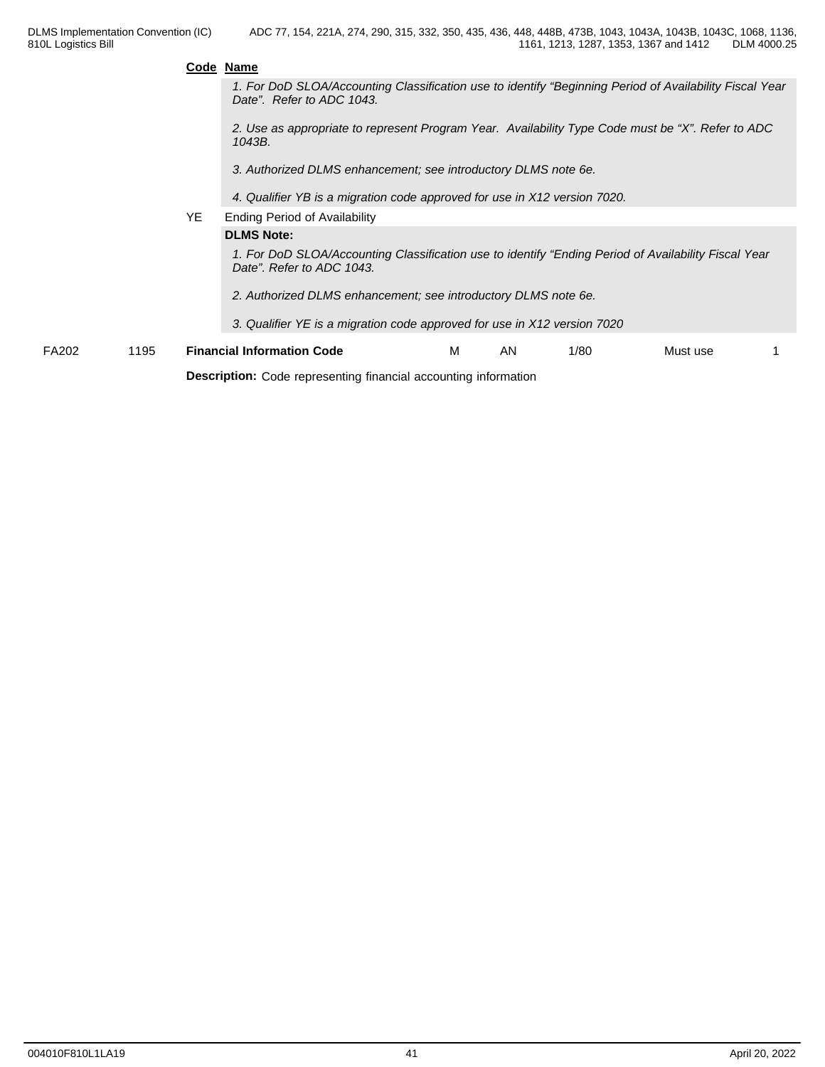**Code** **Name**

*1. For DoD SLOA/Accounting Classification use to identify "Beginning Period of Availability Fiscal Year Date". Refer to ADC 1043.*

*2. Use as appropriate to represent Program Year. Availability Type Code must be "X". Refer to ADC 1043B.*

*3. Authorized DLMS enhancement; see introductory DLMS note 6e.*

*4. Qualifier YB is a migration code approved for use in X12 version 7020.*

YE Ending Period of Availability

**DLMS Note:**

*1. For DoD SLOA/Accounting Classification use to identify "Ending Period of Availability Fiscal Year Date". Refer to ADC 1043.*

*2. Authorized DLMS enhancement; see introductory DLMS note 6e.*

*3. Qualifier YE is a migration code approved for use in X12 version 7020*

| FA202 | 1195 | **Financial Information Code** | M | AN | 1/80 | Must use | 1 |
|---|---|---|---|---|---|---|---|

**Description:** Code representing financial accounting information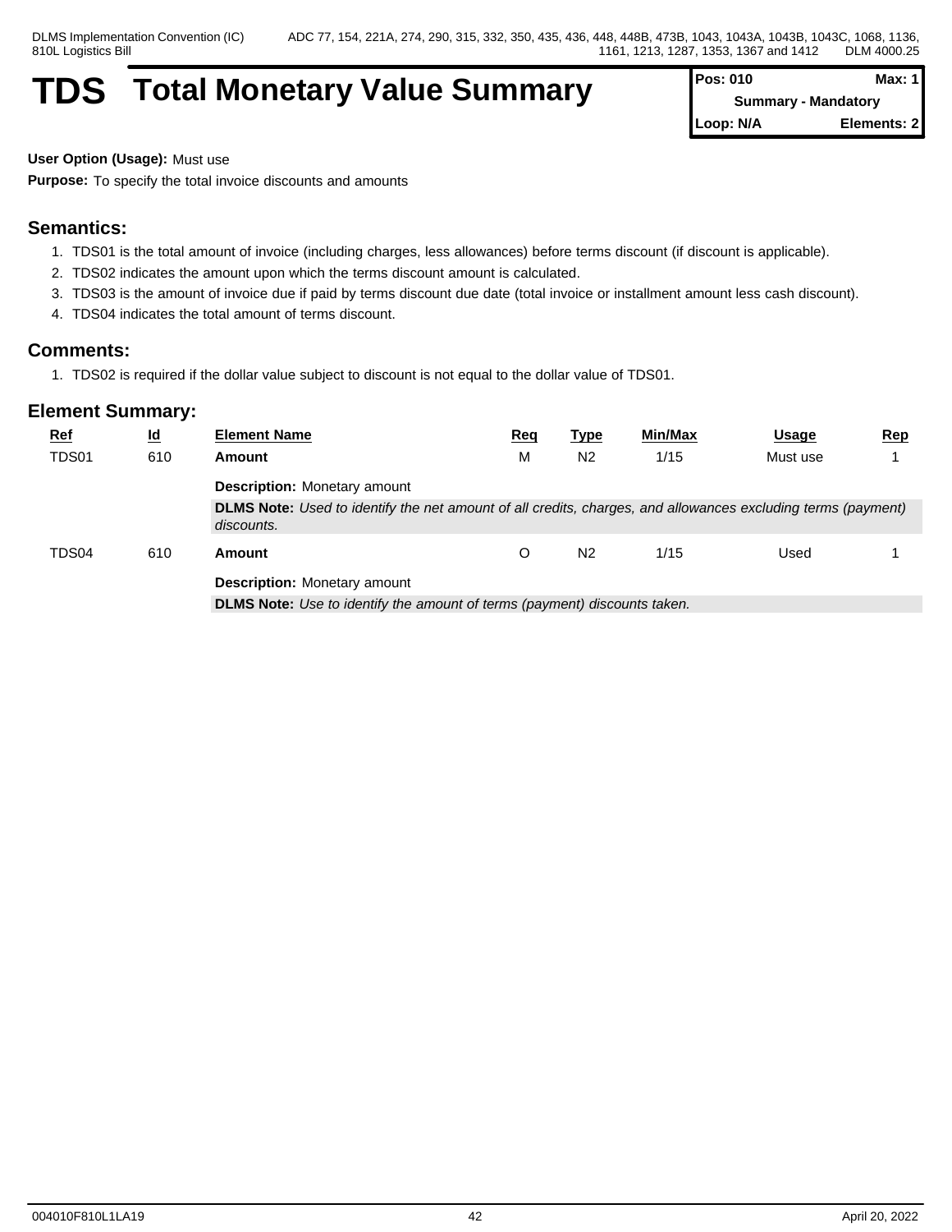# TDS Total Monetary Value Summary

| Pos: 010 | Max: 1 |
|---|---|
| Summary - Mandatory | |
| Loop: N/A | Elements: 2 |

**User Option (Usage):** Must use

**Purpose:** To specify the total invoice discounts and amounts

## Semantics:

1. TDS01 is the total amount of invoice (including charges, less allowances) before terms discount (if discount is applicable).
2. TDS02 indicates the amount upon which the terms discount amount is calculated.
3. TDS03 is the amount of invoice due if paid by terms discount due date (total invoice or installment amount less cash discount).
4. TDS04 indicates the total amount of terms discount.

## Comments:

1. TDS02 is required if the dollar value subject to discount is not equal to the dollar value of TDS01.

## Element Summary:

| Ref | Id | Element Name | Req | Type | Min/Max | Usage | Rep |
|---|---|---|---|---|---|---|---|
| TDS01 | 610 | **Amount** | M | N2 | 1/15 | Must use | 1 |
| | | **Description:** Monetary amount | | | | | |
| | | **DLMS Note:** *Used to identify the net amount of all credits, charges, and allowances excluding terms (payment) discounts.* | | | | | |
| TDS04 | 610 | **Amount** | O | N2 | 1/15 | Used | 1 |
| | | **Description:** Monetary amount | | | | | |
| | | **DLMS Note:** *Use to identify the amount of terms (payment) discounts taken.* | | | | | |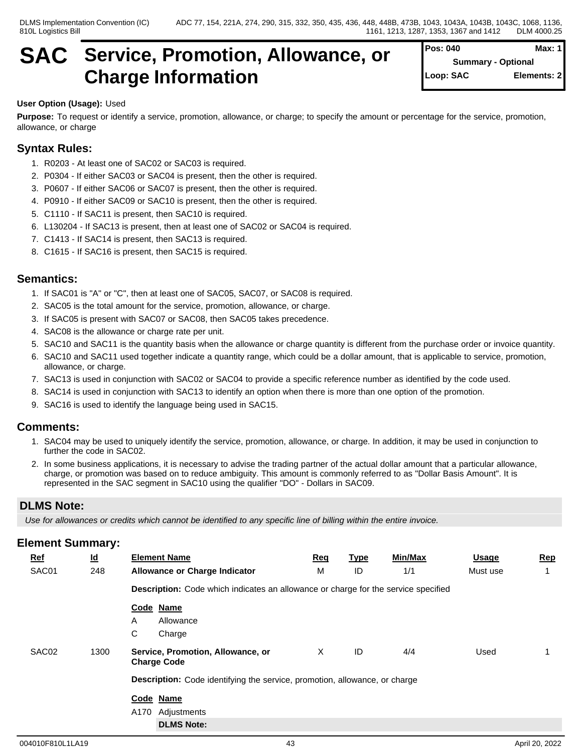# SAC Service, Promotion, Allowance, or Charge Information

| Pos: 040 | Max: 1 |
|---|---|
| Summary - Optional | |
| Loop: SAC | Elements: 2 |

**User Option (Usage):** Used

**Purpose:** To request or identify a service, promotion, allowance, or charge; to specify the amount or percentage for the service, promotion, allowance, or charge

## Syntax Rules:

1. R0203 - At least one of SAC02 or SAC03 is required.
2. P0304 - If either SAC03 or SAC04 is present, then the other is required.
3. P0607 - If either SAC06 or SAC07 is present, then the other is required.
4. P0910 - If either SAC09 or SAC10 is present, then the other is required.
5. C1110 - If SAC11 is present, then SAC10 is required.
6. L130204 - If SAC13 is present, then at least one of SAC02 or SAC04 is required.
7. C1413 - If SAC14 is present, then SAC13 is required.
8. C1615 - If SAC16 is present, then SAC15 is required.

## Semantics:

1. If SAC01 is "A" or "C", then at least one of SAC05, SAC07, or SAC08 is required.
2. SAC05 is the total amount for the service, promotion, allowance, or charge.
3. If SAC05 is present with SAC07 or SAC08, then SAC05 takes precedence.
4. SAC08 is the allowance or charge rate per unit.
5. SAC10 and SAC11 is the quantity basis when the allowance or charge quantity is different from the purchase order or invoice quantity.
6. SAC10 and SAC11 used together indicate a quantity range, which could be a dollar amount, that is applicable to service, promotion, allowance, or charge.
7. SAC13 is used in conjunction with SAC02 or SAC04 to provide a specific reference number as identified by the code used.
8. SAC14 is used in conjunction with SAC13 to identify an option when there is more than one option of the promotion.
9. SAC16 is used to identify the language being used in SAC15.

## Comments:

1. SAC04 may be used to uniquely identify the service, promotion, allowance, or charge. In addition, it may be used in conjunction to further the code in SAC02.
2. In some business applications, it is necessary to advise the trading partner of the actual dollar amount that a particular allowance, charge, or promotion was based on to reduce ambiguity. This amount is commonly referred to as "Dollar Basis Amount". It is represented in the SAC segment in SAC10 using the qualifier "DO" - Dollars in SAC09.

## DLMS Note:

*Use for allowances or credits which cannot be identified to any specific line of billing within the entire invoice.*

## Element Summary:

| Ref | Id | Element Name | Req | Type | Min/Max | Usage | Rep |
|---|---|---|---|---|---|---|---|
| SAC01 | 248 | **Allowance or Charge Indicator** | M | ID | 1/1 | Must use | 1 |
| SAC02 | 1300 | **Service, Promotion, Allowance, or Charge Code** | X | ID | 4/4 | Used | 1 |

**SAC01 Description:** Code which indicates an allowance or charge for the service specified

| Code | Name |
|---|---|
| A | Allowance |
| C | Charge |

**SAC02 Description:** Code identifying the service, promotion, allowance, or charge

| Code | Name |
|---|---|
| A170 | Adjustments |

**DLMS Note:**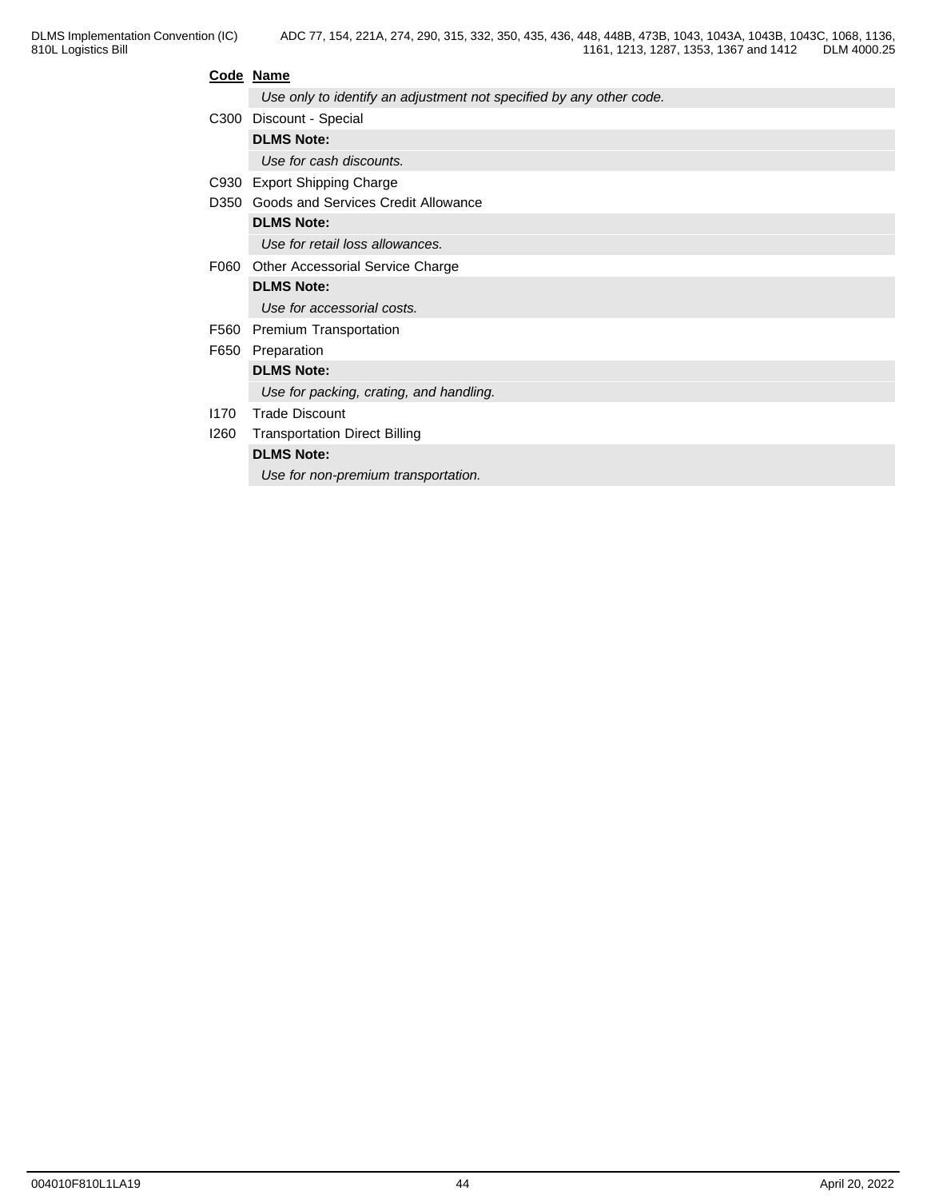| Code | Name |
|---|---|
| | *Use only to identify an adjustment not specified by any other code.* |
| C300 | Discount - Special |
| | **DLMS Note:** |
| | *Use for cash discounts.* |
| C930 | Export Shipping Charge |
| D350 | Goods and Services Credit Allowance |
| | **DLMS Note:** |
| | *Use for retail loss allowances.* |
| F060 | Other Accessorial Service Charge |
| | **DLMS Note:** |
| | *Use for accessorial costs.* |
| F560 | Premium Transportation |
| F650 | Preparation |
| | **DLMS Note:** |
| | *Use for packing, crating, and handling.* |
| I170 | Trade Discount |
| I260 | Transportation Direct Billing |
| | **DLMS Note:** |
| | *Use for non-premium transportation.* |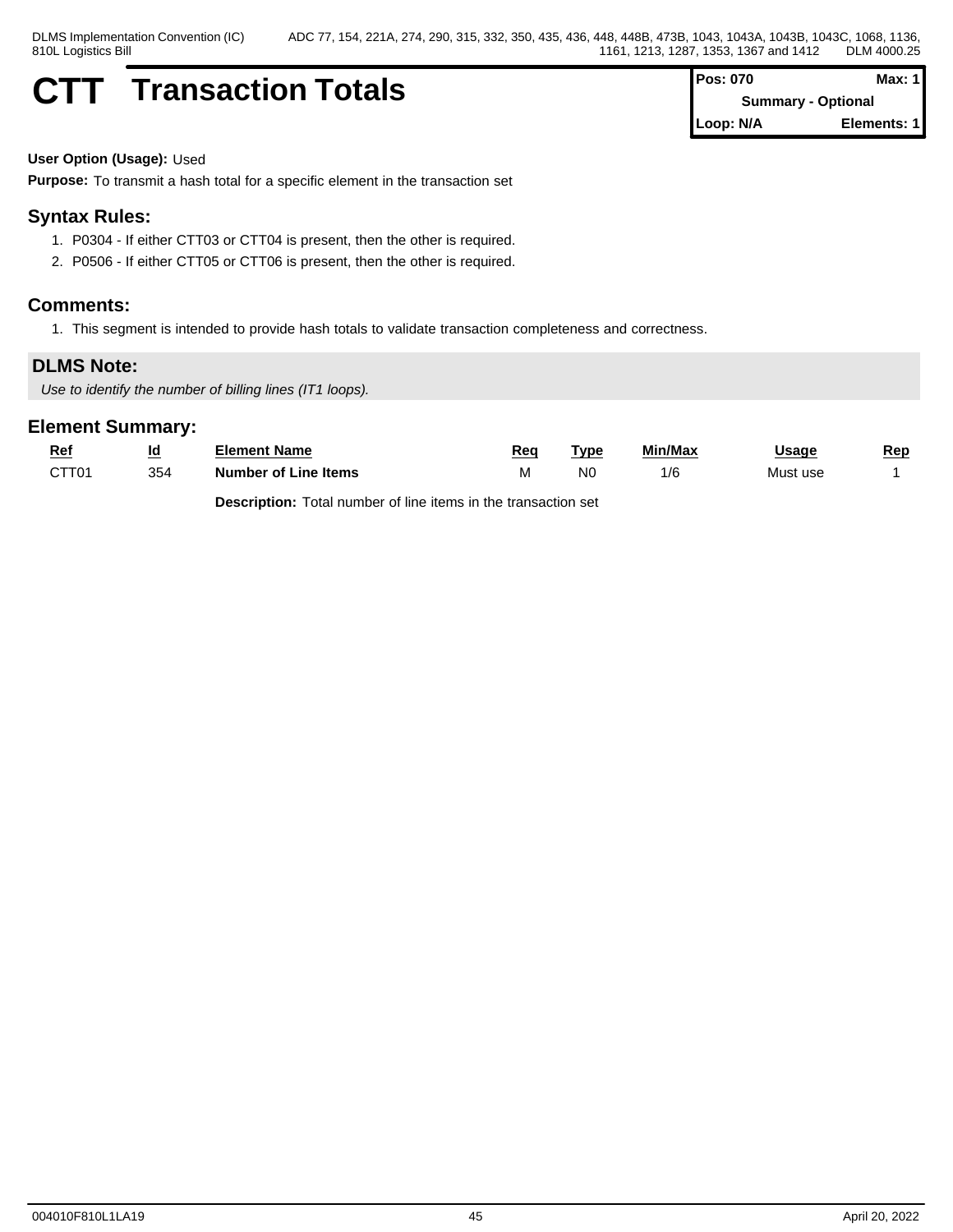# CTT Transaction Totals

| Pos: 070 | Max: 1 |
|---|---|
| Summary - Optional | |
| Loop: N/A | Elements: 1 |

**User Option (Usage):** Used

**Purpose:** To transmit a hash total for a specific element in the transaction set

## Syntax Rules:

1. P0304 - If either CTT03 or CTT04 is present, then the other is required.
2. P0506 - If either CTT05 or CTT06 is present, then the other is required.

## Comments:

1. This segment is intended to provide hash totals to validate transaction completeness and correctness.

## DLMS Note:

*Use to identify the number of billing lines (IT1 loops).*

## Element Summary:

| Ref | Id | Element Name | Req | Type | Min/Max | Usage | Rep |
|---|---|---|---|---|---|---|---|
| CTT01 | 354 | **Number of Line Items** | M | N0 | 1/6 | Must use | 1 |
| | | **Description:** Total number of line items in the transaction set | | | | | |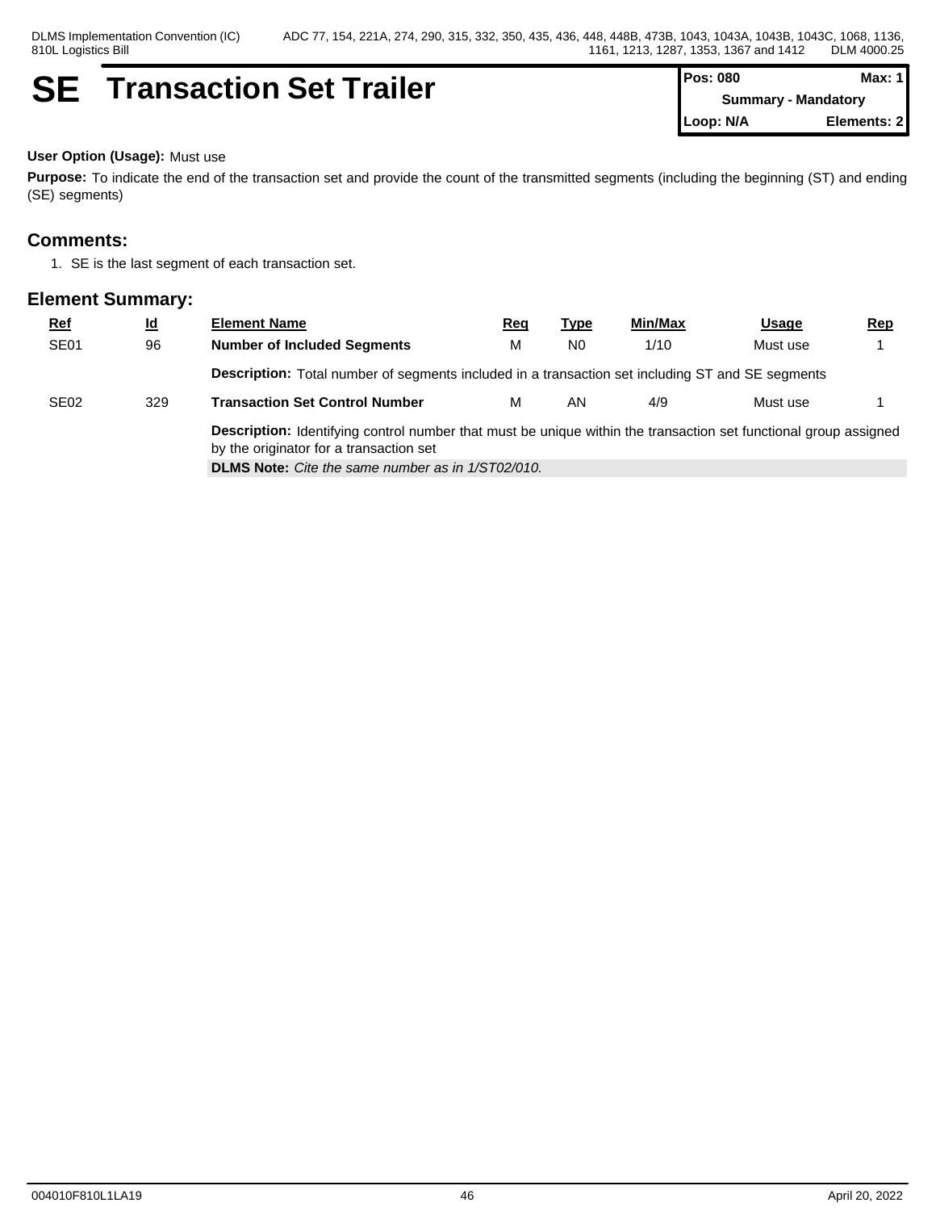# SE Transaction Set Trailer

| Pos: 080 | Max: 1 |
|---|---|
| Summary - Mandatory | |
| Loop: N/A | Elements: 2 |

**User Option (Usage):** Must use

**Purpose:** To indicate the end of the transaction set and provide the count of the transmitted segments (including the beginning (ST) and ending (SE) segments)

## Comments:

1. SE is the last segment of each transaction set.

## Element Summary:

| Ref | Id | Element Name | Req | Type | Min/Max | Usage | Rep |
|---|---|---|---|---|---|---|---|
| SE01 | 96 | **Number of Included Segments** | M | N0 | 1/10 | Must use | 1 |
| | | **Description:** Total number of segments included in a transaction set including ST and SE segments | | | | | |
| SE02 | 329 | **Transaction Set Control Number** | M | AN | 4/9 | Must use | 1 |
| | | **Description:** Identifying control number that must be unique within the transaction set functional group assigned by the originator for a transaction set<br>**DLMS Note:** *Cite the same number as in 1/ST02/010.* | | | | | |